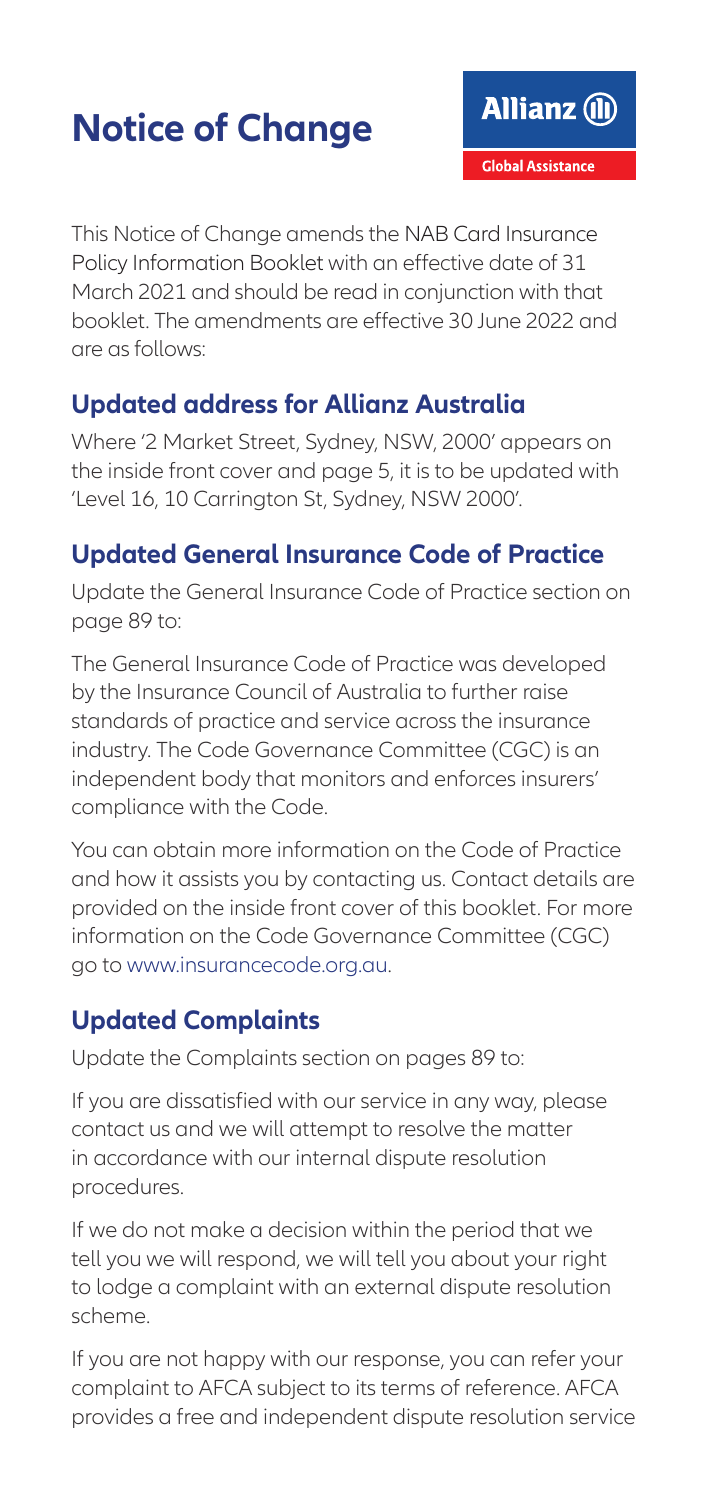# Notice of Change

This Notice of Change amends the NAB Card Insurance Policy Information Booklet with an effective date of 31 March 2021 and should be read in conjunction with that booklet. The amendments are effective 30 June 2022 and are as follows:

## Updated address for Allianz Australia

Where '2 Market Street, Sydney, NSW, 2000' appears on the inside front cover and page 5, it is to be updated with 'Level 16, 10 Carrington St, Sydney, NSW 2000'.

## Updated General Insurance Code of Practice

Update the General Insurance Code of Practice section on page 89 to:

The General Insurance Code of Practice was developed by the Insurance Council of Australia to further raise standards of practice and service across the insurance industry. The Code Governance Committee (CGC) is an independent body that monitors and enforces insurers' compliance with the Code.

You can obtain more information on the Code of Practice and how it assists you by contacting us. Contact details are provided on the inside front cover of this booklet. For more information on the Code Governance Committee (CGC) go to www.insurancecode.org.au.

## Updated Complaints

Update the Complaints section on pages 89 to:

If you are dissatisfied with our service in any way, please contact us and we will attempt to resolve the matter in accordance with our internal dispute resolution procedures.

If we do not make a decision within the period that we tell you we will respond, we will tell you about your right to lodge a complaint with an external dispute resolution scheme.

If you are not happy with our response, you can refer your complaint to AFCA subject to its terms of reference. AFCA provides a free and independent dispute resolution service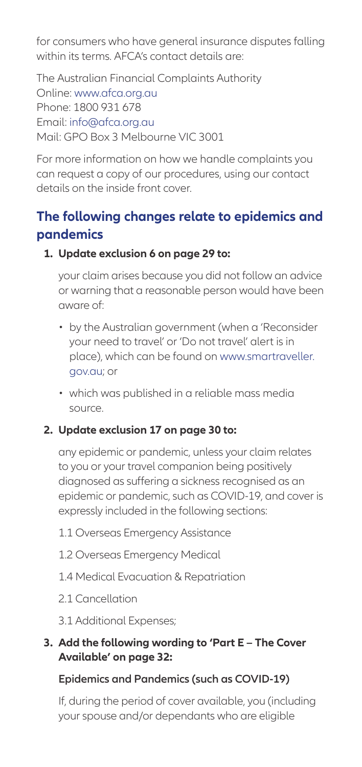for consumers who have general insurance disputes falling within its terms. AFCA's contact details are:

The Australian Financial Complaints Authority
Online: www.afca.org.au
Phone: 1800 931 678
Email: info@afca.org.au
Mail: GPO Box 3 Melbourne VIC 3001

For more information on how we handle complaints you can request a copy of our procedures, using our contact details on the inside front cover.

## The following changes relate to epidemics and pandemics

**1. Update exclusion 6 on page 29 to:**

your claim arises because you did not follow an advice or warning that a reasonable person would have been aware of:

- by the Australian government (when a 'Reconsider your need to travel' or 'Do not travel' alert is in place), which can be found on www.smartraveller.gov.au; or
- which was published in a reliable mass media source.

**2. Update exclusion 17 on page 30 to:**

any epidemic or pandemic, unless your claim relates to you or your travel companion being positively diagnosed as suffering a sickness recognised as an epidemic or pandemic, such as COVID-19, and cover is expressly included in the following sections:

1.1 Overseas Emergency Assistance

1.2 Overseas Emergency Medical

1.4 Medical Evacuation & Repatriation

2.1 Cancellation

3.1 Additional Expenses;

**3. Add the following wording to 'Part E – The Cover Available' on page 32:**

**Epidemics and Pandemics (such as COVID-19)**

If, during the period of cover available, you (including your spouse and/or dependants who are eligible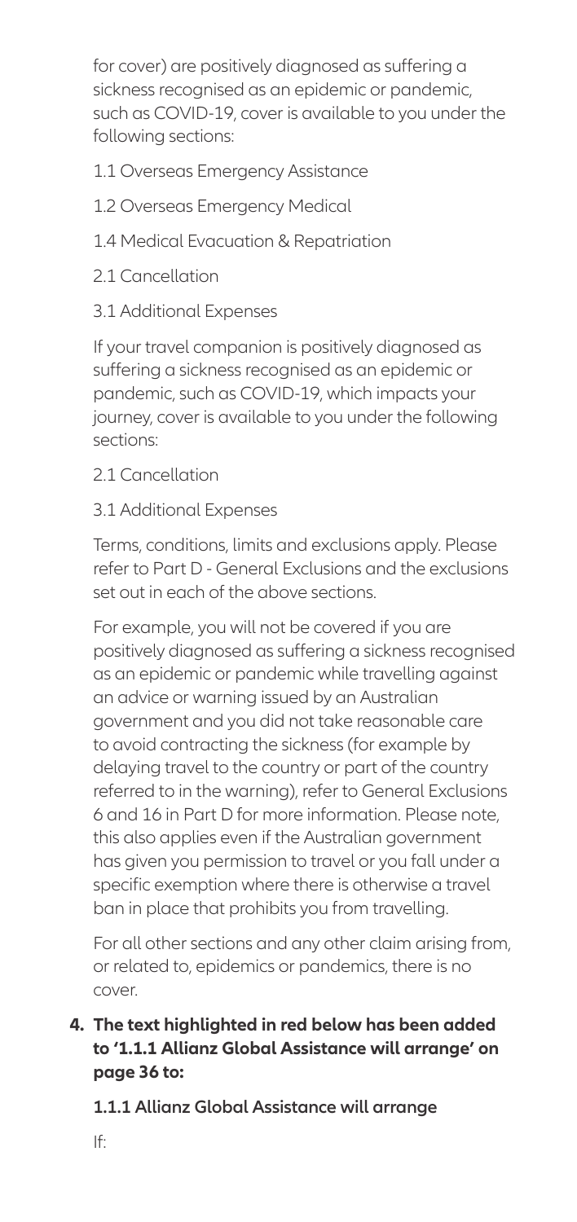for cover) are positively diagnosed as suffering a sickness recognised as an epidemic or pandemic, such as COVID-19, cover is available to you under the following sections:

1.1 Overseas Emergency Assistance

1.2 Overseas Emergency Medical

1.4 Medical Evacuation & Repatriation

2.1 Cancellation

3.1 Additional Expenses

If your travel companion is positively diagnosed as suffering a sickness recognised as an epidemic or pandemic, such as COVID-19, which impacts your journey, cover is available to you under the following sections:

2.1 Cancellation

3.1 Additional Expenses

Terms, conditions, limits and exclusions apply. Please refer to Part D - General Exclusions and the exclusions set out in each of the above sections.

For example, you will not be covered if you are positively diagnosed as suffering a sickness recognised as an epidemic or pandemic while travelling against an advice or warning issued by an Australian government and you did not take reasonable care to avoid contracting the sickness (for example by delaying travel to the country or part of the country referred to in the warning), refer to General Exclusions 6 and 16 in Part D for more information. Please note, this also applies even if the Australian government has given you permission to travel or you fall under a specific exemption where there is otherwise a travel ban in place that prohibits you from travelling.

For all other sections and any other claim arising from, or related to, epidemics or pandemics, there is no cover.

**4. The text highlighted in red below has been added to '1.1.1 Allianz Global Assistance will arrange' on page 36 to:**

**1.1.1 Allianz Global Assistance will arrange**

If: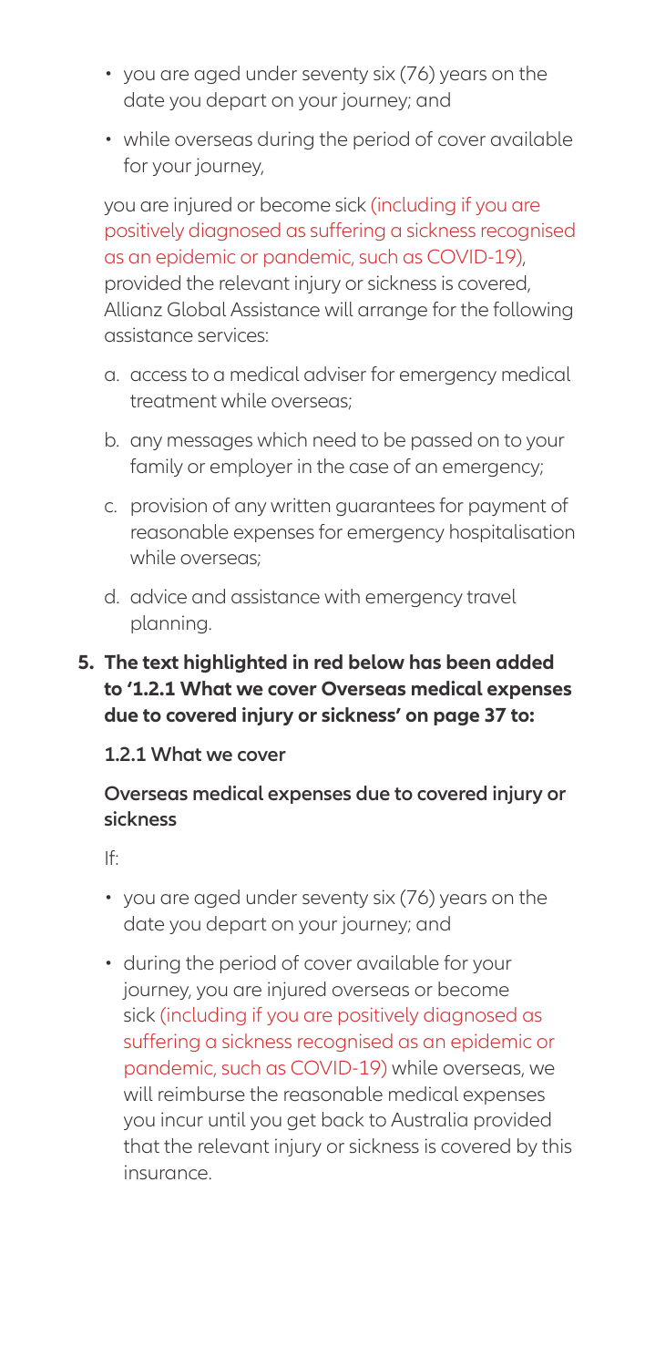- you are aged under seventy six (76) years on the date you depart on your journey; and
- while overseas during the period of cover available for your journey,

you are injured or become sick (including if you are positively diagnosed as suffering a sickness recognised as an epidemic or pandemic, such as COVID-19), provided the relevant injury or sickness is covered, Allianz Global Assistance will arrange for the following assistance services:

a. access to a medical adviser for emergency medical treatment while overseas;

b. any messages which need to be passed on to your family or employer in the case of an emergency;

c. provision of any written guarantees for payment of reasonable expenses for emergency hospitalisation while overseas;

d. advice and assistance with emergency travel planning.

**5. The text highlighted in red below has been added to '1.2.1 What we cover Overseas medical expenses due to covered injury or sickness' on page 37 to:**

**1.2.1 What we cover**

**Overseas medical expenses due to covered injury or sickness**

If:

- you are aged under seventy six (76) years on the date you depart on your journey; and
- during the period of cover available for your journey, you are injured overseas or become sick (including if you are positively diagnosed as suffering a sickness recognised as an epidemic or pandemic, such as COVID-19) while overseas, we will reimburse the reasonable medical expenses you incur until you get back to Australia provided that the relevant injury or sickness is covered by this insurance.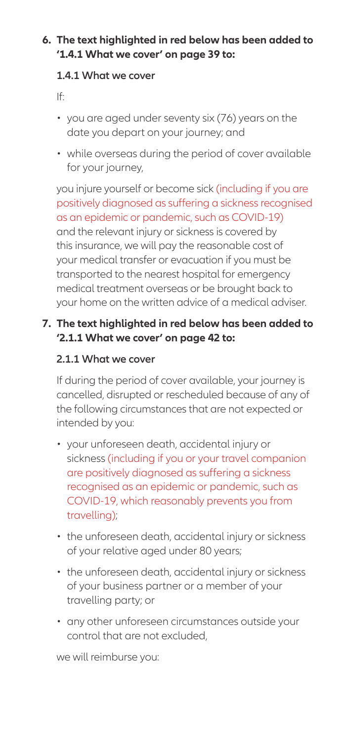**6. The text highlighted in red below has been added to '1.4.1 What we cover' on page 39 to:**

**1.4.1 What we cover**

If:

- you are aged under seventy six (76) years on the date you depart on your journey; and
- while overseas during the period of cover available for your journey,

you injure yourself or become sick (including if you are positively diagnosed as suffering a sickness recognised as an epidemic or pandemic, such as COVID-19) and the relevant injury or sickness is covered by this insurance, we will pay the reasonable cost of your medical transfer or evacuation if you must be transported to the nearest hospital for emergency medical treatment overseas or be brought back to your home on the written advice of a medical adviser.

**7. The text highlighted in red below has been added to '2.1.1 What we cover' on page 42 to:**

**2.1.1 What we cover**

If during the period of cover available, your journey is cancelled, disrupted or rescheduled because of any of the following circumstances that are not expected or intended by you:

- your unforeseen death, accidental injury or sickness (including if you or your travel companion are positively diagnosed as suffering a sickness recognised as an epidemic or pandemic, such as COVID-19, which reasonably prevents you from travelling);
- the unforeseen death, accidental injury or sickness of your relative aged under 80 years;
- the unforeseen death, accidental injury or sickness of your business partner or a member of your travelling party; or
- any other unforeseen circumstances outside your control that are not excluded,

we will reimburse you: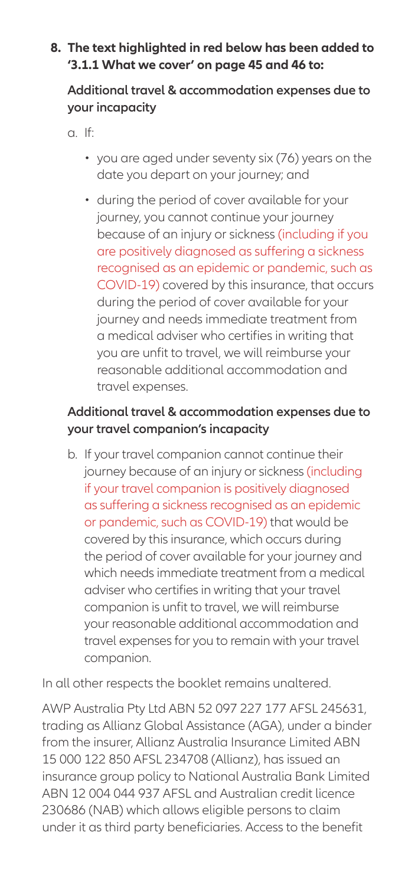**8. The text highlighted in red below has been added to '3.1.1 What we cover' on page 45 and 46 to:**

**Additional travel & accommodation expenses due to your incapacity**

a. If:

- you are aged under seventy six (76) years on the date you depart on your journey; and
- during the period of cover available for your journey, you cannot continue your journey because of an injury or sickness (including if you are positively diagnosed as suffering a sickness recognised as an epidemic or pandemic, such as COVID-19) covered by this insurance, that occurs during the period of cover available for your journey and needs immediate treatment from a medical adviser who certifies in writing that you are unfit to travel, we will reimburse your reasonable additional accommodation and travel expenses.

**Additional travel & accommodation expenses due to your travel companion's incapacity**

b. If your travel companion cannot continue their journey because of an injury or sickness (including if your travel companion is positively diagnosed as suffering a sickness recognised as an epidemic or pandemic, such as COVID-19) that would be covered by this insurance, which occurs during the period of cover available for your journey and which needs immediate treatment from a medical adviser who certifies in writing that your travel companion is unfit to travel, we will reimburse your reasonable additional accommodation and travel expenses for you to remain with your travel companion.

In all other respects the booklet remains unaltered.

AWP Australia Pty Ltd ABN 52 097 227 177 AFSL 245631, trading as Allianz Global Assistance (AGA), under a binder from the insurer, Allianz Australia Insurance Limited ABN 15 000 122 850 AFSL 234708 (Allianz), has issued an insurance group policy to National Australia Bank Limited ABN 12 004 044 937 AFSL and Australian credit licence 230686 (NAB) which allows eligible persons to claim under it as third party beneficiaries. Access to the benefit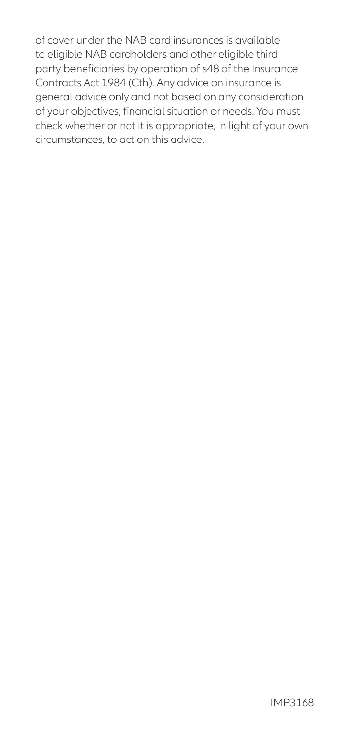of cover under the NAB card insurances is available to eligible NAB cardholders and other eligible third party beneficiaries by operation of s48 of the Insurance Contracts Act 1984 (Cth). Any advice on insurance is general advice only and not based on any consideration of your objectives, financial situation or needs. You must check whether or not it is appropriate, in light of your own circumstances, to act on this advice.

IMP3168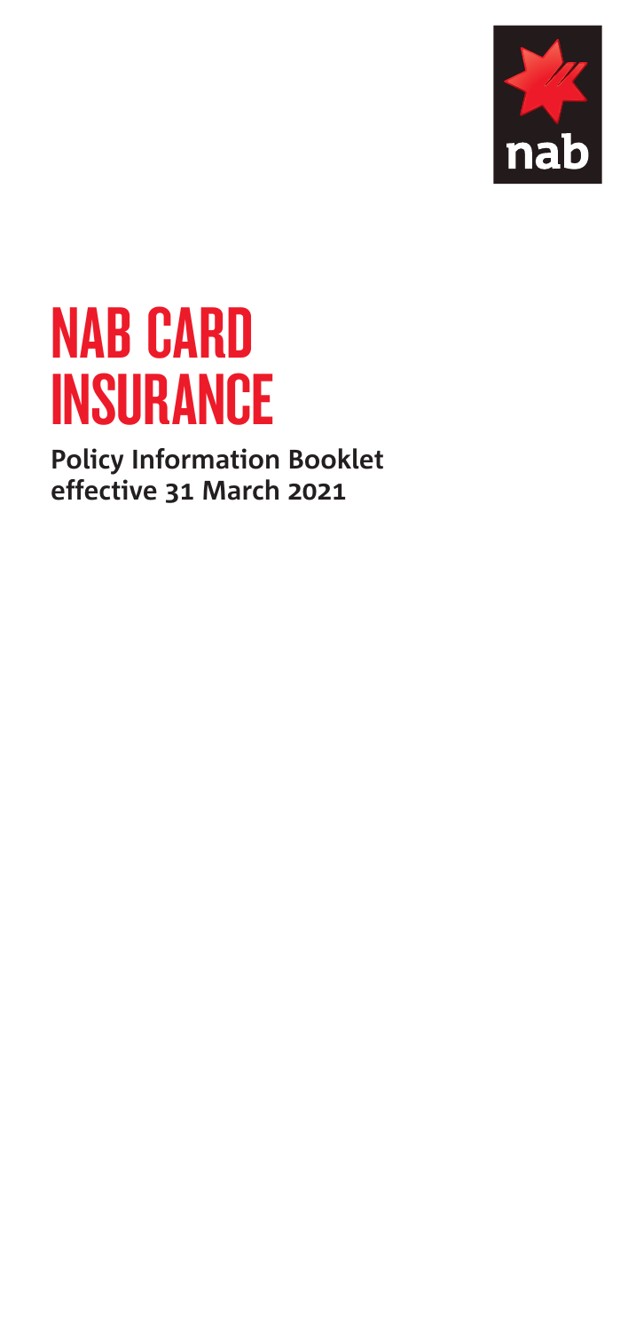# NAB CARD INSURANCE

**Policy Information Booklet effective 31 March 2021**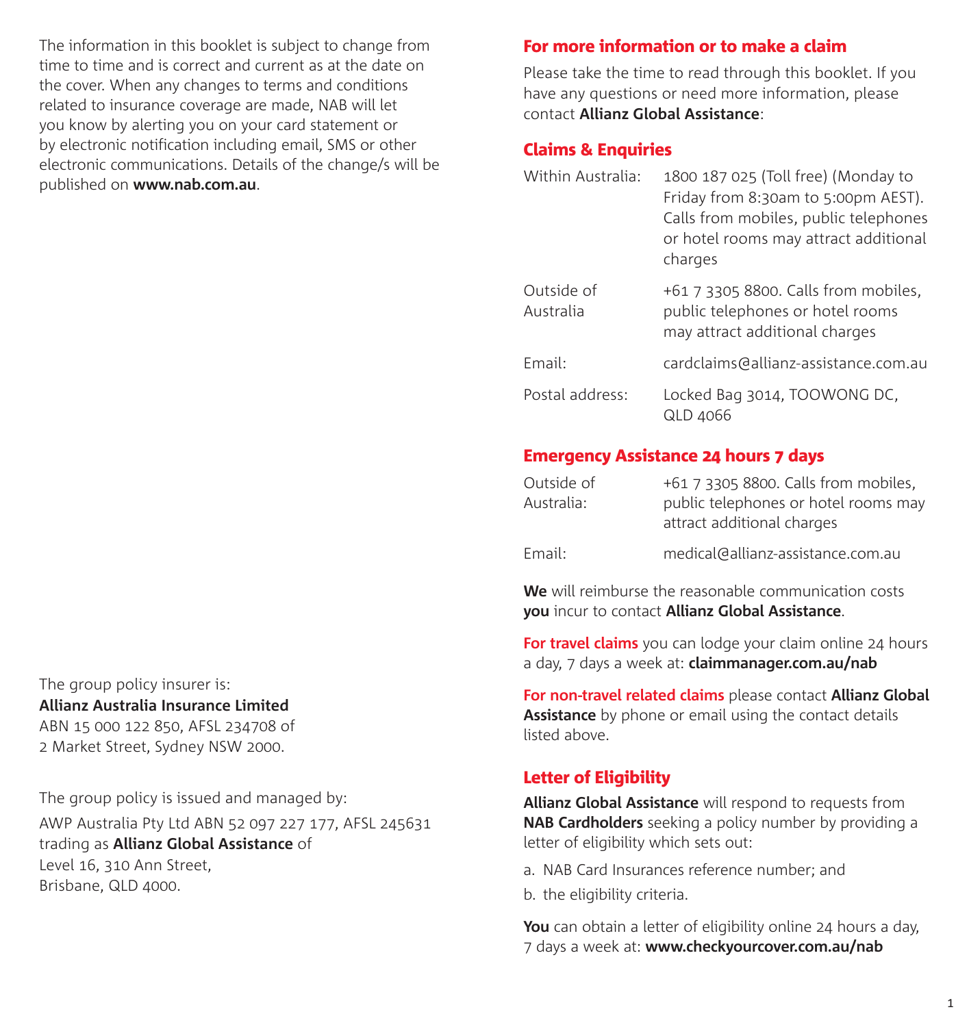The information in this booklet is subject to change from time to time and is correct and current as at the date on the cover. When any changes to terms and conditions related to insurance coverage are made, NAB will let you know by alerting you on your card statement or by electronic notification including email, SMS or other electronic communications. Details of the change/s will be published on **www.nab.com.au**.

The group policy insurer is:
**Allianz Australia Insurance Limited**
ABN 15 000 122 850, AFSL 234708 of
2 Market Street, Sydney NSW 2000.

The group policy is issued and managed by:
AWP Australia Pty Ltd ABN 52 097 227 177, AFSL 245631 trading as **Allianz Global Assistance** of
Level 16, 310 Ann Street,
Brisbane, QLD 4000.

## For more information or to make a claim

Please take the time to read through this booklet. If you have any questions or need more information, please contact **Allianz Global Assistance**:

### Claims & Enquiries

| | |
|---|---|
| Within Australia: | 1800 187 025 (Toll free) (Monday to Friday from 8:30am to 5:00pm AEST). Calls from mobiles, public telephones or hotel rooms may attract additional charges |
| Outside of Australia | +61 7 3305 8800. Calls from mobiles, public telephones or hotel rooms may attract additional charges |
| Email: | cardclaims@allianz-assistance.com.au |
| Postal address: | Locked Bag 3014, TOOWONG DC, QLD 4066 |

### Emergency Assistance 24 hours 7 days

| | |
|---|---|
| Outside of Australia: | +61 7 3305 8800. Calls from mobiles, public telephones or hotel rooms may attract additional charges |
| Email: | medical@allianz-assistance.com.au |

**We** will reimburse the reasonable communication costs **you** incur to contact **Allianz Global Assistance**.

**For travel claims** you can lodge your claim online 24 hours a day, 7 days a week at: **claimmanager.com.au/nab**

**For non-travel related claims** please contact **Allianz Global Assistance** by phone or email using the contact details listed above.

### Letter of Eligibility

**Allianz Global Assistance** will respond to requests from **NAB Cardholders** seeking a policy number by providing a letter of eligibility which sets out:

a. NAB Card Insurances reference number; and
b. the eligibility criteria.

**You** can obtain a letter of eligibility online 24 hours a day, 7 days a week at: **www.checkyourcover.com.au/nab**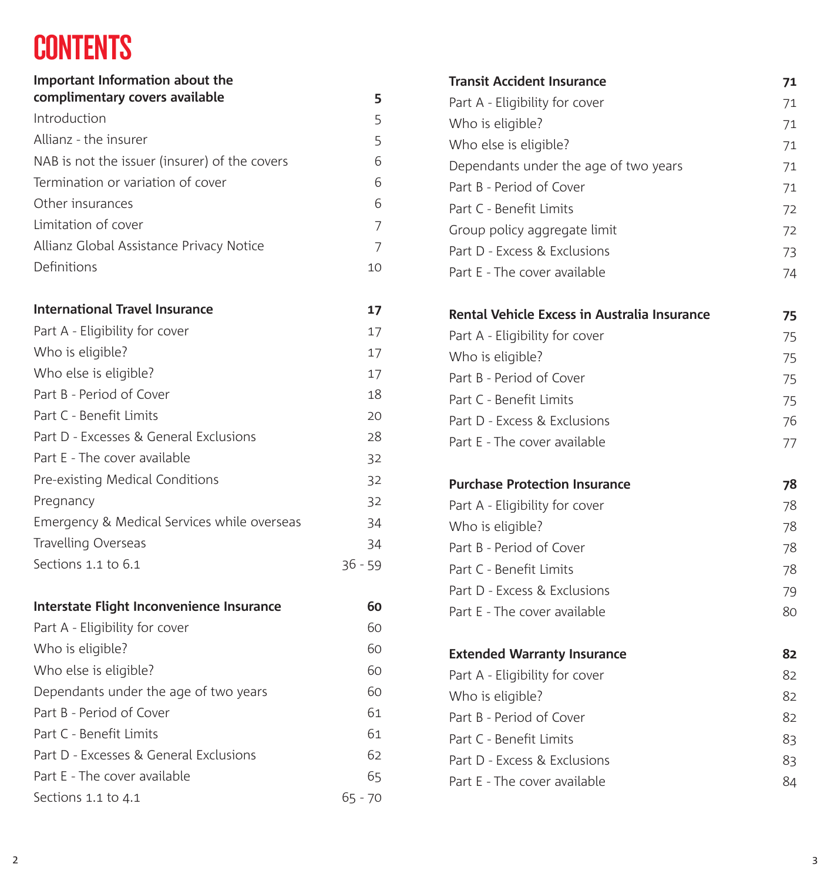# CONTENTS

| | |
|---|---|
| **Important Information about the complimentary covers available** | **5** |
| Introduction | 5 |
| Allianz - the insurer | 5 |
| NAB is not the issuer (insurer) of the covers | 6 |
| Termination or variation of cover | 6 |
| Other insurances | 6 |
| Limitation of cover | 7 |
| Allianz Global Assistance Privacy Notice | 7 |
| Definitions | 10 |
| | |
| **International Travel Insurance** | **17** |
| Part A - Eligibility for cover | 17 |
| Who is eligible? | 17 |
| Who else is eligible? | 17 |
| Part B - Period of Cover | 18 |
| Part C - Benefit Limits | 20 |
| Part D - Excesses & General Exclusions | 28 |
| Part E - The cover available | 32 |
| Pre-existing Medical Conditions | 32 |
| Pregnancy | 32 |
| Emergency & Medical Services while overseas | 34 |
| Travelling Overseas | 34 |
| Sections 1.1 to 6.1 | 36 - 59 |
| | |
| **Interstate Flight Inconvenience Insurance** | **60** |
| Part A - Eligibility for cover | 60 |
| Who is eligible? | 60 |
| Who else is eligible? | 60 |
| Dependants under the age of two years | 60 |
| Part B - Period of Cover | 61 |
| Part C - Benefit Limits | 61 |
| Part D - Excesses & General Exclusions | 62 |
| Part E - The cover available | 65 |
| Sections 1.1 to 4.1 | 65 - 70 |
| | |
| **Transit Accident Insurance** | **71** |
| Part A - Eligibility for cover | 71 |
| Who is eligible? | 71 |
| Who else is eligible? | 71 |
| Dependants under the age of two years | 71 |
| Part B - Period of Cover | 71 |
| Part C - Benefit Limits | 72 |
| Group policy aggregate limit | 72 |
| Part D - Excess & Exclusions | 73 |
| Part E - The cover available | 74 |
| | |
| **Rental Vehicle Excess in Australia Insurance** | **75** |
| Part A - Eligibility for cover | 75 |
| Who is eligible? | 75 |
| Part B - Period of Cover | 75 |
| Part C - Benefit Limits | 75 |
| Part D - Excess & Exclusions | 76 |
| Part E - The cover available | 77 |
| | |
| **Purchase Protection Insurance** | **78** |
| Part A - Eligibility for cover | 78 |
| Who is eligible? | 78 |
| Part B - Period of Cover | 78 |
| Part C - Benefit Limits | 78 |
| Part D - Excess & Exclusions | 79 |
| Part E - The cover available | 80 |
| | |
| **Extended Warranty Insurance** | **82** |
| Part A - Eligibility for cover | 82 |
| Who is eligible? | 82 |
| Part B - Period of Cover | 82 |
| Part C - Benefit Limits | 83 |
| Part D - Excess & Exclusions | 83 |
| Part E - The cover available | 84 |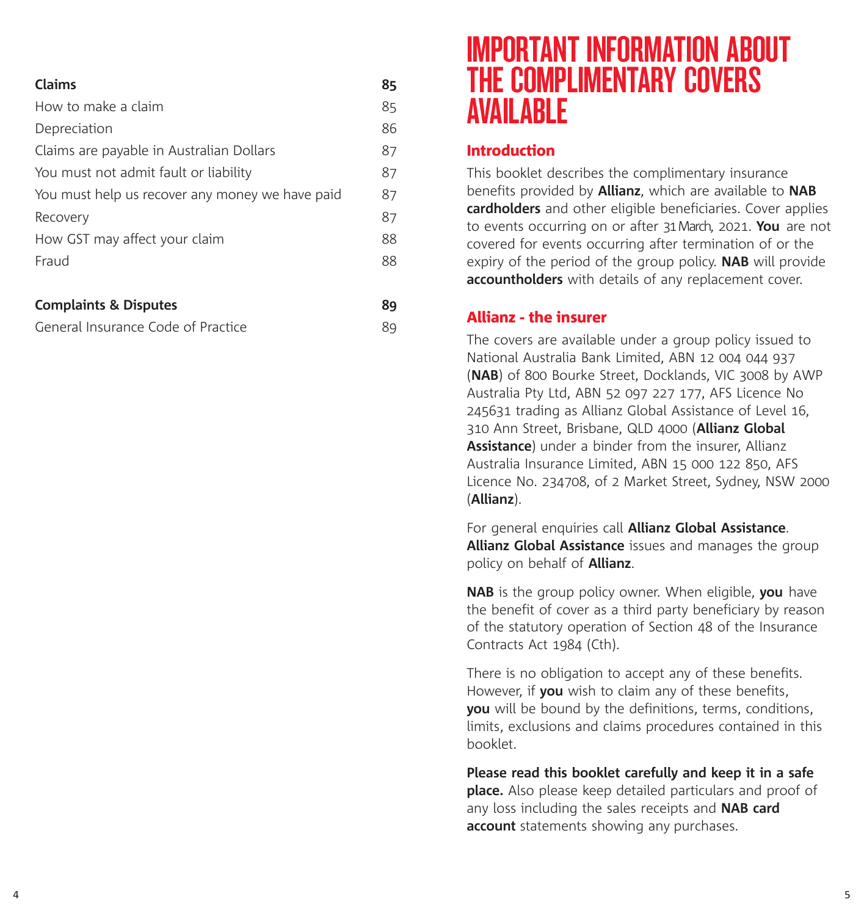| Claims | 85 |
| --- | --- |
| How to make a claim | 85 |
| Depreciation | 86 |
| Claims are payable in Australian Dollars | 87 |
| You must not admit fault or liability | 87 |
| You must help us recover any money we have paid | 87 |
| Recovery | 87 |
| How GST may affect your claim | 88 |
| Fraud | 88 |
| **Complaints & Disputes** | **89** |
| General Insurance Code of Practice | 89 |

# IMPORTANT INFORMATION ABOUT THE COMPLIMENTARY COVERS AVAILABLE

## Introduction

This booklet describes the complimentary insurance benefits provided by **Allianz**, which are available to **NAB cardholders** and other eligible beneficiaries. Cover applies to events occurring on or after 31 March, 2021. **You** are not covered for events occurring after termination of or the expiry of the period of the group policy. **NAB** will provide **accountholders** with details of any replacement cover.

## Allianz - the insurer

The covers are available under a group policy issued to National Australia Bank Limited, ABN 12 004 044 937 (**NAB**) of 800 Bourke Street, Docklands, VIC 3008 by AWP Australia Pty Ltd, ABN 52 097 227 177, AFS Licence No 245631 trading as Allianz Global Assistance of Level 16, 310 Ann Street, Brisbane, QLD 4000 (**Allianz Global Assistance**) under a binder from the insurer, Allianz Australia Insurance Limited, ABN 15 000 122 850, AFS Licence No. 234708, of 2 Market Street, Sydney, NSW 2000 (**Allianz**).

For general enquiries call **Allianz Global Assistance**. **Allianz Global Assistance** issues and manages the group policy on behalf of **Allianz**.

**NAB** is the group policy owner. When eligible, **you** have the benefit of cover as a third party beneficiary by reason of the statutory operation of Section 48 of the Insurance Contracts Act 1984 (Cth).

There is no obligation to accept any of these benefits. However, if **you** wish to claim any of these benefits, **you** will be bound by the definitions, terms, conditions, limits, exclusions and claims procedures contained in this booklet.

**Please read this booklet carefully and keep it in a safe place.** Also please keep detailed particulars and proof of any loss including the sales receipts and **NAB card account** statements showing any purchases.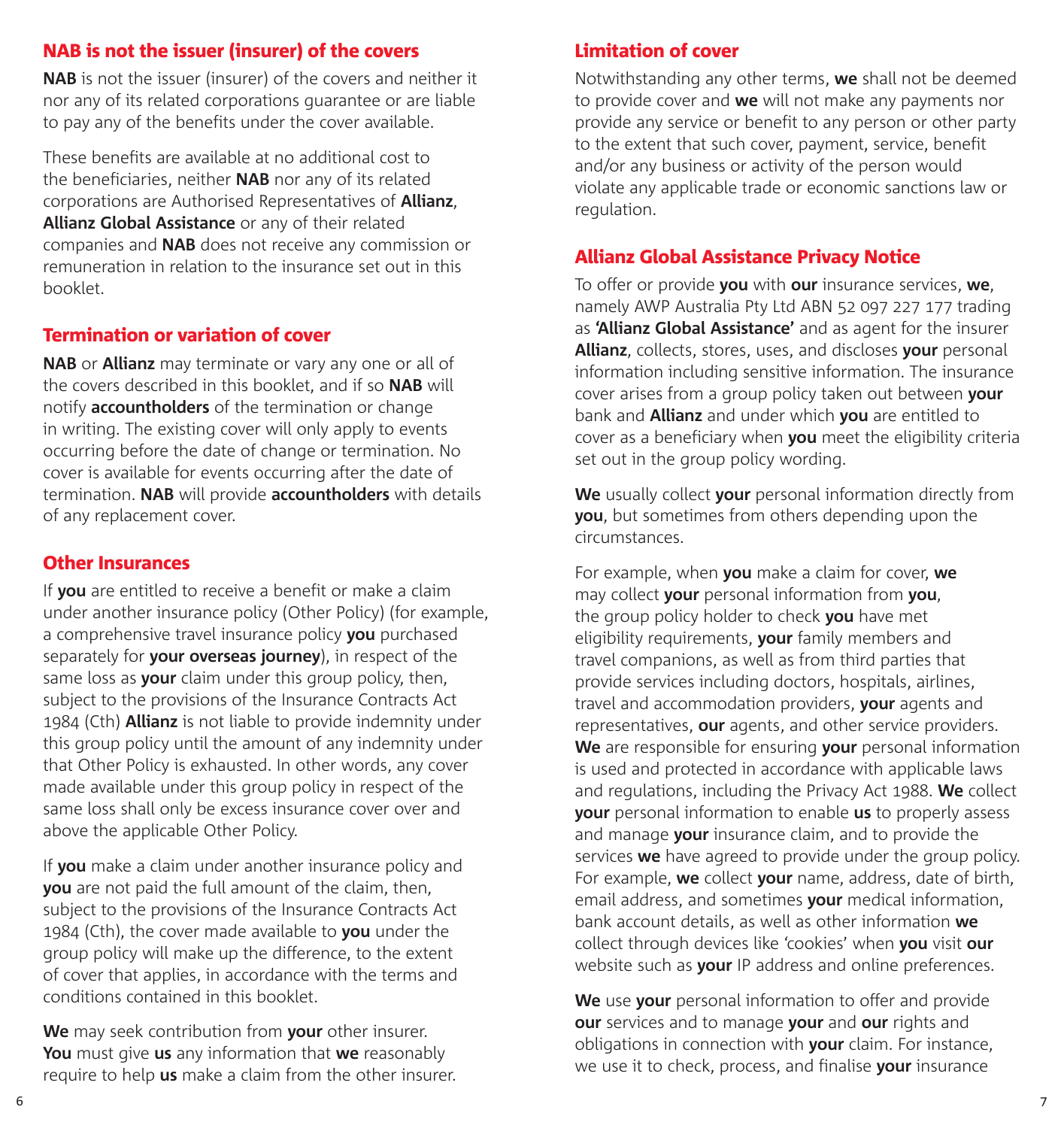## NAB is not the issuer (insurer) of the covers

**NAB** is not the issuer (insurer) of the covers and neither it nor any of its related corporations guarantee or are liable to pay any of the benefits under the cover available.

These benefits are available at no additional cost to the beneficiaries, neither **NAB** nor any of its related corporations are Authorised Representatives of **Allianz**, **Allianz Global Assistance** or any of their related companies and **NAB** does not receive any commission or remuneration in relation to the insurance set out in this booklet.

## Termination or variation of cover

**NAB** or **Allianz** may terminate or vary any one or all of the covers described in this booklet, and if so **NAB** will notify **accountholders** of the termination or change in writing. The existing cover will only apply to events occurring before the date of change or termination. No cover is available for events occurring after the date of termination. **NAB** will provide **accountholders** with details of any replacement cover.

## Other Insurances

If **you** are entitled to receive a benefit or make a claim under another insurance policy (Other Policy) (for example, a comprehensive travel insurance policy **you** purchased separately for **your overseas journey**), in respect of the same loss as **your** claim under this group policy, then, subject to the provisions of the Insurance Contracts Act 1984 (Cth) **Allianz** is not liable to provide indemnity under this group policy until the amount of any indemnity under that Other Policy is exhausted. In other words, any cover made available under this group policy in respect of the same loss shall only be excess insurance cover over and above the applicable Other Policy.

If **you** make a claim under another insurance policy and **you** are not paid the full amount of the claim, then, subject to the provisions of the Insurance Contracts Act 1984 (Cth), the cover made available to **you** under the group policy will make up the difference, to the extent of cover that applies, in accordance with the terms and conditions contained in this booklet.

**We** may seek contribution from **your** other insurer. **You** must give **us** any information that **we** reasonably require to help **us** make a claim from the other insurer.

## Limitation of cover

Notwithstanding any other terms, **we** shall not be deemed to provide cover and **we** will not make any payments nor provide any service or benefit to any person or other party to the extent that such cover, payment, service, benefit and/or any business or activity of the person would violate any applicable trade or economic sanctions law or regulation.

## Allianz Global Assistance Privacy Notice

To offer or provide **you** with **our** insurance services, **we**, namely AWP Australia Pty Ltd ABN 52 097 227 177 trading as **'Allianz Global Assistance'** and as agent for the insurer **Allianz**, collects, stores, uses, and discloses **your** personal information including sensitive information. The insurance cover arises from a group policy taken out between **your** bank and **Allianz** and under which **you** are entitled to cover as a beneficiary when **you** meet the eligibility criteria set out in the group policy wording.

**We** usually collect **your** personal information directly from **you**, but sometimes from others depending upon the circumstances.

For example, when **you** make a claim for cover, **we** may collect **your** personal information from **you**, the group policy holder to check **you** have met eligibility requirements, **your** family members and travel companions, as well as from third parties that provide services including doctors, hospitals, airlines, travel and accommodation providers, **your** agents and representatives, **our** agents, and other service providers. **We** are responsible for ensuring **your** personal information is used and protected in accordance with applicable laws and regulations, including the Privacy Act 1988. **We** collect **your** personal information to enable **us** to properly assess and manage **your** insurance claim, and to provide the services **we** have agreed to provide under the group policy. For example, **we** collect **your** name, address, date of birth, email address, and sometimes **your** medical information, bank account details, as well as other information **we** collect through devices like 'cookies' when **you** visit **our** website such as **your** IP address and online preferences.

**We** use **your** personal information to offer and provide **our** services and to manage **your** and **our** rights and obligations in connection with **your** claim. For instance, we use it to check, process, and finalise **your** insurance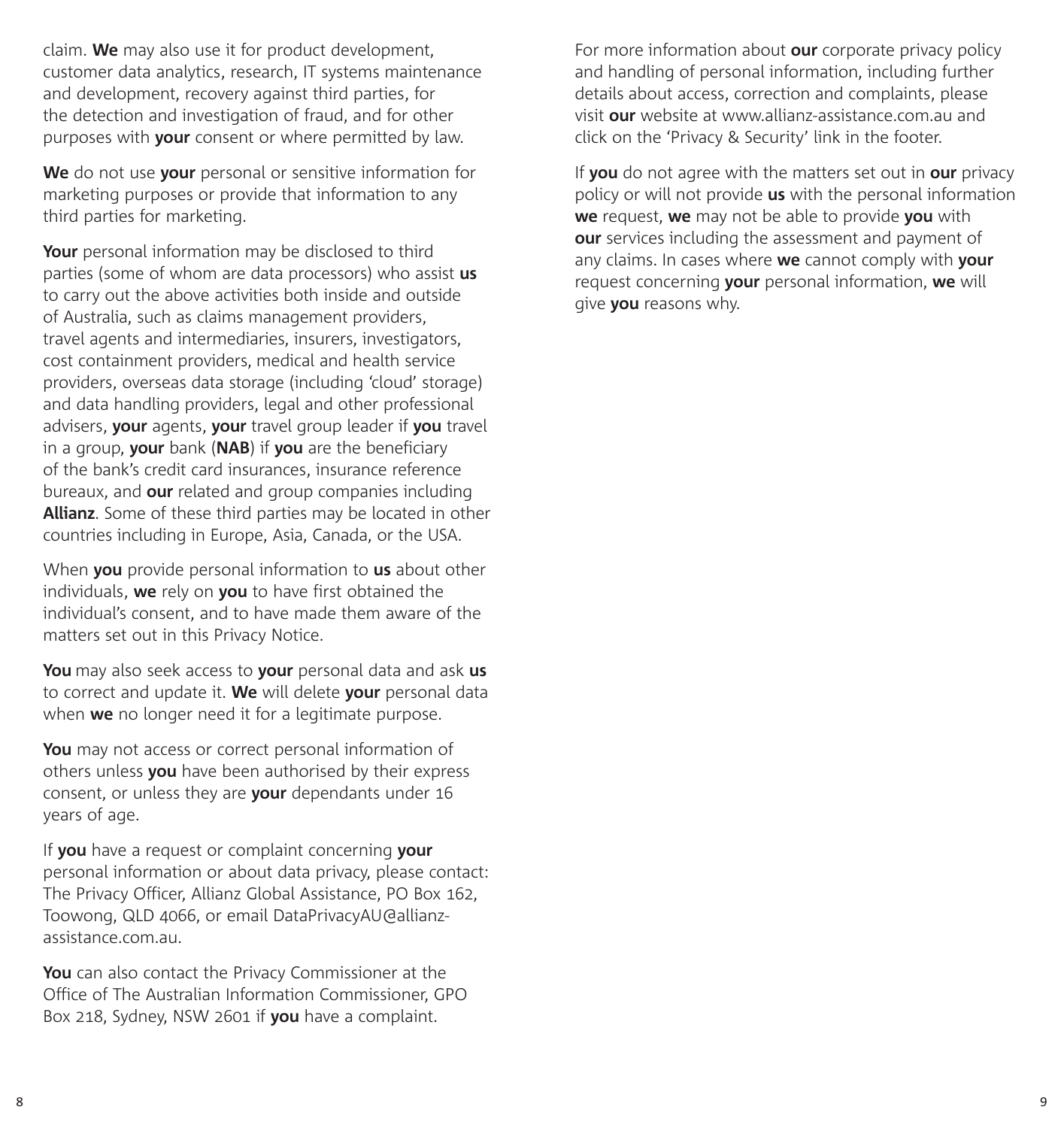claim. **We** may also use it for product development, customer data analytics, research, IT systems maintenance and development, recovery against third parties, for the detection and investigation of fraud, and for other purposes with **your** consent or where permitted by law.

**We** do not use **your** personal or sensitive information for marketing purposes or provide that information to any third parties for marketing.

**Your** personal information may be disclosed to third parties (some of whom are data processors) who assist **us** to carry out the above activities both inside and outside of Australia, such as claims management providers, travel agents and intermediaries, insurers, investigators, cost containment providers, medical and health service providers, overseas data storage (including 'cloud' storage) and data handling providers, legal and other professional advisers, **your** agents, **your** travel group leader if **you** travel in a group, **your** bank (**NAB**) if **you** are the beneficiary of the bank's credit card insurances, insurance reference bureaux, and **our** related and group companies including **Allianz**. Some of these third parties may be located in other countries including in Europe, Asia, Canada, or the USA.

When **you** provide personal information to **us** about other individuals, **we** rely on **you** to have first obtained the individual's consent, and to have made them aware of the matters set out in this Privacy Notice.

**You** may also seek access to **your** personal data and ask **us** to correct and update it. **We** will delete **your** personal data when **we** no longer need it for a legitimate purpose.

**You** may not access or correct personal information of others unless **you** have been authorised by their express consent, or unless they are **your** dependants under 16 years of age.

If **you** have a request or complaint concerning **your** personal information or about data privacy, please contact: The Privacy Officer, Allianz Global Assistance, PO Box 162, Toowong, QLD 4066, or email DataPrivacyAU@allianz-assistance.com.au.

**You** can also contact the Privacy Commissioner at the Office of The Australian Information Commissioner, GPO Box 218, Sydney, NSW 2601 if **you** have a complaint.

For more information about **our** corporate privacy policy and handling of personal information, including further details about access, correction and complaints, please visit **our** website at www.allianz-assistance.com.au and click on the 'Privacy & Security' link in the footer.

If **you** do not agree with the matters set out in **our** privacy policy or will not provide **us** with the personal information **we** request, **we** may not be able to provide **you** with **our** services including the assessment and payment of any claims. In cases where **we** cannot comply with **your** request concerning **your** personal information, **we** will give **you** reasons why.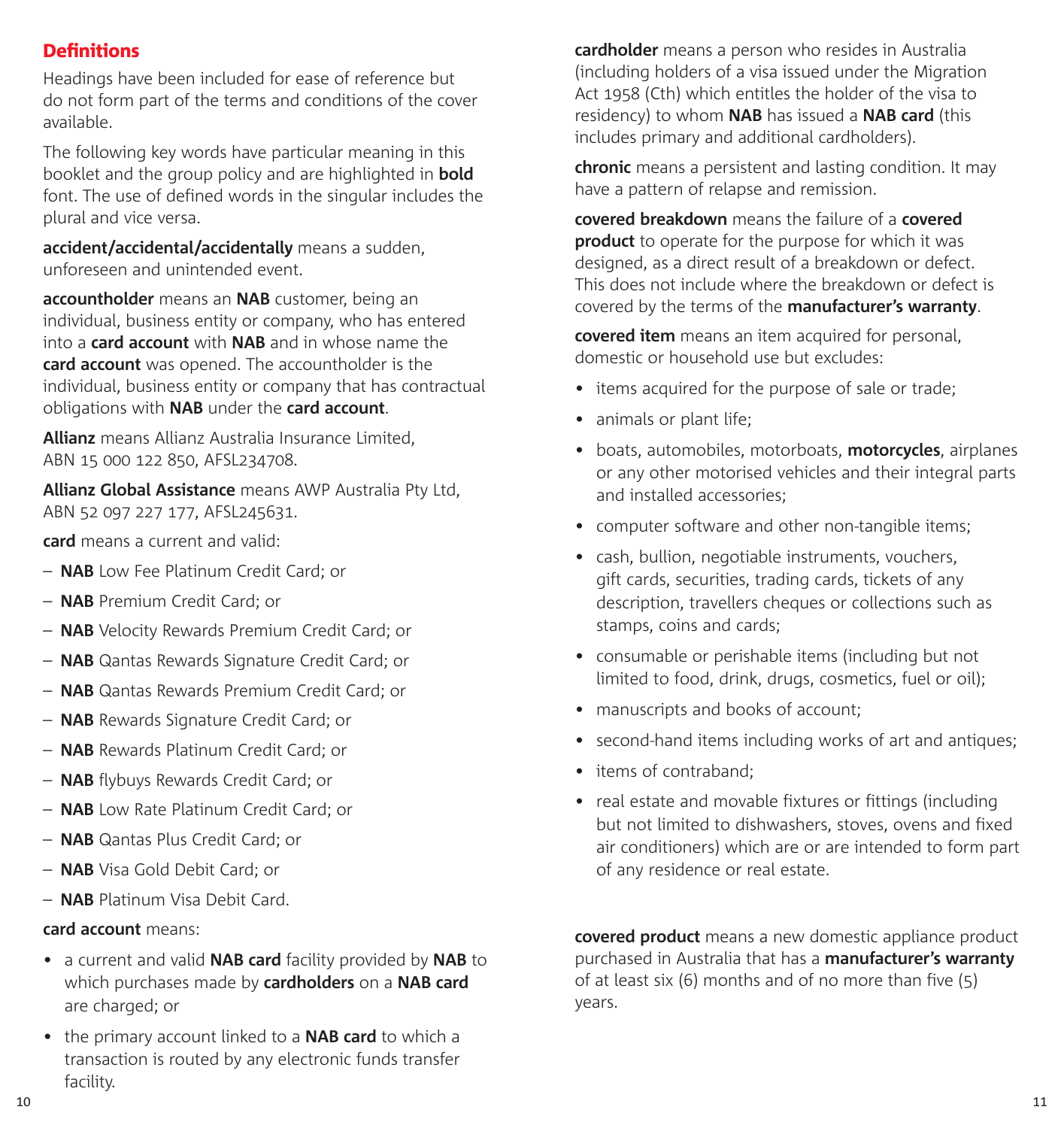## Definitions

Headings have been included for ease of reference but do not form part of the terms and conditions of the cover available.

The following key words have particular meaning in this booklet and the group policy and are highlighted in **bold** font. The use of defined words in the singular includes the plural and vice versa.

**accident/accidental/accidentally** means a sudden, unforeseen and unintended event.

**accountholder** means an **NAB** customer, being an individual, business entity or company, who has entered into a **card account** with **NAB** and in whose name the **card account** was opened. The accountholder is the individual, business entity or company that has contractual obligations with **NAB** under the **card account**.

**Allianz** means Allianz Australia Insurance Limited, ABN 15 000 122 850, AFSL234708.

**Allianz Global Assistance** means AWP Australia Pty Ltd, ABN 52 097 227 177, AFSL245631.

**card** means a current and valid:

- **NAB** Low Fee Platinum Credit Card; or
- **NAB** Premium Credit Card; or
- **NAB** Velocity Rewards Premium Credit Card; or
- **NAB** Qantas Rewards Signature Credit Card; or
- **NAB** Qantas Rewards Premium Credit Card; or
- **NAB** Rewards Signature Credit Card; or
- **NAB** Rewards Platinum Credit Card; or
- **NAB** flybuys Rewards Credit Card; or
- **NAB** Low Rate Platinum Credit Card; or
- **NAB** Qantas Plus Credit Card; or
- **NAB** Visa Gold Debit Card; or
- **NAB** Platinum Visa Debit Card.

**card account** means:

- a current and valid **NAB card** facility provided by **NAB** to which purchases made by **cardholders** on a **NAB card** are charged; or
- the primary account linked to a **NAB card** to which a transaction is routed by any electronic funds transfer facility.

**cardholder** means a person who resides in Australia (including holders of a visa issued under the Migration Act 1958 (Cth) which entitles the holder of the visa to residency) to whom **NAB** has issued a **NAB card** (this includes primary and additional cardholders).

**chronic** means a persistent and lasting condition. It may have a pattern of relapse and remission.

**covered breakdown** means the failure of a **covered product** to operate for the purpose for which it was designed, as a direct result of a breakdown or defect. This does not include where the breakdown or defect is covered by the terms of the **manufacturer's warranty**.

**covered item** means an item acquired for personal, domestic or household use but excludes:

- items acquired for the purpose of sale or trade;
- animals or plant life;
- boats, automobiles, motorboats, **motorcycles**, airplanes or any other motorised vehicles and their integral parts and installed accessories;
- computer software and other non-tangible items;
- cash, bullion, negotiable instruments, vouchers, gift cards, securities, trading cards, tickets of any description, travellers cheques or collections such as stamps, coins and cards;
- consumable or perishable items (including but not limited to food, drink, drugs, cosmetics, fuel or oil);
- manuscripts and books of account;
- second-hand items including works of art and antiques;
- items of contraband;
- real estate and movable fixtures or fittings (including but not limited to dishwashers, stoves, ovens and fixed air conditioners) which are or are intended to form part of any residence or real estate.

**covered product** means a new domestic appliance product purchased in Australia that has a **manufacturer's warranty** of at least six (6) months and of no more than five (5) years.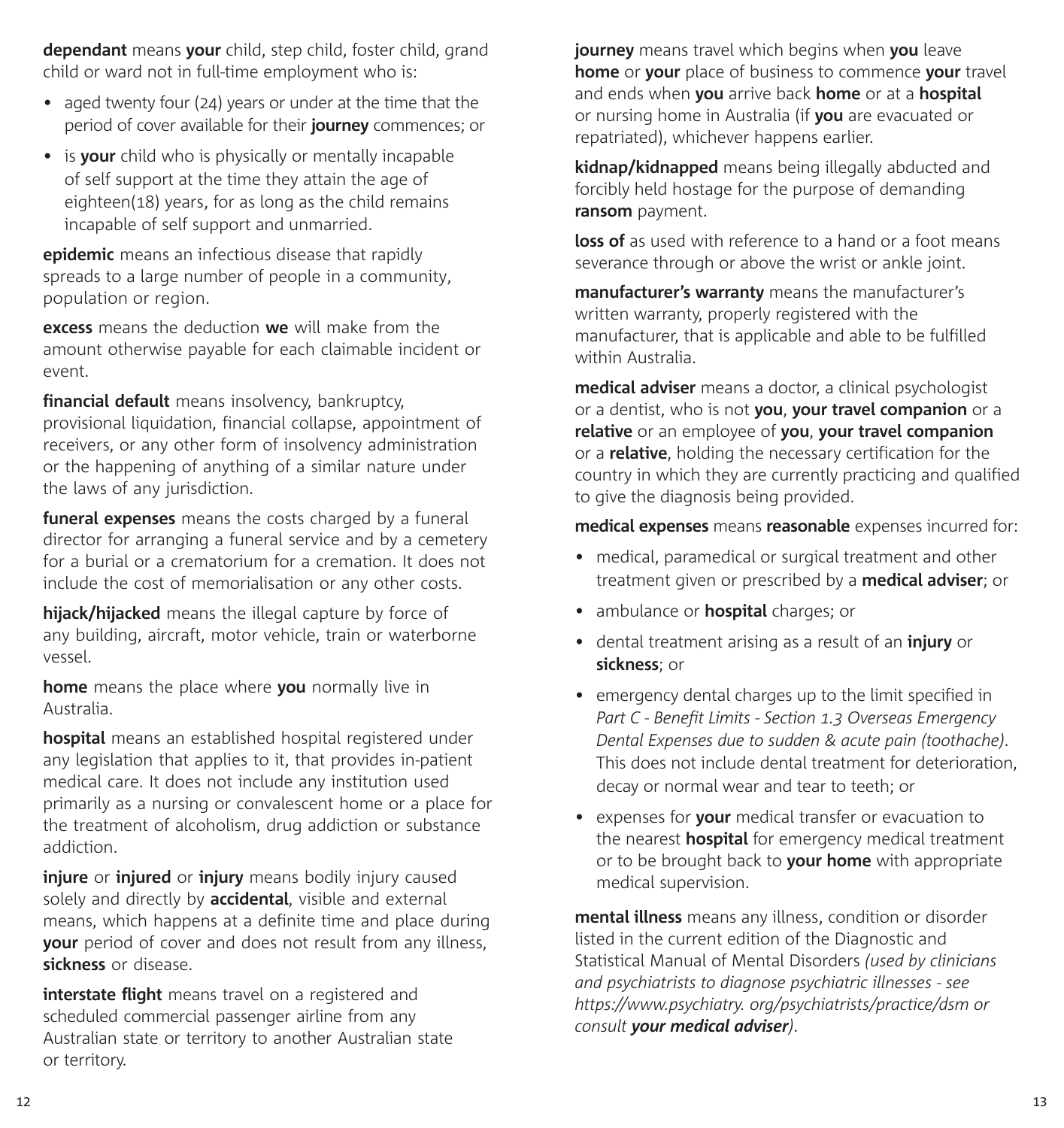**dependant** means **your** child, step child, foster child, grand child or ward not in full-time employment who is:

- aged twenty four (24) years or under at the time that the period of cover available for their **journey** commences; or
- is **your** child who is physically or mentally incapable of self support at the time they attain the age of eighteen(18) years, for as long as the child remains incapable of self support and unmarried.

**epidemic** means an infectious disease that rapidly spreads to a large number of people in a community, population or region.

**excess** means the deduction **we** will make from the amount otherwise payable for each claimable incident or event.

**financial default** means insolvency, bankruptcy, provisional liquidation, financial collapse, appointment of receivers, or any other form of insolvency administration or the happening of anything of a similar nature under the laws of any jurisdiction.

**funeral expenses** means the costs charged by a funeral director for arranging a funeral service and by a cemetery for a burial or a crematorium for a cremation. It does not include the cost of memorialisation or any other costs.

**hijack/hijacked** means the illegal capture by force of any building, aircraft, motor vehicle, train or waterborne vessel.

**home** means the place where **you** normally live in Australia.

**hospital** means an established hospital registered under any legislation that applies to it, that provides in-patient medical care. It does not include any institution used primarily as a nursing or convalescent home or a place for the treatment of alcoholism, drug addiction or substance addiction.

**injure** or **injured** or **injury** means bodily injury caused solely and directly by **accidental**, visible and external means, which happens at a definite time and place during **your** period of cover and does not result from any illness, **sickness** or disease.

**interstate flight** means travel on a registered and scheduled commercial passenger airline from any Australian state or territory to another Australian state or territory.

**journey** means travel which begins when **you** leave **home** or **your** place of business to commence **your** travel and ends when **you** arrive back **home** or at a **hospital** or nursing home in Australia (if **you** are evacuated or repatriated), whichever happens earlier.

**kidnap/kidnapped** means being illegally abducted and forcibly held hostage for the purpose of demanding **ransom** payment.

**loss of** as used with reference to a hand or a foot means severance through or above the wrist or ankle joint.

**manufacturer's warranty** means the manufacturer's written warranty, properly registered with the manufacturer, that is applicable and able to be fulfilled within Australia.

**medical adviser** means a doctor, a clinical psychologist or a dentist, who is not **you**, **your travel companion** or a **relative** or an employee of **you**, **your travel companion** or a **relative**, holding the necessary certification for the country in which they are currently practicing and qualified to give the diagnosis being provided.

**medical expenses** means **reasonable** expenses incurred for:

- medical, paramedical or surgical treatment and other treatment given or prescribed by a **medical adviser**; or
- ambulance or **hospital** charges; or
- dental treatment arising as a result of an **injury** or **sickness**; or
- emergency dental charges up to the limit specified in *Part C - Benefit Limits - Section 1.3 Overseas Emergency Dental Expenses due to sudden & acute pain (toothache)*. This does not include dental treatment for deterioration, decay or normal wear and tear to teeth; or
- expenses for **your** medical transfer or evacuation to the nearest **hospital** for emergency medical treatment or to be brought back to **your home** with appropriate medical supervision.

**mental illness** means any illness, condition or disorder listed in the current edition of the Diagnostic and Statistical Manual of Mental Disorders *(used by clinicians and psychiatrists to diagnose psychiatric illnesses - see https://www.psychiatry. org/psychiatrists/practice/dsm or consult **your medical adviser**)*.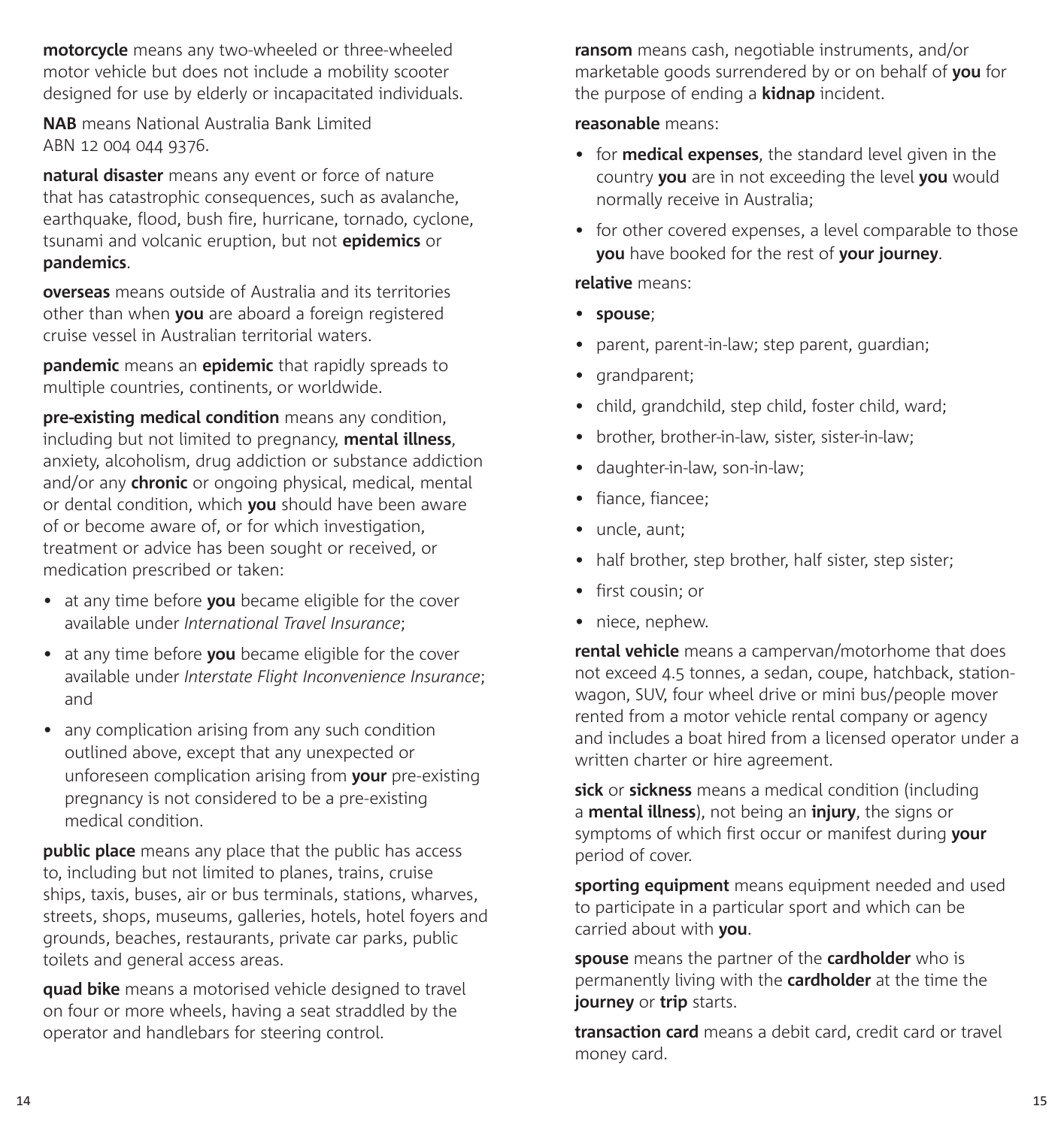**motorcycle** means any two-wheeled or three-wheeled motor vehicle but does not include a mobility scooter designed for use by elderly or incapacitated individuals.

**NAB** means National Australia Bank Limited ABN 12 004 044 9376.

**natural disaster** means any event or force of nature that has catastrophic consequences, such as avalanche, earthquake, flood, bush fire, hurricane, tornado, cyclone, tsunami and volcanic eruption, but not **epidemics** or **pandemics**.

**overseas** means outside of Australia and its territories other than when **you** are aboard a foreign registered cruise vessel in Australian territorial waters.

**pandemic** means an **epidemic** that rapidly spreads to multiple countries, continents, or worldwide.

**pre-existing medical condition** means any condition, including but not limited to pregnancy, **mental illness**, anxiety, alcoholism, drug addiction or substance addiction and/or any **chronic** or ongoing physical, medical, mental or dental condition, which **you** should have been aware of or become aware of, or for which investigation, treatment or advice has been sought or received, or medication prescribed or taken:

- at any time before **you** became eligible for the cover available under *International Travel Insurance*;
- at any time before **you** became eligible for the cover available under *Interstate Flight Inconvenience Insurance*; and
- any complication arising from any such condition outlined above, except that any unexpected or unforeseen complication arising from **your** pre-existing pregnancy is not considered to be a pre-existing medical condition.

**public place** means any place that the public has access to, including but not limited to planes, trains, cruise ships, taxis, buses, air or bus terminals, stations, wharves, streets, shops, museums, galleries, hotels, hotel foyers and grounds, beaches, restaurants, private car parks, public toilets and general access areas.

**quad bike** means a motorised vehicle designed to travel on four or more wheels, having a seat straddled by the operator and handlebars for steering control.

**ransom** means cash, negotiable instruments, and/or marketable goods surrendered by or on behalf of **you** for the purpose of ending a **kidnap** incident.

**reasonable** means:

- for **medical expenses**, the standard level given in the country **you** are in not exceeding the level **you** would normally receive in Australia;
- for other covered expenses, a level comparable to those **you** have booked for the rest of **your journey**.

**relative** means:

- **spouse**;
- parent, parent-in-law; step parent, guardian;
- grandparent;
- child, grandchild, step child, foster child, ward;
- brother, brother-in-law, sister, sister-in-law;
- daughter-in-law, son-in-law;
- fiance, fiancee;
- uncle, aunt;
- half brother, step brother, half sister, step sister;
- first cousin; or
- niece, nephew.

**rental vehicle** means a campervan/motorhome that does not exceed 4.5 tonnes, a sedan, coupe, hatchback, station-wagon, SUV, four wheel drive or mini bus/people mover rented from a motor vehicle rental company or agency and includes a boat hired from a licensed operator under a written charter or hire agreement.

**sick** or **sickness** means a medical condition (including a **mental illness**), not being an **injury**, the signs or symptoms of which first occur or manifest during **your** period of cover.

**sporting equipment** means equipment needed and used to participate in a particular sport and which can be carried about with **you**.

**spouse** means the partner of the **cardholder** who is permanently living with the **cardholder** at the time the **journey** or **trip** starts.

**transaction card** means a debit card, credit card or travel money card.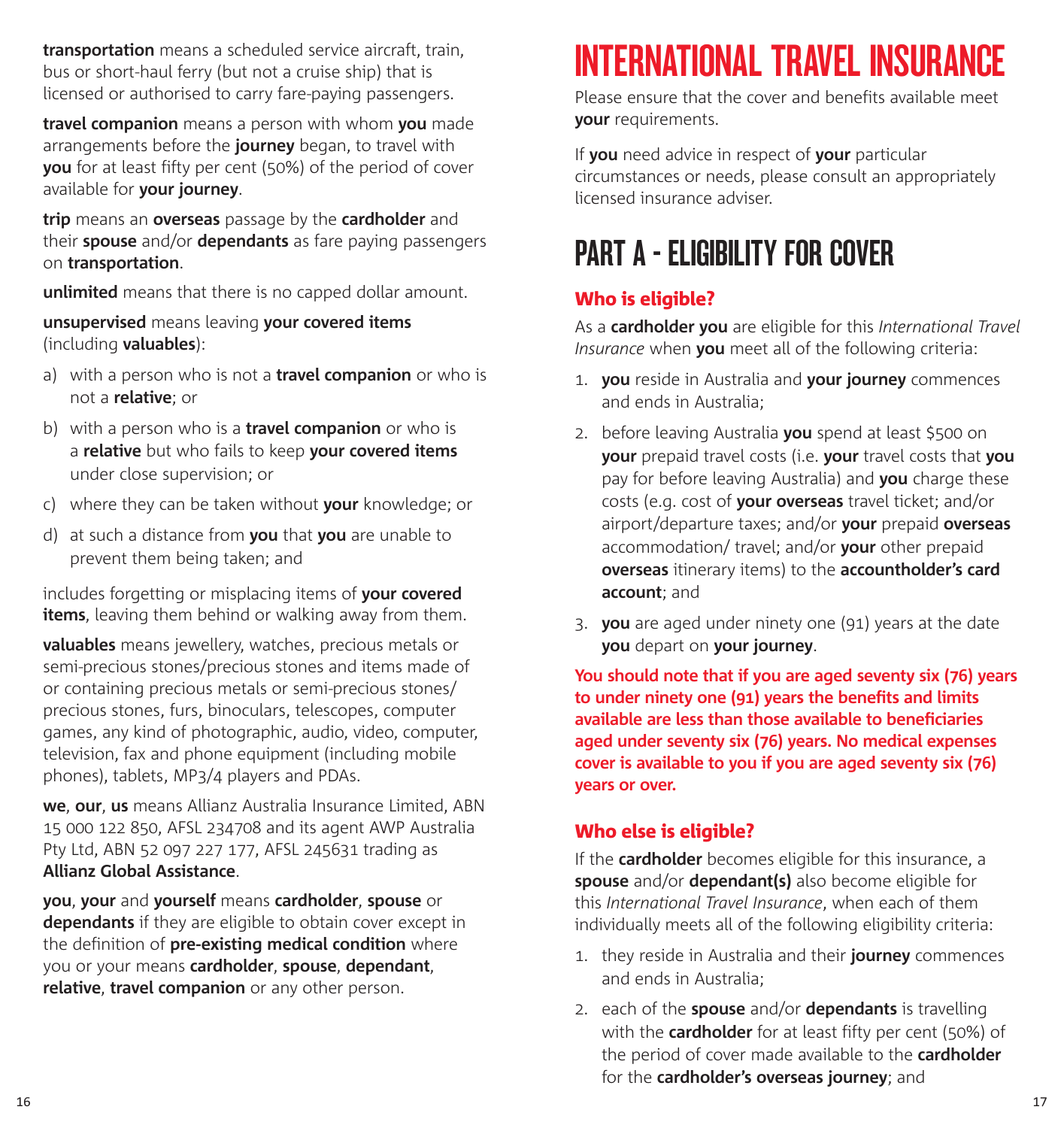**transportation** means a scheduled service aircraft, train, bus or short-haul ferry (but not a cruise ship) that is licensed or authorised to carry fare-paying passengers.

**travel companion** means a person with whom **you** made arrangements before the **journey** began, to travel with **you** for at least fifty per cent (50%) of the period of cover available for **your journey**.

**trip** means an **overseas** passage by the **cardholder** and their **spouse** and/or **dependants** as fare paying passengers on **transportation**.

**unlimited** means that there is no capped dollar amount.

**unsupervised** means leaving **your covered items** (including **valuables**):

a) with a person who is not a **travel companion** or who is not a **relative**; or

b) with a person who is a **travel companion** or who is a **relative** but who fails to keep **your covered items** under close supervision; or

c) where they can be taken without **your** knowledge; or

d) at such a distance from **you** that **you** are unable to prevent them being taken; and

includes forgetting or misplacing items of **your covered items**, leaving them behind or walking away from them.

**valuables** means jewellery, watches, precious metals or semi-precious stones/precious stones and items made of or containing precious metals or semi-precious stones/ precious stones, furs, binoculars, telescopes, computer games, any kind of photographic, audio, video, computer, television, fax and phone equipment (including mobile phones), tablets, MP3/4 players and PDAs.

**we**, **our**, **us** means Allianz Australia Insurance Limited, ABN 15 000 122 850, AFSL 234708 and its agent AWP Australia Pty Ltd, ABN 52 097 227 177, AFSL 245631 trading as **Allianz Global Assistance**.

**you**, **your** and **yourself** means **cardholder**, **spouse** or **dependants** if they are eligible to obtain cover except in the definition of **pre-existing medical condition** where you or your means **cardholder**, **spouse**, **dependant**, **relative**, **travel companion** or any other person.

# INTERNATIONAL TRAVEL INSURANCE

Please ensure that the cover and benefits available meet **your** requirements.

If **you** need advice in respect of **your** particular circumstances or needs, please consult an appropriately licensed insurance adviser.

# PART A - ELIGIBILITY FOR COVER

### Who is eligible?

As a **cardholder you** are eligible for this *International Travel Insurance* when **you** meet all of the following criteria:

1. **you** reside in Australia and **your journey** commences and ends in Australia;
2. before leaving Australia **you** spend at least $500 on **your** prepaid travel costs (i.e. **your** travel costs that **you** pay for before leaving Australia) and **you** charge these costs (e.g. cost of **your overseas** travel ticket; and/or airport/departure taxes; and/or **your** prepaid **overseas** accommodation/ travel; and/or **your** other prepaid **overseas** itinerary items) to the **accountholder's card account**; and
3. **you** are aged under ninety one (91) years at the date **you** depart on **your journey**.

**You should note that if you are aged seventy six (76) years to under ninety one (91) years the benefits and limits available are less than those available to beneficiaries aged under seventy six (76) years. No medical expenses cover is available to you if you are aged seventy six (76) years or over.**

### Who else is eligible?

If the **cardholder** becomes eligible for this insurance, a **spouse** and/or **dependant(s)** also become eligible for this *International Travel Insurance*, when each of them individually meets all of the following eligibility criteria:

1. they reside in Australia and their **journey** commences and ends in Australia;
2. each of the **spouse** and/or **dependants** is travelling with the **cardholder** for at least fifty per cent (50%) of the period of cover made available to the **cardholder** for the **cardholder's overseas journey**; and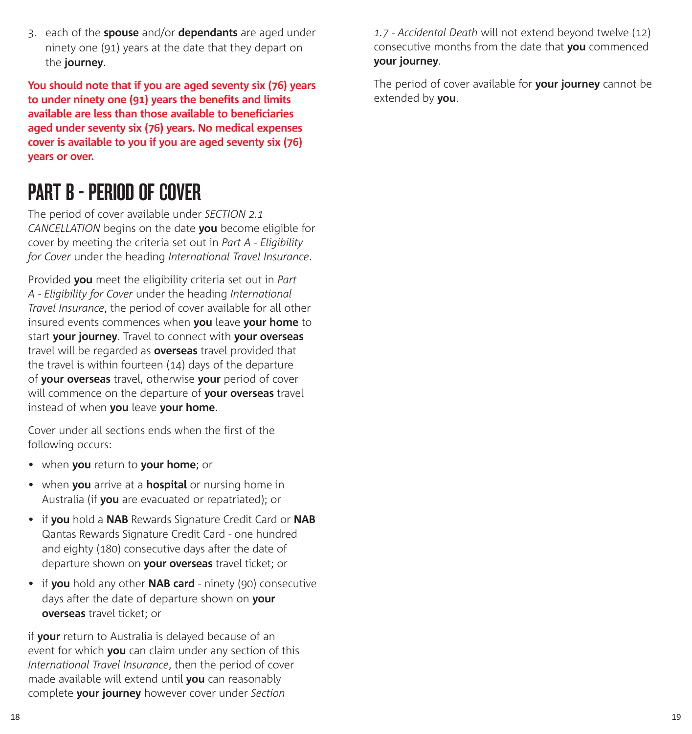3. each of the **spouse** and/or **dependants** are aged under ninety one (91) years at the date that they depart on the **journey**.

**You should note that if you are aged seventy six (76) years to under ninety one (91) years the benefits and limits available are less than those available to beneficiaries aged under seventy six (76) years. No medical expenses cover is available to you if you are aged seventy six (76) years or over.**

# PART B - PERIOD OF COVER

The period of cover available under *SECTION 2.1 CANCELLATION* begins on the date **you** become eligible for cover by meeting the criteria set out in *Part A - Eligibility for Cover* under the heading *International Travel Insurance*.

Provided **you** meet the eligibility criteria set out in *Part A - Eligibility for Cover* under the heading *International Travel Insurance*, the period of cover available for all other insured events commences when **you** leave **your home** to start **your journey**. Travel to connect with **your overseas** travel will be regarded as **overseas** travel provided that the travel is within fourteen (14) days of the departure of **your overseas** travel, otherwise **your** period of cover will commence on the departure of **your overseas** travel instead of when **you** leave **your home**.

Cover under all sections ends when the first of the following occurs:

- when **you** return to **your home**; or
- when **you** arrive at a **hospital** or nursing home in Australia (if **you** are evacuated or repatriated); or
- if **you** hold a **NAB** Rewards Signature Credit Card or **NAB** Qantas Rewards Signature Credit Card - one hundred and eighty (180) consecutive days after the date of departure shown on **your overseas** travel ticket; or
- if **you** hold any other **NAB card** - ninety (90) consecutive days after the date of departure shown on **your overseas** travel ticket; or

if **your** return to Australia is delayed because of an event for which **you** can claim under any section of this *International Travel Insurance*, then the period of cover made available will extend until **you** can reasonably complete **your journey** however cover under *Section 1.7 - Accidental Death* will not extend beyond twelve (12) consecutive months from the date that **you** commenced **your journey**.

The period of cover available for **your journey** cannot be extended by **you**.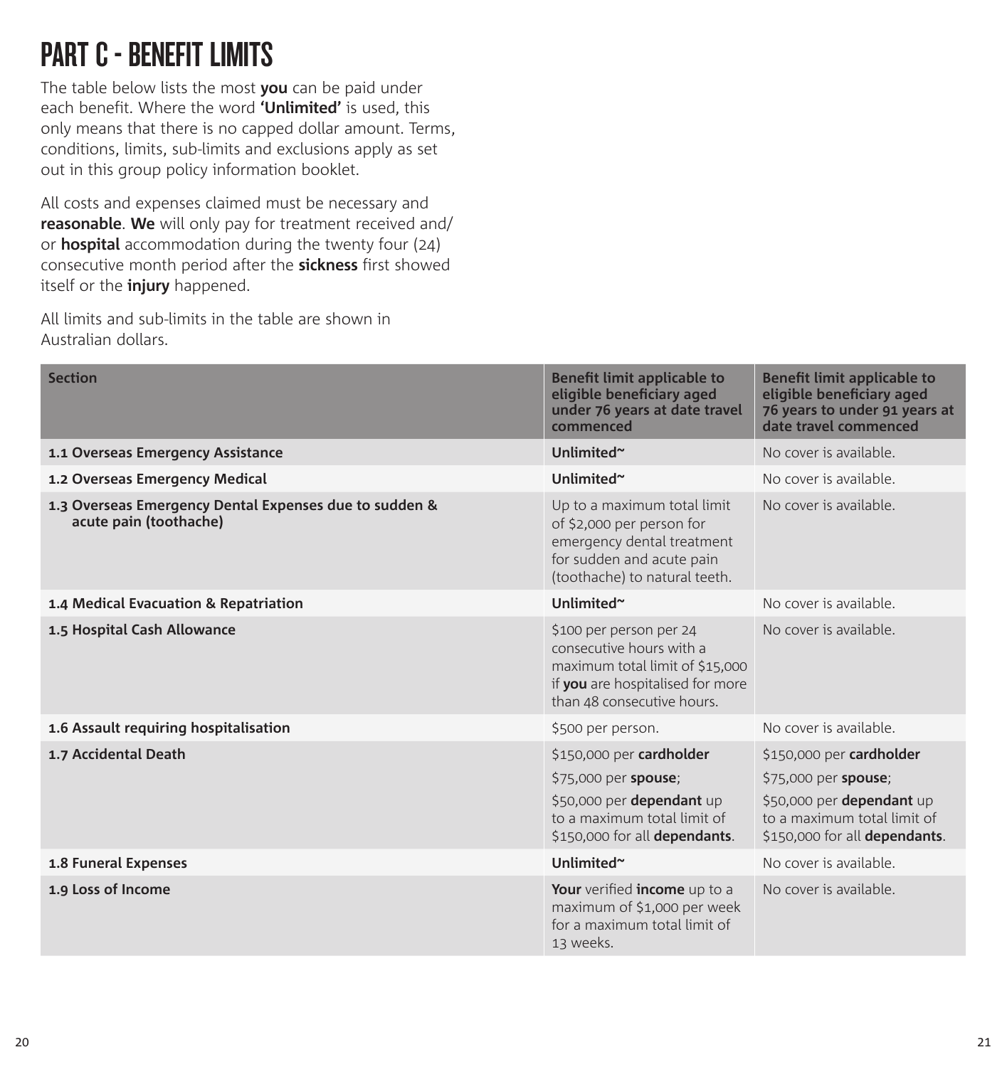# PART C - BENEFIT LIMITS

The table below lists the most **you** can be paid under each benefit. Where the word **'Unlimited'** is used, this only means that there is no capped dollar amount. Terms, conditions, limits, sub-limits and exclusions apply as set out in this group policy information booklet.

All costs and expenses claimed must be necessary and **reasonable**. **We** will only pay for treatment received and/or **hospital** accommodation during the twenty four (24) consecutive month period after the **sickness** first showed itself or the **injury** happened.

All limits and sub-limits in the table are shown in Australian dollars.

| Section | Benefit limit applicable to eligible beneficiary aged under 76 years at date travel commenced | Benefit limit applicable to eligible beneficiary aged 76 years to under 91 years at date travel commenced |
|---|---|---|
| **1.1 Overseas Emergency Assistance** | **Unlimited~** | No cover is available. |
| **1.2 Overseas Emergency Medical** | **Unlimited~** | No cover is available. |
| **1.3 Overseas Emergency Dental Expenses due to sudden & acute pain (toothache)** | Up to a maximum total limit of $2,000 per person for emergency dental treatment for sudden and acute pain (toothache) to natural teeth. | No cover is available. |
| **1.4 Medical Evacuation & Repatriation** | **Unlimited~** | No cover is available. |
| **1.5 Hospital Cash Allowance** | $100 per person per 24 consecutive hours with a maximum total limit of $15,000 if **you** are hospitalised for more than 48 consecutive hours. | No cover is available. |
| **1.6 Assault requiring hospitalisation** | $500 per person. | No cover is available. |
| **1.7 Accidental Death** | $150,000 per **cardholder**<br>$75,000 per **spouse**;<br>$50,000 per **dependant** up to a maximum total limit of $150,000 for all **dependants**. | $150,000 per **cardholder**<br>$75,000 per **spouse**;<br>$50,000 per **dependant** up to a maximum total limit of $150,000 for all **dependants**. |
| **1.8 Funeral Expenses** | **Unlimited~** | No cover is available. |
| **1.9 Loss of Income** | **Your** verified **income** up to a maximum of $1,000 per week for a maximum total limit of 13 weeks. | No cover is available. |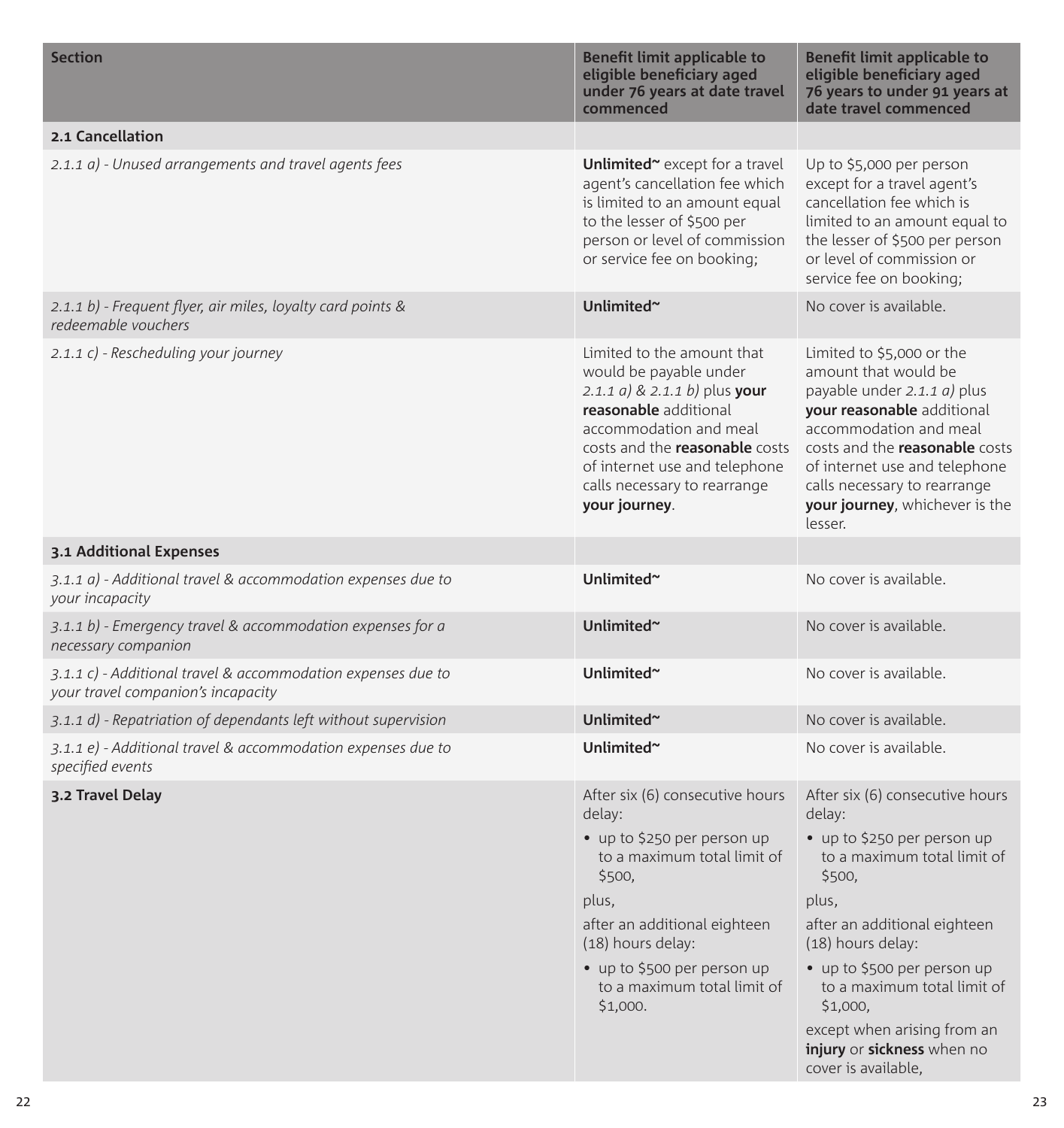| Section | Benefit limit applicable to eligible beneficiary aged under 76 years at date travel commenced | Benefit limit applicable to eligible beneficiary aged 76 years to under 91 years at date travel commenced |
|---|---|---|
| **2.1 Cancellation** | | |
| *2.1.1 a) - Unused arrangements and travel agents fees* | **Unlimited~** except for a travel agent's cancellation fee which is limited to an amount equal to the lesser of $500 per person or level of commission or service fee on booking; | Up to $5,000 per person except for a travel agent's cancellation fee which is limited to an amount equal to the lesser of $500 per person or level of commission or service fee on booking; |
| *2.1.1 b) - Frequent flyer, air miles, loyalty card points & redeemable vouchers* | **Unlimited~** | No cover is available. |
| *2.1.1 c) - Rescheduling your journey* | Limited to the amount that would be payable under *2.1.1 a) & 2.1.1 b)* plus **your reasonable** additional accommodation and meal costs and the **reasonable** costs of internet use and telephone calls necessary to rearrange **your journey**. | Limited to $5,000 or the amount that would be payable under *2.1.1 a)* plus **your reasonable** additional accommodation and meal costs and the **reasonable** costs of internet use and telephone calls necessary to rearrange **your journey**, whichever is the lesser. |
| **3.1 Additional Expenses** | | |
| *3.1.1 a) - Additional travel & accommodation expenses due to your incapacity* | **Unlimited~** | No cover is available. |
| *3.1.1 b) - Emergency travel & accommodation expenses for a necessary companion* | **Unlimited~** | No cover is available. |
| *3.1.1 c) - Additional travel & accommodation expenses due to your travel companion's incapacity* | **Unlimited~** | No cover is available. |
| *3.1.1 d) - Repatriation of dependants left without supervision* | **Unlimited~** | No cover is available. |
| *3.1.1 e) - Additional travel & accommodation expenses due to specified events* | **Unlimited~** | No cover is available. |
| **3.2 Travel Delay** | After six (6) consecutive hours delay:<br>• up to $250 per person up to a maximum total limit of $500,<br>plus,<br>after an additional eighteen (18) hours delay:<br>• up to $500 per person up to a maximum total limit of $1,000. | After six (6) consecutive hours delay:<br>• up to $250 per person up to a maximum total limit of $500,<br>plus,<br>after an additional eighteen (18) hours delay:<br>• up to $500 per person up to a maximum total limit of $1,000,<br>except when arising from an **injury** or **sickness** when no cover is available, |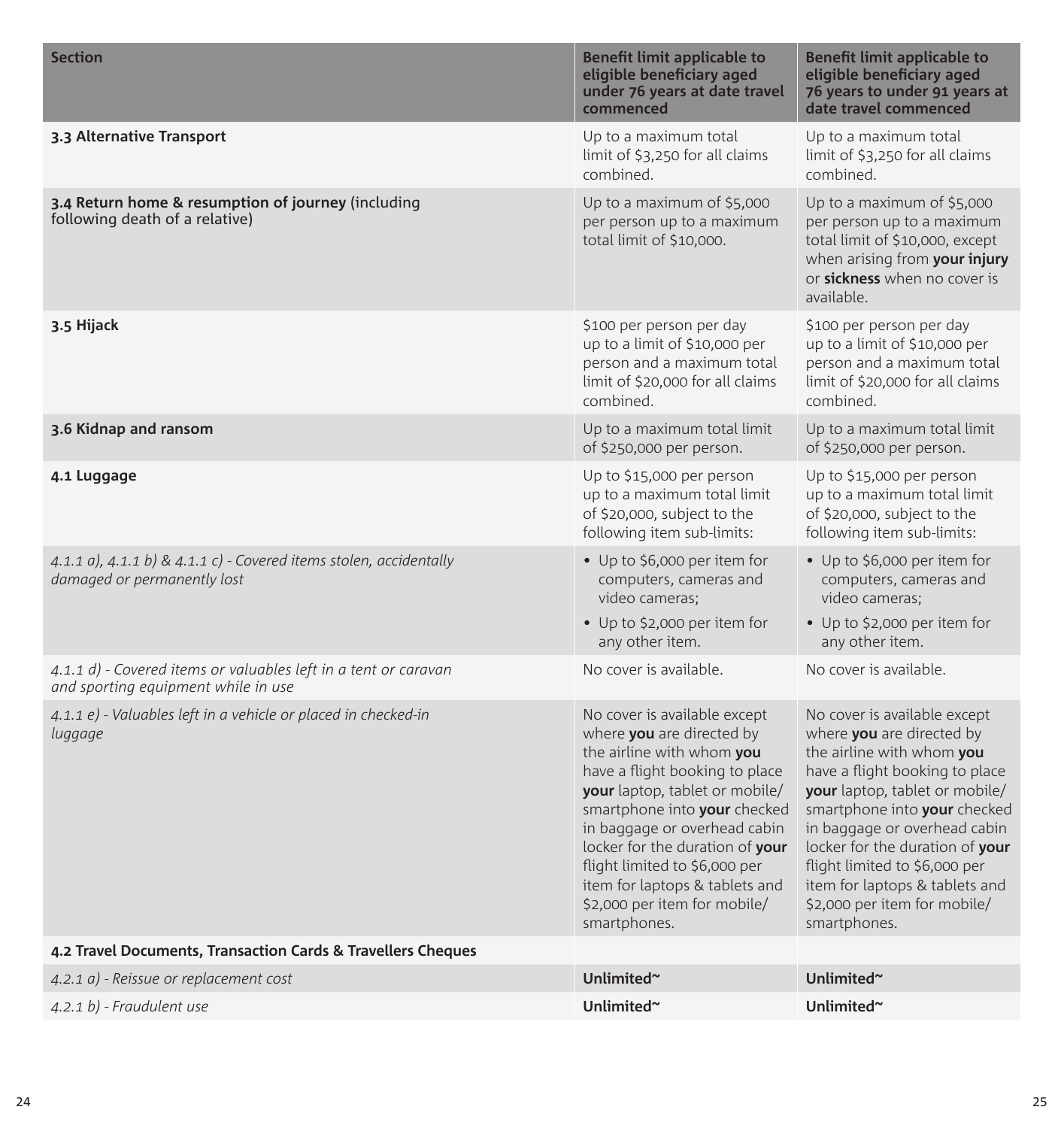| Section | Benefit limit applicable to eligible beneficiary aged under 76 years at date travel commenced | Benefit limit applicable to eligible beneficiary aged 76 years to under 91 years at date travel commenced |
|---|---|---|
| **3.3 Alternative Transport** | Up to a maximum total limit of $3,250 for all claims combined. | Up to a maximum total limit of $3,250 for all claims combined. |
| **3.4 Return home & resumption of journey** (including following death of a relative) | Up to a maximum of $5,000 per person up to a maximum total limit of $10,000. | Up to a maximum of $5,000 per person up to a maximum total limit of $10,000, except when arising from **your injury** or **sickness** when no cover is available. |
| **3.5 Hijack** | $100 per person per day up to a limit of $10,000 per person and a maximum total limit of $20,000 for all claims combined. | $100 per person per day up to a limit of $10,000 per person and a maximum total limit of $20,000 for all claims combined. |
| **3.6 Kidnap and ransom** | Up to a maximum total limit of $250,000 per person. | Up to a maximum total limit of $250,000 per person. |
| **4.1 Luggage** | Up to $15,000 per person up to a maximum total limit of $20,000, subject to the following item sub-limits: | Up to $15,000 per person up to a maximum total limit of $20,000, subject to the following item sub-limits: |
| *4.1.1 a), 4.1.1 b) & 4.1.1 c) - Covered items stolen, accidentally damaged or permanently lost* | • Up to $6,000 per item for computers, cameras and video cameras; • Up to $2,000 per item for any other item. | • Up to $6,000 per item for computers, cameras and video cameras; • Up to $2,000 per item for any other item. |
| *4.1.1 d) - Covered items or valuables left in a tent or caravan and sporting equipment while in use* | No cover is available. | No cover is available. |
| *4.1.1 e) - Valuables left in a vehicle or placed in checked-in luggage* | No cover is available except where **you** are directed by the airline with whom **you** have a flight booking to place **your** laptop, tablet or mobile/smartphone into **your** checked in baggage or overhead cabin locker for the duration of **your** flight limited to $6,000 per item for laptops & tablets and $2,000 per item for mobile/smartphones. | No cover is available except where **you** are directed by the airline with whom **you** have a flight booking to place **your** laptop, tablet or mobile/smartphone into **your** checked in baggage or overhead cabin locker for the duration of **your** flight limited to $6,000 per item for laptops & tablets and $2,000 per item for mobile/smartphones. |
| **4.2 Travel Documents, Transaction Cards & Travellers Cheques** | | |
| *4.2.1 a) - Reissue or replacement cost* | **Unlimited~** | **Unlimited~** |
| *4.2.1 b) - Fraudulent use* | **Unlimited~** | **Unlimited~** |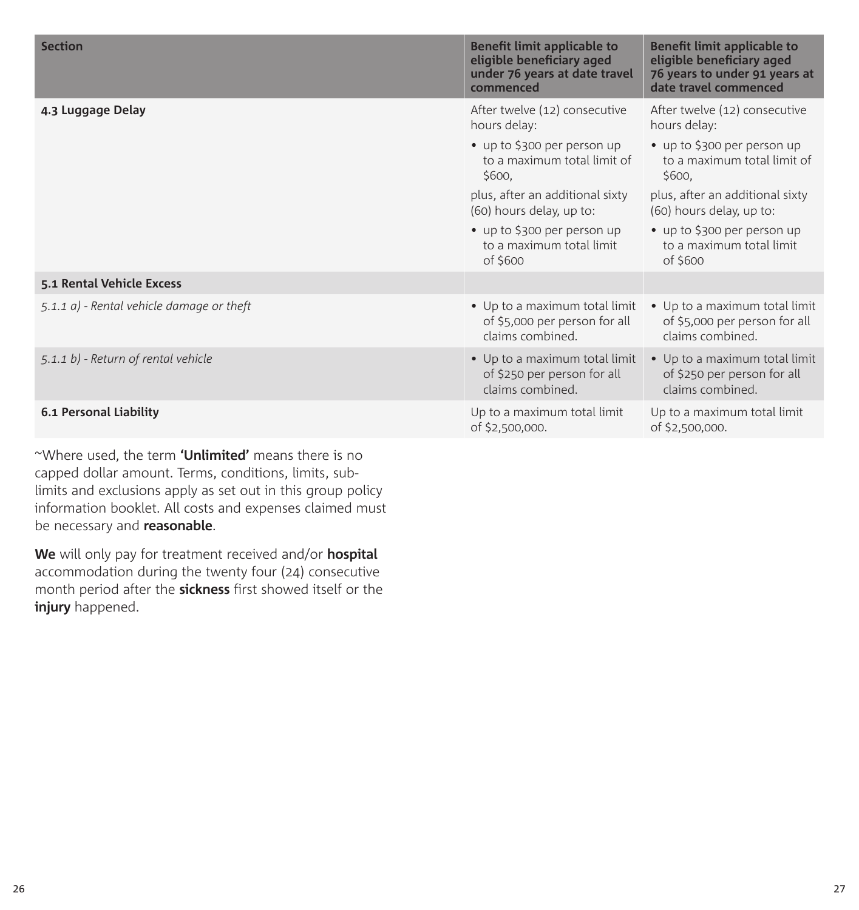| Section | Benefit limit applicable to eligible beneficiary aged under 76 years at date travel commenced | Benefit limit applicable to eligible beneficiary aged 76 years to under 91 years at date travel commenced |
|---|---|---|
| **4.3 Luggage Delay** | After twelve (12) consecutive hours delay: • up to $300 per person up to a maximum total limit of $600, plus, after an additional sixty (60) hours delay, up to: • up to $300 per person up to a maximum total limit of $600 | After twelve (12) consecutive hours delay: • up to $300 per person up to a maximum total limit of $600, plus, after an additional sixty (60) hours delay, up to: • up to $300 per person up to a maximum total limit of $600 |
| **5.1 Rental Vehicle Excess** | | |
| *5.1.1 a) - Rental vehicle damage or theft* | • Up to a maximum total limit of $5,000 per person for all claims combined. | • Up to a maximum total limit of $5,000 per person for all claims combined. |
| *5.1.1 b) - Return of rental vehicle* | • Up to a maximum total limit of $250 per person for all claims combined. | • Up to a maximum total limit of $250 per person for all claims combined. |
| **6.1 Personal Liability** | Up to a maximum total limit of $2,500,000. | Up to a maximum total limit of $2,500,000. |

~Where used, the term **'Unlimited'** means there is no capped dollar amount. Terms, conditions, limits, sub-limits and exclusions apply as set out in this group policy information booklet. All costs and expenses claimed must be necessary and **reasonable**.

**We** will only pay for treatment received and/or **hospital** accommodation during the twenty four (24) consecutive month period after the **sickness** first showed itself or the **injury** happened.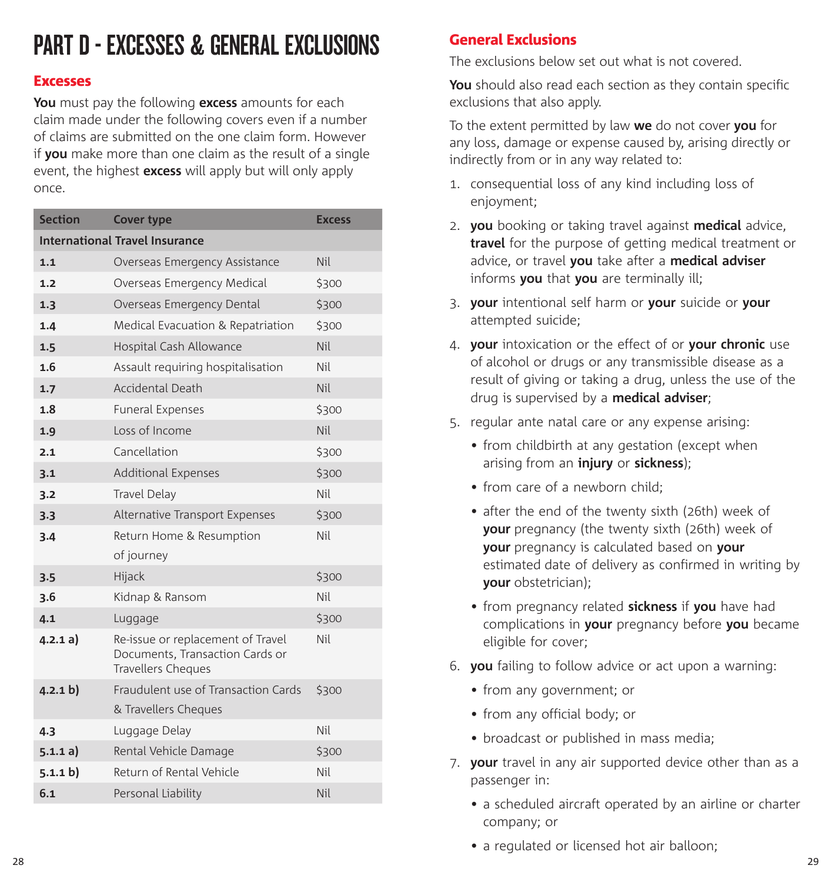# PART D - EXCESSES & GENERAL EXCLUSIONS

## Excesses

**You** must pay the following **excess** amounts for each claim made under the following covers even if a number of claims are submitted on the one claim form. However if **you** make more than one claim as the result of a single event, the highest **excess** will apply but will only apply once.

| Section | Cover type | Excess |
|---|---|---|
| **International Travel Insurance** | | |
| **1.1** | Overseas Emergency Assistance | Nil |
| **1.2** | Overseas Emergency Medical | $300 |
| **1.3** | Overseas Emergency Dental | $300 |
| **1.4** | Medical Evacuation & Repatriation | $300 |
| **1.5** | Hospital Cash Allowance | Nil |
| **1.6** | Assault requiring hospitalisation | Nil |
| **1.7** | Accidental Death | Nil |
| **1.8** | Funeral Expenses | $300 |
| **1.9** | Loss of Income | Nil |
| **2.1** | Cancellation | $300 |
| **3.1** | Additional Expenses | $300 |
| **3.2** | Travel Delay | Nil |
| **3.3** | Alternative Transport Expenses | $300 |
| **3.4** | Return Home & Resumption of journey | Nil |
| **3.5** | Hijack | $300 |
| **3.6** | Kidnap & Ransom | Nil |
| **4.1** | Luggage | $300 |
| **4.2.1 a)** | Re-issue or replacement of Travel Documents, Transaction Cards or Travellers Cheques | Nil |
| **4.2.1 b)** | Fraudulent use of Transaction Cards & Travellers Cheques | $300 |
| **4.3** | Luggage Delay | Nil |
| **5.1.1 a)** | Rental Vehicle Damage | $300 |
| **5.1.1 b)** | Return of Rental Vehicle | Nil |
| **6.1** | Personal Liability | Nil |

## General Exclusions

The exclusions below set out what is not covered.

**You** should also read each section as they contain specific exclusions that also apply.

To the extent permitted by law **we** do not cover **you** for any loss, damage or expense caused by, arising directly or indirectly from or in any way related to:

1. consequential loss of any kind including loss of enjoyment;
2. **you** booking or taking travel against **medical** advice, **travel** for the purpose of getting medical treatment or advice, or travel **you** take after a **medical adviser** informs **you** that **you** are terminally ill;
3. **your** intentional self harm or **your** suicide or **your** attempted suicide;
4. **your** intoxication or the effect of or **your chronic** use of alcohol or drugs or any transmissible disease as a result of giving or taking a drug, unless the use of the drug is supervised by a **medical adviser**;
5. regular ante natal care or any expense arising:
   - from childbirth at any gestation (except when arising from an **injury** or **sickness**);
   - from care of a newborn child;
   - after the end of the twenty sixth (26th) week of **your** pregnancy (the twenty sixth (26th) week of **your** pregnancy is calculated based on **your** estimated date of delivery as confirmed in writing by **your** obstetrician);
   - from pregnancy related **sickness** if **you** have had complications in **your** pregnancy before **you** became eligible for cover;
6. **you** failing to follow advice or act upon a warning:
   - from any government; or
   - from any official body; or
   - broadcast or published in mass media;
7. **your** travel in any air supported device other than as a passenger in:
   - a scheduled aircraft operated by an airline or charter company; or
   - a regulated or licensed hot air balloon;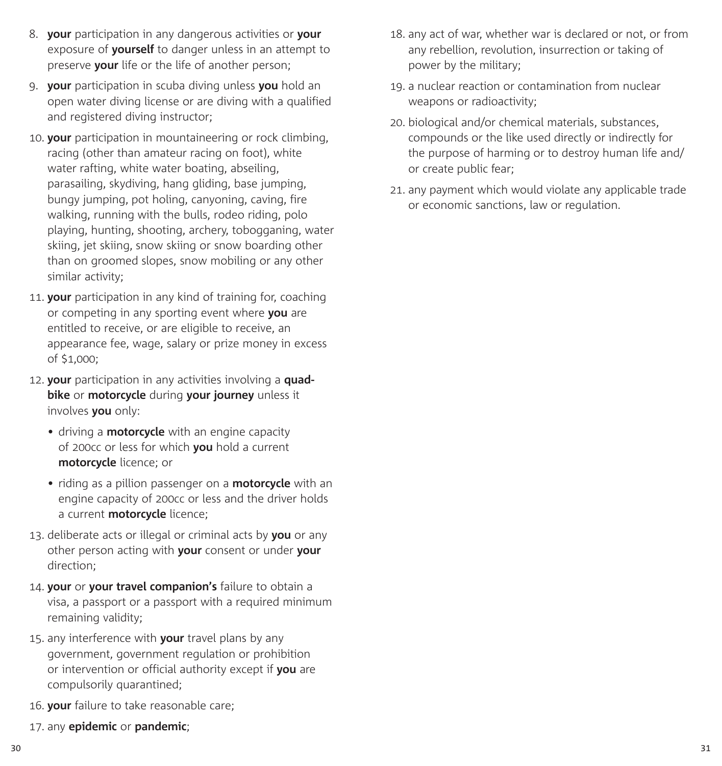8. **your** participation in any dangerous activities or **your** exposure of **yourself** to danger unless in an attempt to preserve **your** life or the life of another person;
9. **your** participation in scuba diving unless **you** hold an open water diving license or are diving with a qualified and registered diving instructor;
10. **your** participation in mountaineering or rock climbing, racing (other than amateur racing on foot), white water rafting, white water boating, abseiling, parasailing, skydiving, hang gliding, base jumping, bungy jumping, pot holing, canyoning, caving, fire walking, running with the bulls, rodeo riding, polo playing, hunting, shooting, archery, tobogganing, water skiing, jet skiing, snow skiing or snow boarding other than on groomed slopes, snow mobiling or any other similar activity;
11. **your** participation in any kind of training for, coaching or competing in any sporting event where **you** are entitled to receive, or are eligible to receive, an appearance fee, wage, salary or prize money in excess of $1,000;
12. **your** participation in any activities involving a **quad-bike** or **motorcycle** during **your journey** unless it involves **you** only:
    - driving a **motorcycle** with an engine capacity of 200cc or less for which **you** hold a current **motorcycle** licence; or
    - riding as a pillion passenger on a **motorcycle** with an engine capacity of 200cc or less and the driver holds a current **motorcycle** licence;
13. deliberate acts or illegal or criminal acts by **you** or any other person acting with **your** consent or under **your** direction;
14. **your** or **your travel companion's** failure to obtain a visa, a passport or a passport with a required minimum remaining validity;
15. any interference with **your** travel plans by any government, government regulation or prohibition or intervention or official authority except if **you** are compulsorily quarantined;
16. **your** failure to take reasonable care;
17. any **epidemic** or **pandemic**;
18. any act of war, whether war is declared or not, or from any rebellion, revolution, insurrection or taking of power by the military;
19. a nuclear reaction or contamination from nuclear weapons or radioactivity;
20. biological and/or chemical materials, substances, compounds or the like used directly or indirectly for the purpose of harming or to destroy human life and/or create public fear;
21. any payment which would violate any applicable trade or economic sanctions, law or regulation.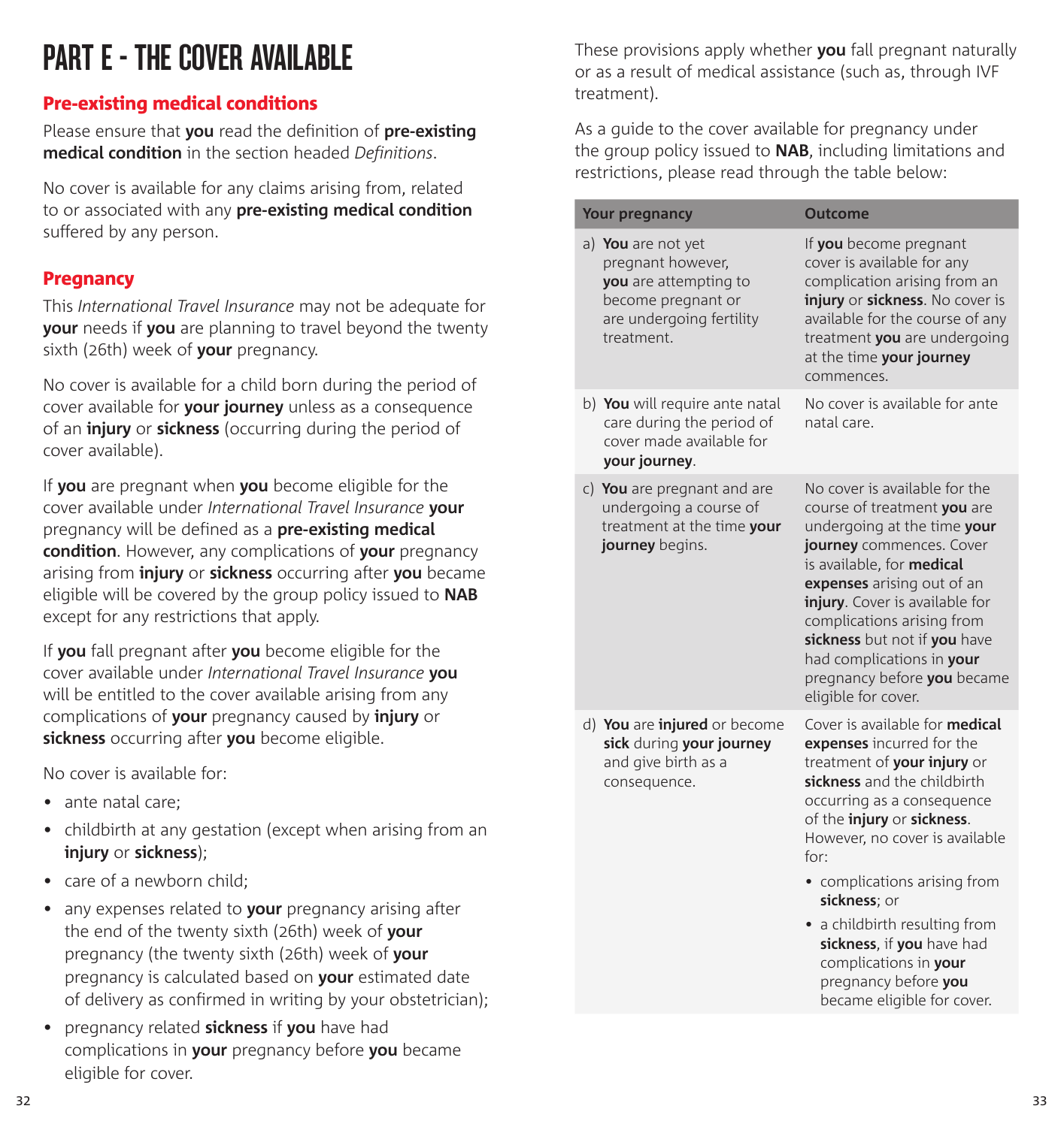# PART E - THE COVER AVAILABLE

## Pre-existing medical conditions

Please ensure that **you** read the definition of **pre-existing medical condition** in the section headed *Definitions*.

No cover is available for any claims arising from, related to or associated with any **pre-existing medical condition** suffered by any person.

## Pregnancy

This *International Travel Insurance* may not be adequate for **your** needs if **you** are planning to travel beyond the twenty sixth (26th) week of **your** pregnancy.

No cover is available for a child born during the period of cover available for **your journey** unless as a consequence of an **injury** or **sickness** (occurring during the period of cover available).

If **you** are pregnant when **you** become eligible for the cover available under *International Travel Insurance* **your** pregnancy will be defined as a **pre-existing medical condition**. However, any complications of **your** pregnancy arising from **injury** or **sickness** occurring after **you** became eligible will be covered by the group policy issued to **NAB** except for any restrictions that apply.

If **you** fall pregnant after **you** become eligible for the cover available under *International Travel Insurance* **you** will be entitled to the cover available arising from any complications of **your** pregnancy caused by **injury** or **sickness** occurring after **you** become eligible.

No cover is available for:

- ante natal care;
- childbirth at any gestation (except when arising from an **injury** or **sickness**);
- care of a newborn child;
- any expenses related to **your** pregnancy arising after the end of the twenty sixth (26th) week of **your** pregnancy (the twenty sixth (26th) week of **your** pregnancy is calculated based on **your** estimated date of delivery as confirmed in writing by your obstetrician);
- pregnancy related **sickness** if **you** have had complications in **your** pregnancy before **you** became eligible for cover.

These provisions apply whether **you** fall pregnant naturally or as a result of medical assistance (such as, through IVF treatment).

As a guide to the cover available for pregnancy under the group policy issued to **NAB**, including limitations and restrictions, please read through the table below:

| Your pregnancy | Outcome |
|---|---|
| a) **You** are not yet pregnant however, **you** are attempting to become pregnant or are undergoing fertility treatment. | If **you** become pregnant cover is available for any complication arising from an **injury** or **sickness**. No cover is available for the course of any treatment **you** are undergoing at the time **your journey** commences. |
| b) **You** will require ante natal care during the period of cover made available for **your journey**. | No cover is available for ante natal care. |
| c) **You** are pregnant and are undergoing a course of treatment at the time **your journey** begins. | No cover is available for the course of treatment **you** are undergoing at the time **your journey** commences. Cover is available, for **medical expenses** arising out of an **injury**. Cover is available for complications arising from **sickness** but not if **you** have had complications in **your** pregnancy before **you** became eligible for cover. |
| d) **You** are **injured** or become **sick** during **your journey** and give birth as a consequence. | Cover is available for **medical expenses** incurred for the treatment of **your injury** or **sickness** and the childbirth occurring as a consequence of the **injury** or **sickness**. However, no cover is available for:<br>• complications arising from **sickness**; or<br>• a childbirth resulting from **sickness**, if **you** have had complications in **your** pregnancy before **you** became eligible for cover. |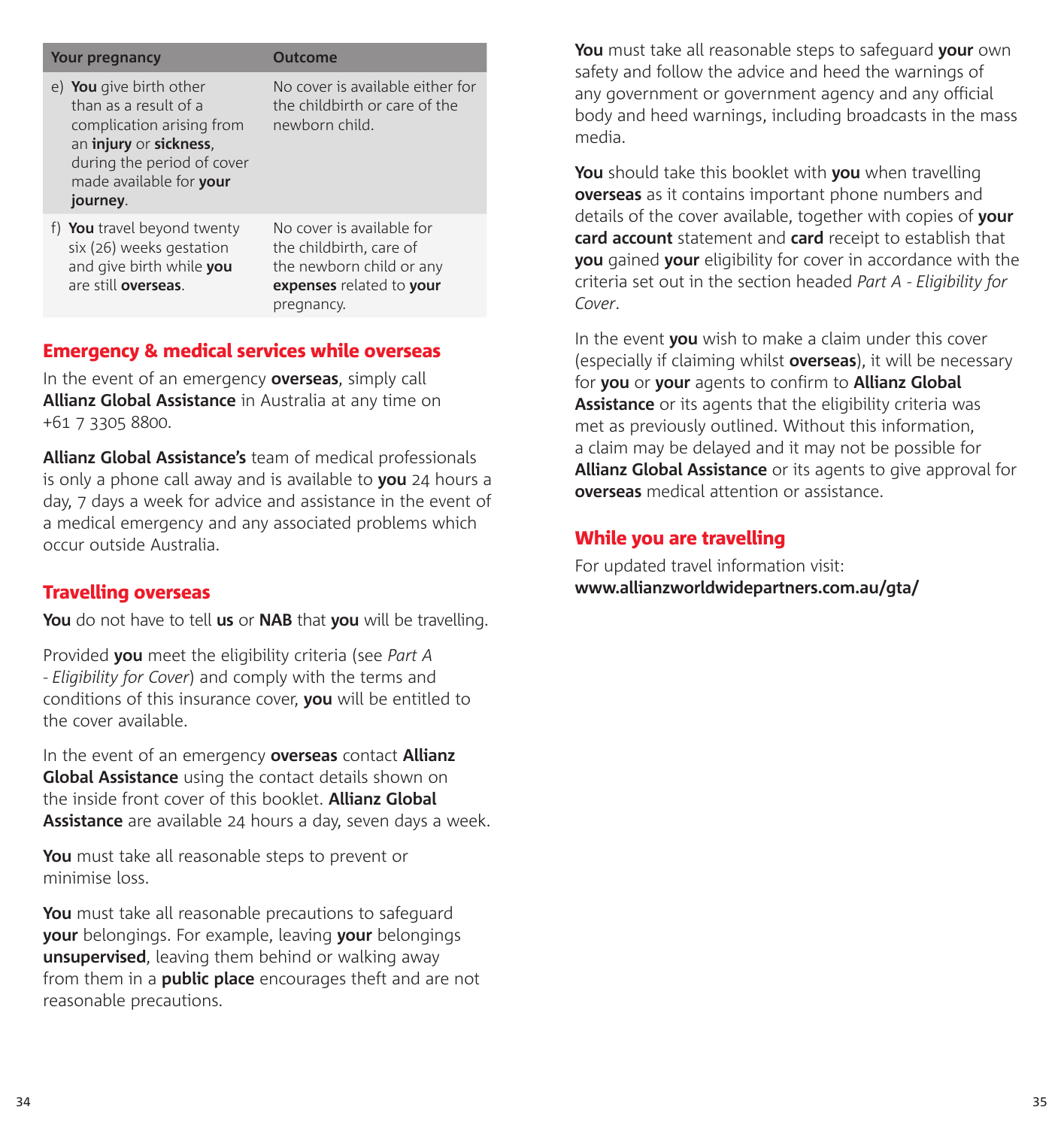| Your pregnancy | Outcome |
|---|---|
| e) **You** give birth other than as a result of a complication arising from an **injury** or **sickness**, during the period of cover made available for **your journey**. | No cover is available either for the childbirth or care of the newborn child. |
| f) **You** travel beyond twenty six (26) weeks gestation and give birth while **you** are still **overseas**. | No cover is available for the childbirth, care of the newborn child or any **expenses** related to **your** pregnancy. |

## Emergency & medical services while overseas

In the event of an emergency **overseas**, simply call **Allianz Global Assistance** in Australia at any time on +61 7 3305 8800.

**Allianz Global Assistance's** team of medical professionals is only a phone call away and is available to **you** 24 hours a day, 7 days a week for advice and assistance in the event of a medical emergency and any associated problems which occur outside Australia.

## Travelling overseas

**You** do not have to tell **us** or **NAB** that **you** will be travelling.

Provided **you** meet the eligibility criteria (see *Part A - Eligibility for Cover*) and comply with the terms and conditions of this insurance cover, **you** will be entitled to the cover available.

In the event of an emergency **overseas** contact **Allianz Global Assistance** using the contact details shown on the inside front cover of this booklet. **Allianz Global Assistance** are available 24 hours a day, seven days a week.

**You** must take all reasonable steps to prevent or minimise loss.

**You** must take all reasonable precautions to safeguard **your** belongings. For example, leaving **your** belongings **unsupervised**, leaving them behind or walking away from them in a **public place** encourages theft and are not reasonable precautions.

**You** must take all reasonable steps to safeguard **your** own safety and follow the advice and heed the warnings of any government or government agency and any official body and heed warnings, including broadcasts in the mass media.

**You** should take this booklet with **you** when travelling **overseas** as it contains important phone numbers and details of the cover available, together with copies of **your card account** statement and **card** receipt to establish that **you** gained **your** eligibility for cover in accordance with the criteria set out in the section headed *Part A - Eligibility for Cover*.

In the event **you** wish to make a claim under this cover (especially if claiming whilst **overseas**), it will be necessary for **you** or **your** agents to confirm to **Allianz Global Assistance** or its agents that the eligibility criteria was met as previously outlined. Without this information, a claim may be delayed and it may not be possible for **Allianz Global Assistance** or its agents to give approval for **overseas** medical attention or assistance.

## While you are travelling

For updated travel information visit:
**www.allianzworldwidepartners.com.au/gta/**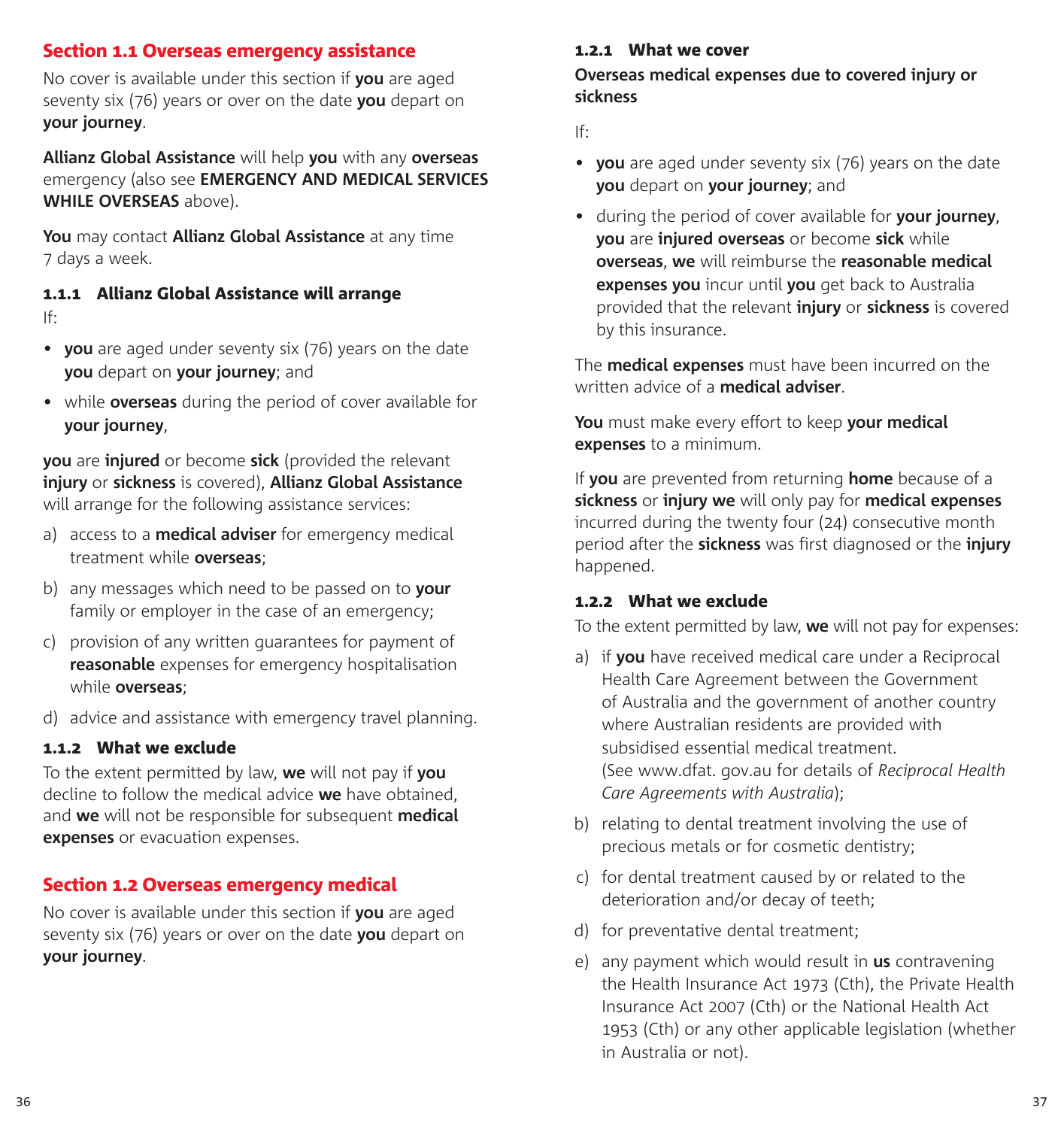## Section 1.1 Overseas emergency assistance

No cover is available under this section if **you** are aged seventy six (76) years or over on the date **you** depart on **your journey**.

**Allianz Global Assistance** will help **you** with any **overseas** emergency (also see **EMERGENCY AND MEDICAL SERVICES WHILE OVERSEAS** above).

**You** may contact **Allianz Global Assistance** at any time 7 days a week.

### 1.1.1 Allianz Global Assistance will arrange

If:

- **you** are aged under seventy six (76) years on the date **you** depart on **your journey**; and
- while **overseas** during the period of cover available for **your journey**,

**you** are **injured** or become **sick** (provided the relevant **injury** or **sickness** is covered), **Allianz Global Assistance** will arrange for the following assistance services:

a) access to a **medical adviser** for emergency medical treatment while **overseas**;

b) any messages which need to be passed on to **your** family or employer in the case of an emergency;

c) provision of any written guarantees for payment of **reasonable** expenses for emergency hospitalisation while **overseas**;

d) advice and assistance with emergency travel planning.

### 1.1.2 What we exclude

To the extent permitted by law, **we** will not pay if **you** decline to follow the medical advice **we** have obtained, and **we** will not be responsible for subsequent **medical expenses** or evacuation expenses.

## Section 1.2 Overseas emergency medical

No cover is available under this section if **you** are aged seventy six (76) years or over on the date **you** depart on **your journey**.

### 1.2.1 What we cover

**Overseas medical expenses due to covered injury or sickness**

If:

- **you** are aged under seventy six (76) years on the date **you** depart on **your journey**; and
- during the period of cover available for **your journey**, **you** are **injured overseas** or become **sick** while **overseas**, **we** will reimburse the **reasonable medical expenses you** incur until **you** get back to Australia provided that the relevant **injury** or **sickness** is covered by this insurance.

The **medical expenses** must have been incurred on the written advice of a **medical adviser**.

**You** must make every effort to keep **your medical expenses** to a minimum.

If **you** are prevented from returning **home** because of a **sickness** or **injury we** will only pay for **medical expenses** incurred during the twenty four (24) consecutive month period after the **sickness** was first diagnosed or the **injury** happened.

### 1.2.2 What we exclude

To the extent permitted by law, **we** will not pay for expenses:

a) if **you** have received medical care under a Reciprocal Health Care Agreement between the Government of Australia and the government of another country where Australian residents are provided with subsidised essential medical treatment. (See www.dfat. gov.au for details of *Reciprocal Health Care Agreements with Australia*);

b) relating to dental treatment involving the use of precious metals or for cosmetic dentistry;

c) for dental treatment caused by or related to the deterioration and/or decay of teeth;

d) for preventative dental treatment;

e) any payment which would result in **us** contravening the Health Insurance Act 1973 (Cth), the Private Health Insurance Act 2007 (Cth) or the National Health Act 1953 (Cth) or any other applicable legislation (whether in Australia or not).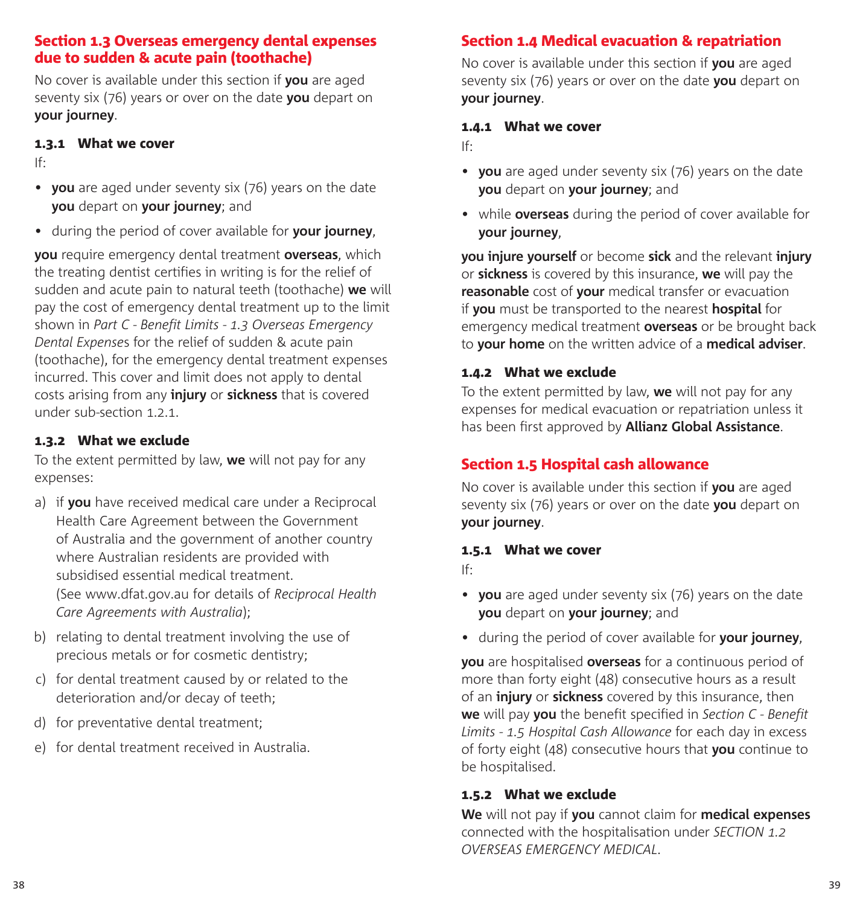## Section 1.3 Overseas emergency dental expenses due to sudden & acute pain (toothache)

No cover is available under this section if **you** are aged seventy six (76) years or over on the date **you** depart on **your journey**.

### 1.3.1 What we cover

If:

- **you** are aged under seventy six (76) years on the date **you** depart on **your journey**; and
- during the period of cover available for **your journey**,

**you** require emergency dental treatment **overseas**, which the treating dentist certifies in writing is for the relief of sudden and acute pain to natural teeth (toothache) **we** will pay the cost of emergency dental treatment up to the limit shown in *Part C - Benefit Limits - 1.3 Overseas Emergency Dental Expense*s for the relief of sudden & acute pain (toothache), for the emergency dental treatment expenses incurred. This cover and limit does not apply to dental costs arising from any **injury** or **sickness** that is covered under sub-section 1.2.1.

### 1.3.2 What we exclude

To the extent permitted by law, **we** will not pay for any expenses:

a) if **you** have received medical care under a Reciprocal Health Care Agreement between the Government of Australia and the government of another country where Australian residents are provided with subsidised essential medical treatment. (See www.dfat.gov.au for details of *Reciprocal Health Care Agreements with Australia*);

b) relating to dental treatment involving the use of precious metals or for cosmetic dentistry;

c) for dental treatment caused by or related to the deterioration and/or decay of teeth;

d) for preventative dental treatment;

e) for dental treatment received in Australia.

## Section 1.4 Medical evacuation & repatriation

No cover is available under this section if **you** are aged seventy six (76) years or over on the date **you** depart on **your journey**.

### 1.4.1 What we cover

If:

- **you** are aged under seventy six (76) years on the date **you** depart on **your journey**; and
- while **overseas** during the period of cover available for **your journey**,

**you injure yourself** or become **sick** and the relevant **injury** or **sickness** is covered by this insurance, **we** will pay the **reasonable** cost of **your** medical transfer or evacuation if **you** must be transported to the nearest **hospital** for emergency medical treatment **overseas** or be brought back to **your home** on the written advice of a **medical adviser**.

### 1.4.2 What we exclude

To the extent permitted by law, **we** will not pay for any expenses for medical evacuation or repatriation unless it has been first approved by **Allianz Global Assistance**.

## Section 1.5 Hospital cash allowance

No cover is available under this section if **you** are aged seventy six (76) years or over on the date **you** depart on **your journey**.

### 1.5.1 What we cover

If:

- **you** are aged under seventy six (76) years on the date **you** depart on **your journey**; and
- during the period of cover available for **your journey**,

**you** are hospitalised **overseas** for a continuous period of more than forty eight (48) consecutive hours as a result of an **injury** or **sickness** covered by this insurance, then **we** will pay **you** the benefit specified in *Section C - Benefit Limits - 1.5 Hospital Cash Allowance* for each day in excess of forty eight (48) consecutive hours that **you** continue to be hospitalised.

### 1.5.2 What we exclude

**We** will not pay if **you** cannot claim for **medical expenses** connected with the hospitalisation under *SECTION 1.2 OVERSEAS EMERGENCY MEDICAL*.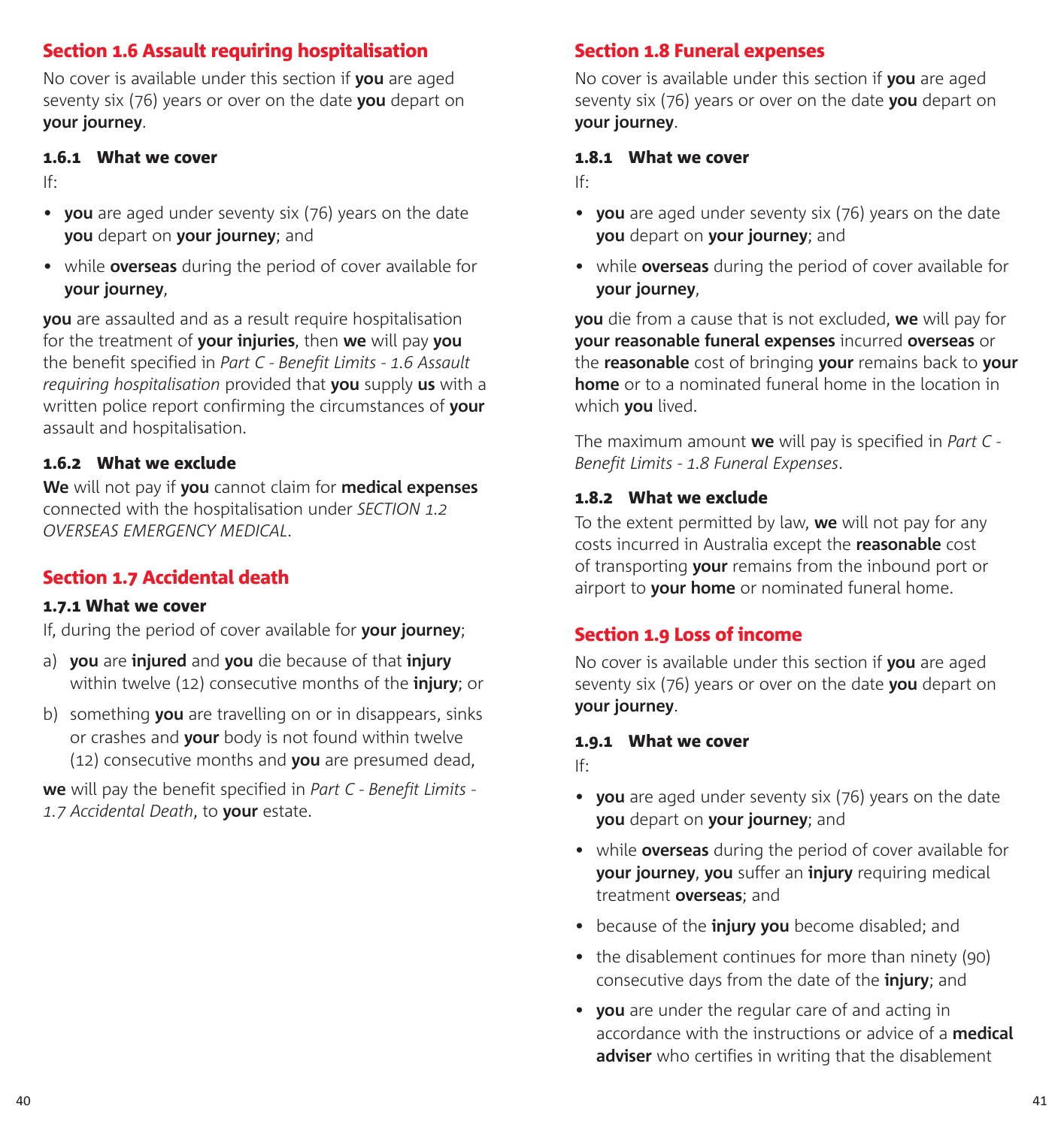## Section 1.6 Assault requiring hospitalisation

No cover is available under this section if **you** are aged seventy six (76) years or over on the date **you** depart on **your journey**.

### 1.6.1 What we cover

If:

- **you** are aged under seventy six (76) years on the date **you** depart on **your journey**; and
- while **overseas** during the period of cover available for **your journey**,

**you** are assaulted and as a result require hospitalisation for the treatment of **your injuries**, then **we** will pay **you** the benefit specified in *Part C - Benefit Limits - 1.6 Assault requiring hospitalisation* provided that **you** supply **us** with a written police report confirming the circumstances of **your** assault and hospitalisation.

### 1.6.2 What we exclude

**We** will not pay if **you** cannot claim for **medical expenses** connected with the hospitalisation under *SECTION 1.2 OVERSEAS EMERGENCY MEDICAL*.

## Section 1.7 Accidental death

### 1.7.1 What we cover

If, during the period of cover available for **your journey**;

a) **you** are **injured** and **you** die because of that **injury** within twelve (12) consecutive months of the **injury**; or

b) something **you** are travelling on or in disappears, sinks or crashes and **your** body is not found within twelve (12) consecutive months and **you** are presumed dead,

**we** will pay the benefit specified in *Part C - Benefit Limits - 1.7 Accidental Death*, to **your** estate.

## Section 1.8 Funeral expenses

No cover is available under this section if **you** are aged seventy six (76) years or over on the date **you** depart on **your journey**.

### 1.8.1 What we cover

If:

- **you** are aged under seventy six (76) years on the date **you** depart on **your journey**; and
- while **overseas** during the period of cover available for **your journey**,

**you** die from a cause that is not excluded, **we** will pay for **your reasonable funeral expenses** incurred **overseas** or the **reasonable** cost of bringing **your** remains back to **your home** or to a nominated funeral home in the location in which **you** lived.

The maximum amount **we** will pay is specified in *Part C - Benefit Limits - 1.8 Funeral Expenses*.

### 1.8.2 What we exclude

To the extent permitted by law, **we** will not pay for any costs incurred in Australia except the **reasonable** cost of transporting **your** remains from the inbound port or airport to **your home** or nominated funeral home.

## Section 1.9 Loss of income

No cover is available under this section if **you** are aged seventy six (76) years or over on the date **you** depart on **your journey**.

### 1.9.1 What we cover

If:

- **you** are aged under seventy six (76) years on the date **you** depart on **your journey**; and
- while **overseas** during the period of cover available for **your journey**, **you** suffer an **injury** requiring medical treatment **overseas**; and
- because of the **injury you** become disabled; and
- the disablement continues for more than ninety (90) consecutive days from the date of the **injury**; and
- **you** are under the regular care of and acting in accordance with the instructions or advice of a **medical adviser** who certifies in writing that the disablement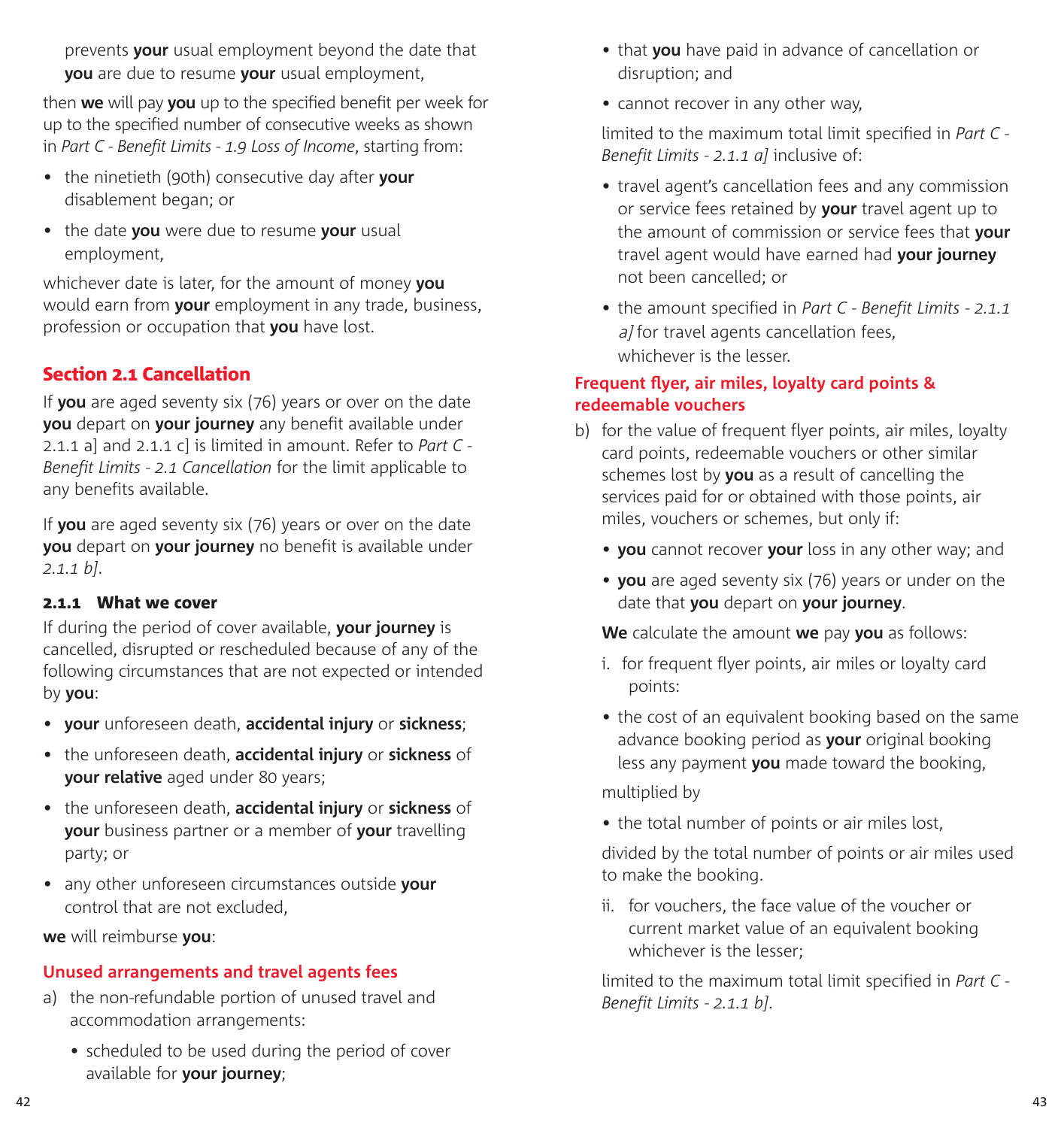prevents **your** usual employment beyond the date that **you** are due to resume **your** usual employment,

then **we** will pay **you** up to the specified benefit per week for up to the specified number of consecutive weeks as shown in *Part C - Benefit Limits - 1.9 Loss of Income*, starting from:

- the ninetieth (90th) consecutive day after **your** disablement began; or
- the date **you** were due to resume **your** usual employment,

whichever date is later, for the amount of money **you** would earn from **your** employment in any trade, business, profession or occupation that **you** have lost.

## Section 2.1 Cancellation

If **you** are aged seventy six (76) years or over on the date **you** depart on **your journey** any benefit available under 2.1.1 a] and 2.1.1 c] is limited in amount. Refer to *Part C - Benefit Limits - 2.1 Cancellation* for the limit applicable to any benefits available.

If **you** are aged seventy six (76) years or over on the date **you** depart on **your journey** no benefit is available under *2.1.1 b]*.

### 2.1.1 What we cover

If during the period of cover available, **your journey** is cancelled, disrupted or rescheduled because of any of the following circumstances that are not expected or intended by **you**:

- **your** unforeseen death, **accidental injury** or **sickness**;
- the unforeseen death, **accidental injury** or **sickness** of **your relative** aged under 80 years;
- the unforeseen death, **accidental injury** or **sickness** of **your** business partner or a member of **your** travelling party; or
- any other unforeseen circumstances outside **your** control that are not excluded,

**we** will reimburse **you**:

#### Unused arrangements and travel agents fees

a) the non-refundable portion of unused travel and accommodation arrangements:
   - scheduled to be used during the period of cover available for **your journey**;
   - that **you** have paid in advance of cancellation or disruption; and
   - cannot recover in any other way,

   limited to the maximum total limit specified in *Part C - Benefit Limits - 2.1.1 a]* inclusive of:

   - travel agent's cancellation fees and any commission or service fees retained by **your** travel agent up to the amount of commission or service fees that **your** travel agent would have earned had **your journey** not been cancelled; or
   - the amount specified in *Part C - Benefit Limits - 2.1.1 a]* for travel agents cancellation fees,

   whichever is the lesser.

#### Frequent flyer, air miles, loyalty card points & redeemable vouchers

b) for the value of frequent flyer points, air miles, loyalty card points, redeemable vouchers or other similar schemes lost by **you** as a result of cancelling the services paid for or obtained with those points, air miles, vouchers or schemes, but only if:
   - **you** cannot recover **your** loss in any other way; and
   - **you** are aged seventy six (76) years or under on the date that **you** depart on **your journey**.

   **We** calculate the amount **we** pay **you** as follows:

   i. for frequent flyer points, air miles or loyalty card points:

   - the cost of an equivalent booking based on the same advance booking period as **your** original booking less any payment **you** made toward the booking,

   multiplied by

   - the total number of points or air miles lost,

   divided by the total number of points or air miles used to make the booking.

   ii. for vouchers, the face value of the voucher or current market value of an equivalent booking whichever is the lesser;

   limited to the maximum total limit specified in *Part C - Benefit Limits - 2.1.1 b]*.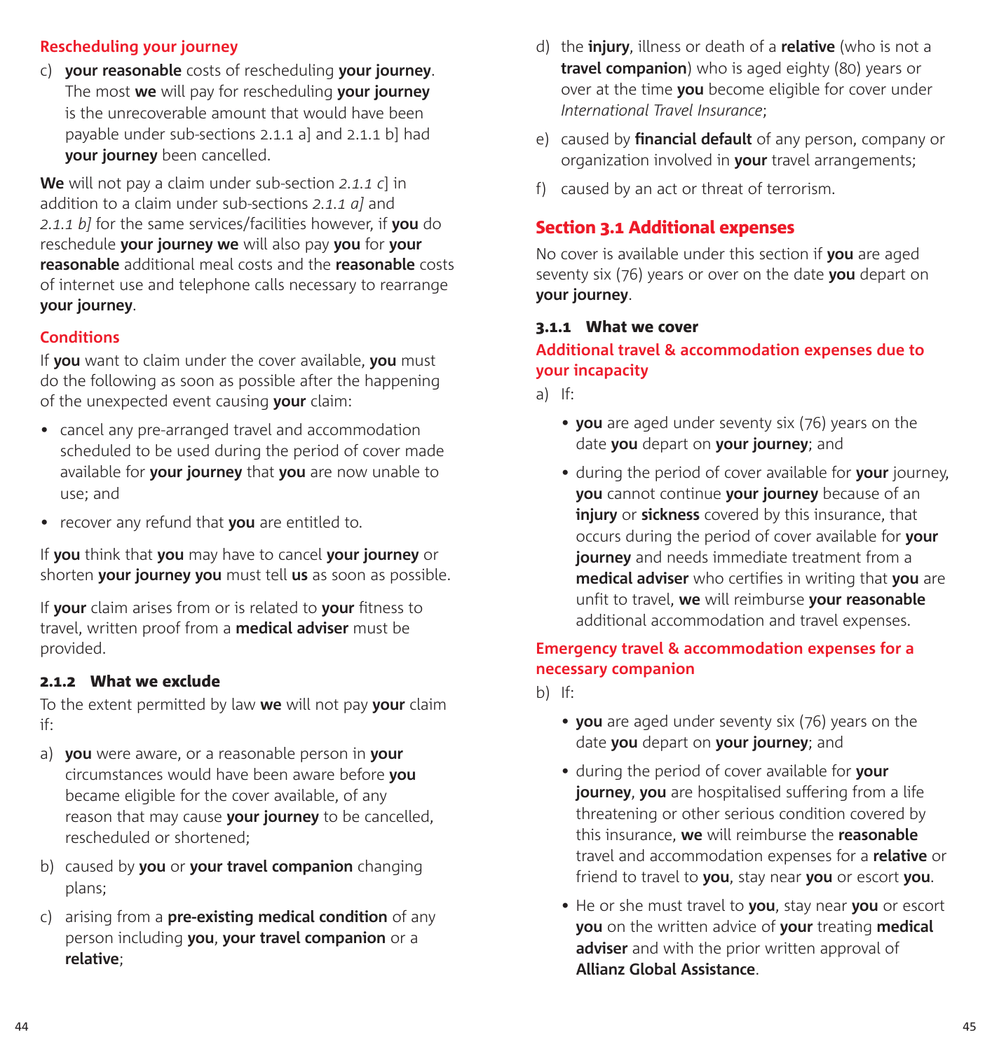#### Rescheduling your journey

c) **your reasonable** costs of rescheduling **your journey**. The most **we** will pay for rescheduling **your journey** is the unrecoverable amount that would have been payable under sub-sections 2.1.1 a] and 2.1.1 b] had **your journey** been cancelled.

**We** will not pay a claim under sub-section *2.1.1 c*] in addition to a claim under sub-sections *2.1.1 a]* and *2.1.1 b]* for the same services/facilities however, if **you** do reschedule **your journey we** will also pay **you** for **your reasonable** additional meal costs and the **reasonable** costs of internet use and telephone calls necessary to rearrange **your journey**.

#### Conditions

If **you** want to claim under the cover available, **you** must do the following as soon as possible after the happening of the unexpected event causing **your** claim:

- cancel any pre-arranged travel and accommodation scheduled to be used during the period of cover made available for **your journey** that **you** are now unable to use; and
- recover any refund that **you** are entitled to.

If **you** think that **you** may have to cancel **your journey** or shorten **your journey you** must tell **us** as soon as possible.

If **your** claim arises from or is related to **your** fitness to travel, written proof from a **medical adviser** must be provided.

### 2.1.2 What we exclude

To the extent permitted by law **we** will not pay **your** claim if:

a) **you** were aware, or a reasonable person in **your** circumstances would have been aware before **you** became eligible for the cover available, of any reason that may cause **your journey** to be cancelled, rescheduled or shortened;

b) caused by **you** or **your travel companion** changing plans;

c) arising from a **pre-existing medical condition** of any person including **you**, **your travel companion** or a **relative**;

d) the **injury**, illness or death of a **relative** (who is not a **travel companion**) who is aged eighty (80) years or over at the time **you** become eligible for cover under *International Travel Insurance*;

e) caused by **financial default** of any person, company or organization involved in **your** travel arrangements;

f) caused by an act or threat of terrorism.

## Section 3.1 Additional expenses

No cover is available under this section if **you** are aged seventy six (76) years or over on the date **you** depart on **your journey**.

### 3.1.1 What we cover

#### Additional travel & accommodation expenses due to your incapacity

a) If:

- **you** are aged under seventy six (76) years on the date **you** depart on **your journey**; and
- during the period of cover available for **your** journey, **you** cannot continue **your journey** because of an **injury** or **sickness** covered by this insurance, that occurs during the period of cover available for **your journey** and needs immediate treatment from a **medical adviser** who certifies in writing that **you** are unfit to travel, **we** will reimburse **your reasonable** additional accommodation and travel expenses.

#### Emergency travel & accommodation expenses for a necessary companion

b) If:

- **you** are aged under seventy six (76) years on the date **you** depart on **your journey**; and
- during the period of cover available for **your journey**, **you** are hospitalised suffering from a life threatening or other serious condition covered by this insurance, **we** will reimburse the **reasonable** travel and accommodation expenses for a **relative** or friend to travel to **you**, stay near **you** or escort **you**.
- He or she must travel to **you**, stay near **you** or escort **you** on the written advice of **your** treating **medical adviser** and with the prior written approval of **Allianz Global Assistance**.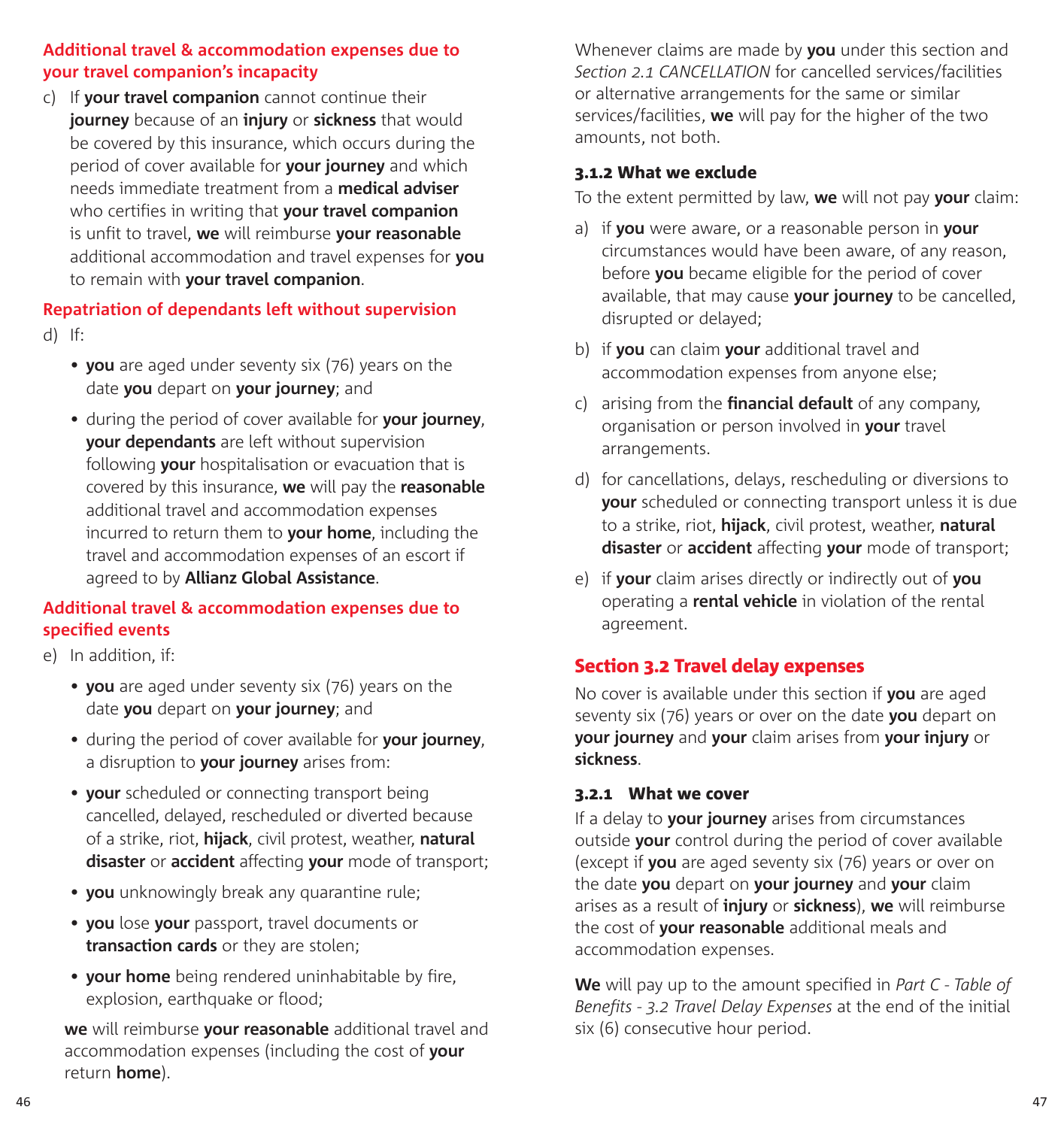**Additional travel & accommodation expenses due to your travel companion's incapacity**

c) If **your travel companion** cannot continue their **journey** because of an **injury** or **sickness** that would be covered by this insurance, which occurs during the period of cover available for **your journey** and which needs immediate treatment from a **medical adviser** who certifies in writing that **your travel companion** is unfit to travel, **we** will reimburse **your reasonable** additional accommodation and travel expenses for **you** to remain with **your travel companion**.

**Repatriation of dependants left without supervision**

d) If:

- **you** are aged under seventy six (76) years on the date **you** depart on **your journey**; and
- during the period of cover available for **your journey**, **your dependants** are left without supervision following **your** hospitalisation or evacuation that is covered by this insurance, **we** will pay the **reasonable** additional travel and accommodation expenses incurred to return them to **your home**, including the travel and accommodation expenses of an escort if agreed to by **Allianz Global Assistance**.

**Additional travel & accommodation expenses due to specified events**

e) In addition, if:

- **you** are aged under seventy six (76) years on the date **you** depart on **your journey**; and
- during the period of cover available for **your journey**, a disruption to **your journey** arises from:
- **your** scheduled or connecting transport being cancelled, delayed, rescheduled or diverted because of a strike, riot, **hijack**, civil protest, weather, **natural disaster** or **accident** affecting **your** mode of transport;
- **you** unknowingly break any quarantine rule;
- **you** lose **your** passport, travel documents or **transaction cards** or they are stolen;
- **your home** being rendered uninhabitable by fire, explosion, earthquake or flood;

**we** will reimburse **your reasonable** additional travel and accommodation expenses (including the cost of **your** return **home**).

Whenever claims are made by **you** under this section and *Section 2.1 CANCELLATION* for cancelled services/facilities or alternative arrangements for the same or similar services/facilities, **we** will pay for the higher of the two amounts, not both.

### 3.1.2 What we exclude

To the extent permitted by law, **we** will not pay **your** claim:

a) if **you** were aware, or a reasonable person in **your** circumstances would have been aware, of any reason, before **you** became eligible for the period of cover available, that may cause **your journey** to be cancelled, disrupted or delayed;

b) if **you** can claim **your** additional travel and accommodation expenses from anyone else;

c) arising from the **financial default** of any company, organisation or person involved in **your** travel arrangements.

d) for cancellations, delays, rescheduling or diversions to **your** scheduled or connecting transport unless it is due to a strike, riot, **hijack**, civil protest, weather, **natural disaster** or **accident** affecting **your** mode of transport;

e) if **your** claim arises directly or indirectly out of **you** operating a **rental vehicle** in violation of the rental agreement.

## Section 3.2 Travel delay expenses

No cover is available under this section if **you** are aged seventy six (76) years or over on the date **you** depart on **your journey** and **your** claim arises from **your injury** or **sickness**.

### 3.2.1 What we cover

If a delay to **your journey** arises from circumstances outside **your** control during the period of cover available (except if **you** are aged seventy six (76) years or over on the date **you** depart on **your journey** and **your** claim arises as a result of **injury** or **sickness**), **we** will reimburse the cost of **your reasonable** additional meals and accommodation expenses.

**We** will pay up to the amount specified in *Part C - Table of Benefits - 3.2 Travel Delay Expenses* at the end of the initial six (6) consecutive hour period.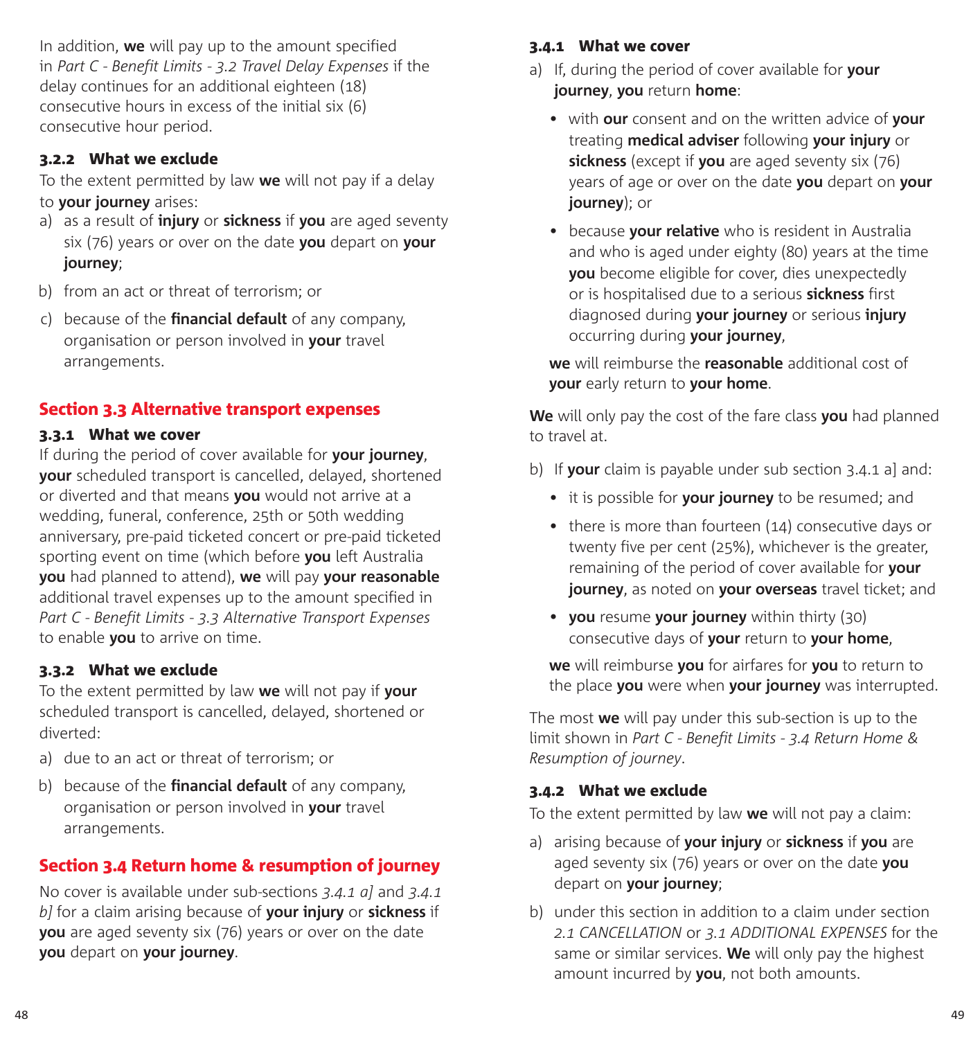In addition, **we** will pay up to the amount specified in *Part C - Benefit Limits - 3.2 Travel Delay Expenses* if the delay continues for an additional eighteen (18) consecutive hours in excess of the initial six (6) consecutive hour period.

### 3.2.2 What we exclude

To the extent permitted by law **we** will not pay if a delay to **your journey** arises:

a) as a result of **injury** or **sickness** if **you** are aged seventy six (76) years or over on the date **you** depart on **your journey**;

b) from an act or threat of terrorism; or

c) because of the **financial default** of any company, organisation or person involved in **your** travel arrangements.

## Section 3.3 Alternative transport expenses

### 3.3.1 What we cover

If during the period of cover available for **your journey**, **your** scheduled transport is cancelled, delayed, shortened or diverted and that means **you** would not arrive at a wedding, funeral, conference, 25th or 50th wedding anniversary, pre-paid ticketed concert or pre-paid ticketed sporting event on time (which before **you** left Australia **you** had planned to attend), **we** will pay **your reasonable** additional travel expenses up to the amount specified in *Part C - Benefit Limits - 3.3 Alternative Transport Expenses* to enable **you** to arrive on time.

### 3.3.2 What we exclude

To the extent permitted by law **we** will not pay if **your** scheduled transport is cancelled, delayed, shortened or diverted:

a) due to an act or threat of terrorism; or

b) because of the **financial default** of any company, organisation or person involved in **your** travel arrangements.

## Section 3.4 Return home & resumption of journey

No cover is available under sub-sections *3.4.1 a]* and *3.4.1 b]* for a claim arising because of **your injury** or **sickness** if **you** are aged seventy six (76) years or over on the date **you** depart on **your journey**.

### 3.4.1 What we cover

a) If, during the period of cover available for **your journey**, **you** return **home**:

- with **our** consent and on the written advice of **your** treating **medical adviser** following **your injury** or **sickness** (except if **you** are aged seventy six (76) years of age or over on the date **you** depart on **your journey**); or
- because **your relative** who is resident in Australia and who is aged under eighty (80) years at the time **you** become eligible for cover, dies unexpectedly or is hospitalised due to a serious **sickness** first diagnosed during **your journey** or serious **injury** occurring during **your journey**,

**we** will reimburse the **reasonable** additional cost of **your** early return to **your home**.

**We** will only pay the cost of the fare class **you** had planned to travel at.

b) If **your** claim is payable under sub section 3.4.1 a] and:

- it is possible for **your journey** to be resumed; and
- there is more than fourteen (14) consecutive days or twenty five per cent (25%), whichever is the greater, remaining of the period of cover available for **your journey**, as noted on **your overseas** travel ticket; and
- **you** resume **your journey** within thirty (30) consecutive days of **your** return to **your home**,

**we** will reimburse **you** for airfares for **you** to return to the place **you** were when **your journey** was interrupted.

The most **we** will pay under this sub-section is up to the limit shown in *Part C - Benefit Limits - 3.4 Return Home & Resumption of journey*.

### 3.4.2 What we exclude

To the extent permitted by law **we** will not pay a claim:

a) arising because of **your injury** or **sickness** if **you** are aged seventy six (76) years or over on the date **you** depart on **your journey**;

b) under this section in addition to a claim under section *2.1 CANCELLATION* or *3.1 ADDITIONAL EXPENSES* for the same or similar services. **We** will only pay the highest amount incurred by **you**, not both amounts.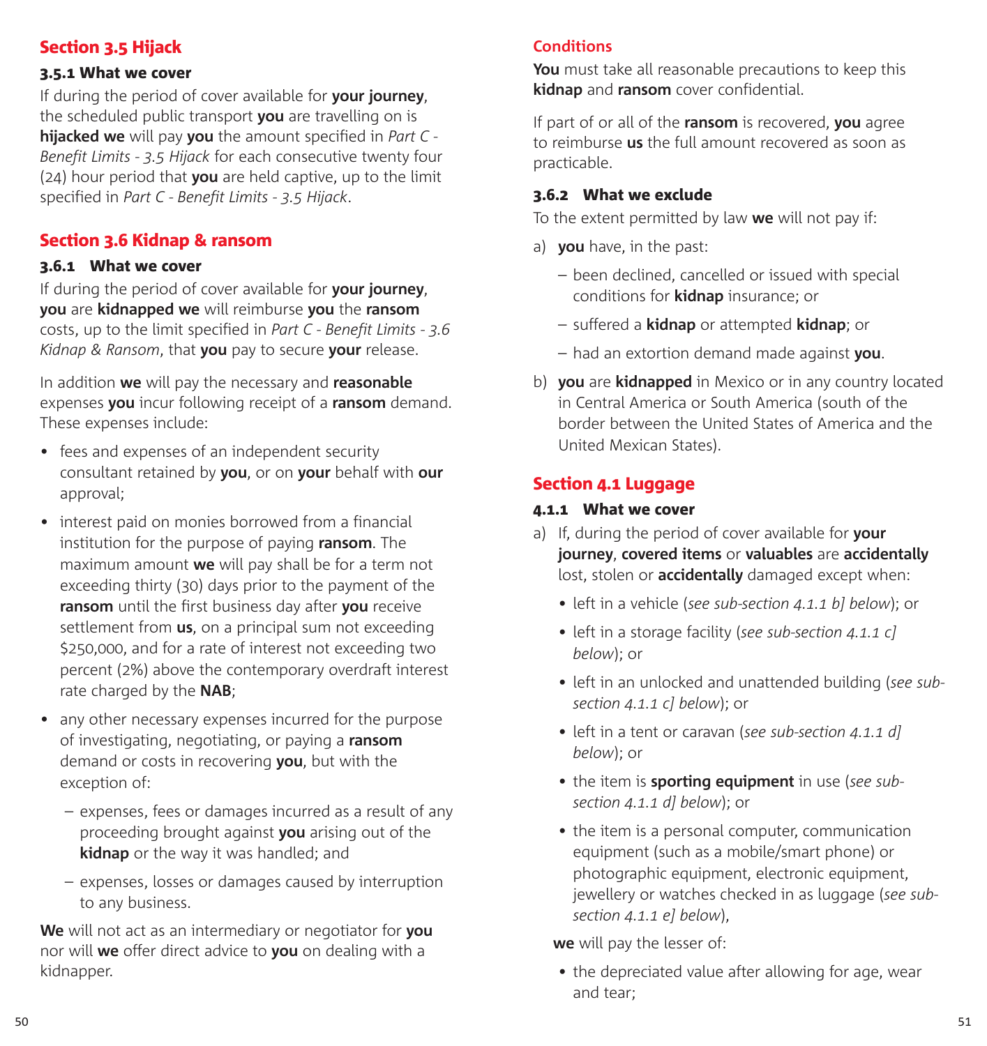## Section 3.5 Hijack

### 3.5.1 What we cover

If during the period of cover available for **your journey**, the scheduled public transport **you** are travelling on is **hijacked we** will pay **you** the amount specified in *Part C - Benefit Limits - 3.5 Hijack* for each consecutive twenty four (24) hour period that **you** are held captive, up to the limit specified in *Part C - Benefit Limits - 3.5 Hijack*.

## Section 3.6 Kidnap & ransom

### 3.6.1 What we cover

If during the period of cover available for **your journey**, **you** are **kidnapped we** will reimburse **you** the **ransom** costs, up to the limit specified in *Part C - Benefit Limits - 3.6 Kidnap & Ransom*, that **you** pay to secure **your** release.

In addition **we** will pay the necessary and **reasonable** expenses **you** incur following receipt of a **ransom** demand. These expenses include:

- fees and expenses of an independent security consultant retained by **you**, or on **your** behalf with **our** approval;
- interest paid on monies borrowed from a financial institution for the purpose of paying **ransom**. The maximum amount **we** will pay shall be for a term not exceeding thirty (30) days prior to the payment of the **ransom** until the first business day after **you** receive settlement from **us**, on a principal sum not exceeding $250,000, and for a rate of interest not exceeding two percent (2%) above the contemporary overdraft interest rate charged by the **NAB**;
- any other necessary expenses incurred for the purpose of investigating, negotiating, or paying a **ransom** demand or costs in recovering **you**, but with the exception of:
  - expenses, fees or damages incurred as a result of any proceeding brought against **you** arising out of the **kidnap** or the way it was handled; and
  - expenses, losses or damages caused by interruption to any business.

**We** will not act as an intermediary or negotiator for **you** nor will **we** offer direct advice to **you** on dealing with a kidnapper.

#### Conditions

**You** must take all reasonable precautions to keep this **kidnap** and **ransom** cover confidential.

If part of or all of the **ransom** is recovered, **you** agree to reimburse **us** the full amount recovered as soon as practicable.

### 3.6.2 What we exclude

To the extent permitted by law **we** will not pay if:

a) **you** have, in the past:
   - been declined, cancelled or issued with special conditions for **kidnap** insurance; or
   - suffered a **kidnap** or attempted **kidnap**; or
   - had an extortion demand made against **you**.

b) **you** are **kidnapped** in Mexico or in any country located in Central America or South America (south of the border between the United States of America and the United Mexican States).

## Section 4.1 Luggage

### 4.1.1 What we cover

a) If, during the period of cover available for **your journey**, **covered items** or **valuables** are **accidentally** lost, stolen or **accidentally** damaged except when:
   - left in a vehicle (*see sub-section 4.1.1 b] below*); or
   - left in a storage facility (*see sub-section 4.1.1 c] below*); or
   - left in an unlocked and unattended building (*see sub-section 4.1.1 c] below*); or
   - left in a tent or caravan (*see sub-section 4.1.1 d] below*); or
   - the item is **sporting equipment** in use (*see sub-section 4.1.1 d] below*); or
   - the item is a personal computer, communication equipment (such as a mobile/smart phone) or photographic equipment, electronic equipment, jewellery or watches checked in as luggage (*see sub-section 4.1.1 e] below*),

   **we** will pay the lesser of:
   - the depreciated value after allowing for age, wear and tear;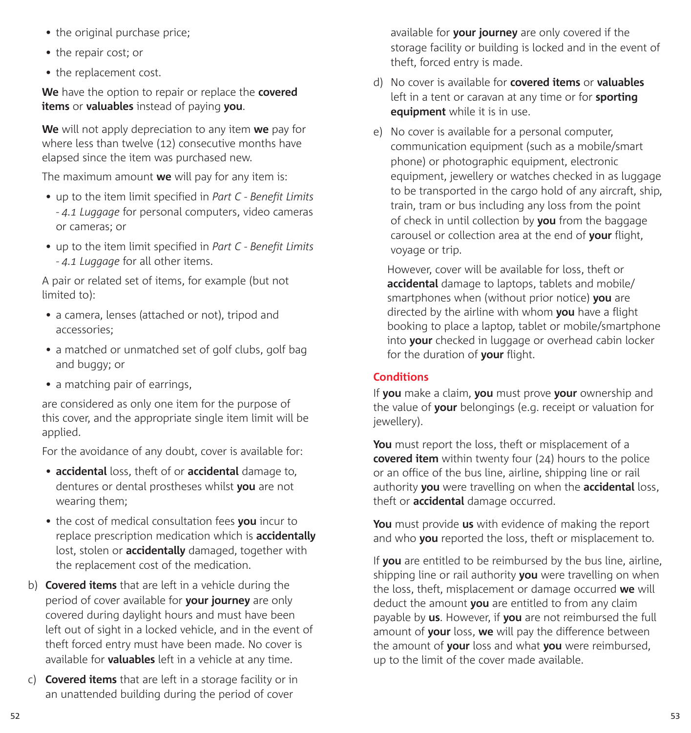- the original purchase price;
- the repair cost; or
- the replacement cost.

**We** have the option to repair or replace the **covered items** or **valuables** instead of paying **you**.

**We** will not apply depreciation to any item **we** pay for where less than twelve (12) consecutive months have elapsed since the item was purchased new.

The maximum amount **we** will pay for any item is:

- up to the item limit specified in *Part C - Benefit Limits - 4.1 Luggage* for personal computers, video cameras or cameras; or
- up to the item limit specified in *Part C - Benefit Limits - 4.1 Luggage* for all other items.

A pair or related set of items, for example (but not limited to):

- a camera, lenses (attached or not), tripod and accessories;
- a matched or unmatched set of golf clubs, golf bag and buggy; or
- a matching pair of earrings,

are considered as only one item for the purpose of this cover, and the appropriate single item limit will be applied.

For the avoidance of any doubt, cover is available for:

- **accidental** loss, theft of or **accidental** damage to, dentures or dental prostheses whilst **you** are not wearing them;
- the cost of medical consultation fees **you** incur to replace prescription medication which is **accidentally** lost, stolen or **accidentally** damaged, together with the replacement cost of the medication.

b) **Covered items** that are left in a vehicle during the period of cover available for **your journey** are only covered during daylight hours and must have been left out of sight in a locked vehicle, and in the event of theft forced entry must have been made. No cover is available for **valuables** left in a vehicle at any time.

c) **Covered items** that are left in a storage facility or in an unattended building during the period of cover available for **your journey** are only covered if the storage facility or building is locked and in the event of theft, forced entry is made.

d) No cover is available for **covered items** or **valuables** left in a tent or caravan at any time or for **sporting equipment** while it is in use.

e) No cover is available for a personal computer, communication equipment (such as a mobile/smart phone) or photographic equipment, electronic equipment, jewellery or watches checked in as luggage to be transported in the cargo hold of any aircraft, ship, train, tram or bus including any loss from the point of check in until collection by **you** from the baggage carousel or collection area at the end of **your** flight, voyage or trip.

However, cover will be available for loss, theft or **accidental** damage to laptops, tablets and mobile/smartphones when (without prior notice) **you** are directed by the airline with whom **you** have a flight booking to place a laptop, tablet or mobile/smartphone into **your** checked in luggage or overhead cabin locker for the duration of **your** flight.

### Conditions

If **you** make a claim, **you** must prove **your** ownership and the value of **your** belongings (e.g. receipt or valuation for jewellery).

**You** must report the loss, theft or misplacement of a **covered item** within twenty four (24) hours to the police or an office of the bus line, airline, shipping line or rail authority **you** were travelling on when the **accidental** loss, theft or **accidental** damage occurred.

**You** must provide **us** with evidence of making the report and who **you** reported the loss, theft or misplacement to.

If **you** are entitled to be reimbursed by the bus line, airline, shipping line or rail authority **you** were travelling on when the loss, theft, misplacement or damage occurred **we** will deduct the amount **you** are entitled to from any claim payable by **us**. However, if **you** are not reimbursed the full amount of **your** loss, **we** will pay the difference between the amount of **your** loss and what **you** were reimbursed, up to the limit of the cover made available.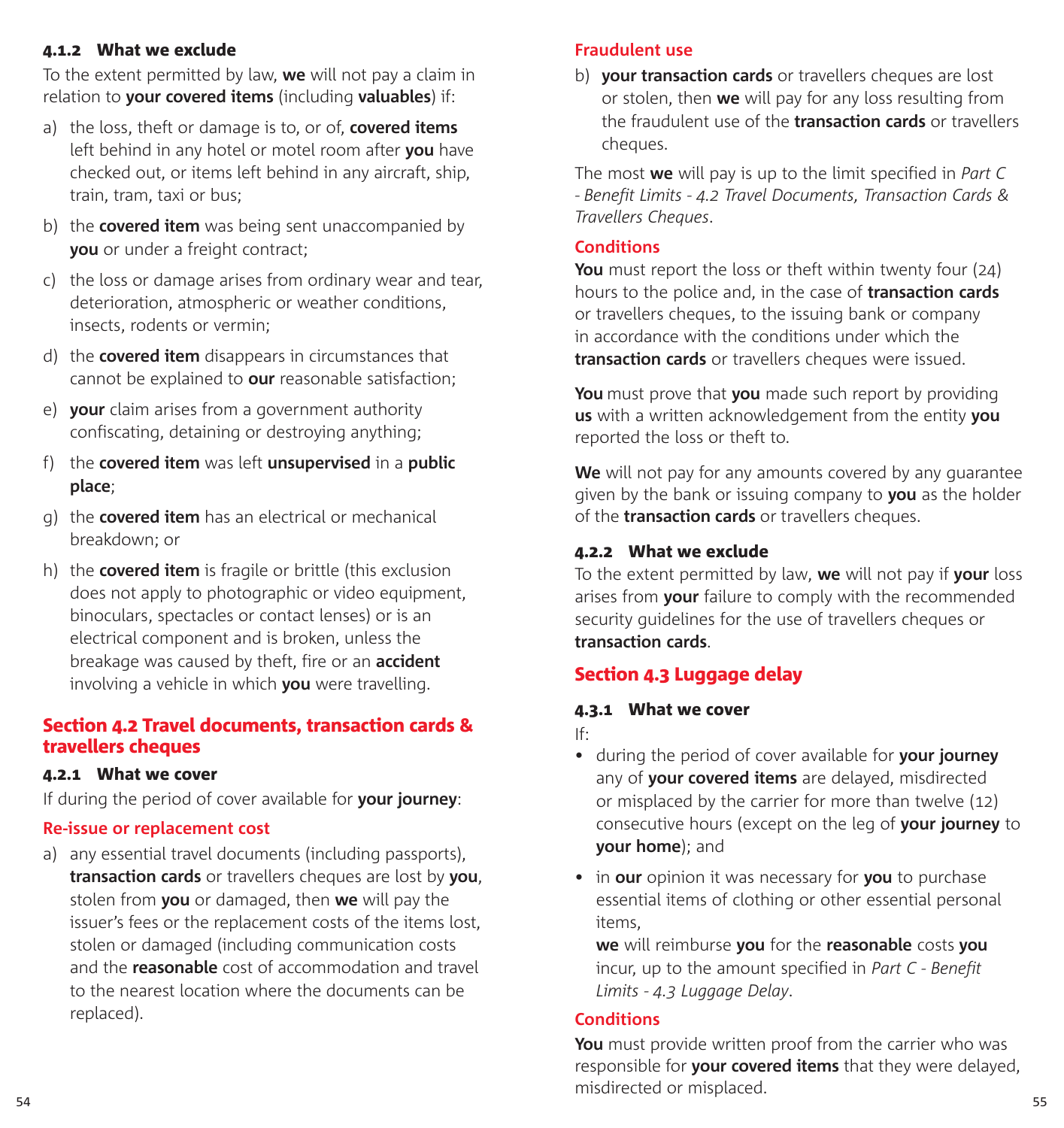#### 4.1.2 What we exclude

To the extent permitted by law, **we** will not pay a claim in relation to **your covered items** (including **valuables**) if:

a) the loss, theft or damage is to, or of, **covered items** left behind in any hotel or motel room after **you** have checked out, or items left behind in any aircraft, ship, train, tram, taxi or bus;

b) the **covered item** was being sent unaccompanied by **you** or under a freight contract;

c) the loss or damage arises from ordinary wear and tear, deterioration, atmospheric or weather conditions, insects, rodents or vermin;

d) the **covered item** disappears in circumstances that cannot be explained to **our** reasonable satisfaction;

e) **your** claim arises from a government authority confiscating, detaining or destroying anything;

f) the **covered item** was left **unsupervised** in a **public place**;

g) the **covered item** has an electrical or mechanical breakdown; or

h) the **covered item** is fragile or brittle (this exclusion does not apply to photographic or video equipment, binoculars, spectacles or contact lenses) or is an electrical component and is broken, unless the breakage was caused by theft, fire or an **accident** involving a vehicle in which **you** were travelling.

### Section 4.2 Travel documents, transaction cards & travellers cheques

#### 4.2.1 What we cover

If during the period of cover available for **your journey**:

**Re-issue or replacement cost**

a) any essential travel documents (including passports), **transaction cards** or travellers cheques are lost by **you**, stolen from **you** or damaged, then **we** will pay the issuer's fees or the replacement costs of the items lost, stolen or damaged (including communication costs and the **reasonable** cost of accommodation and travel to the nearest location where the documents can be replaced).

**Fraudulent use**

b) **your transaction cards** or travellers cheques are lost or stolen, then **we** will pay for any loss resulting from the fraudulent use of the **transaction cards** or travellers cheques.

The most **we** will pay is up to the limit specified in *Part C - Benefit Limits - 4.2 Travel Documents, Transaction Cards & Travellers Cheques*.

**Conditions**

**You** must report the loss or theft within twenty four (24) hours to the police and, in the case of **transaction cards** or travellers cheques, to the issuing bank or company in accordance with the conditions under which the **transaction cards** or travellers cheques were issued.

**You** must prove that **you** made such report by providing **us** with a written acknowledgement from the entity **you** reported the loss or theft to.

**We** will not pay for any amounts covered by any guarantee given by the bank or issuing company to **you** as the holder of the **transaction cards** or travellers cheques.

#### 4.2.2 What we exclude

To the extent permitted by law, **we** will not pay if **your** loss arises from **your** failure to comply with the recommended security guidelines for the use of travellers cheques or **transaction cards**.

### Section 4.3 Luggage delay

#### 4.3.1 What we cover

If:

- during the period of cover available for **your journey** any of **your covered items** are delayed, misdirected or misplaced by the carrier for more than twelve (12) consecutive hours (except on the leg of **your journey** to **your home**); and
- in **our** opinion it was necessary for **you** to purchase essential items of clothing or other essential personal items,

  **we** will reimburse **you** for the **reasonable** costs **you** incur, up to the amount specified in *Part C - Benefit Limits - 4.3 Luggage Delay*.

**Conditions**

**You** must provide written proof from the carrier who was responsible for **your covered items** that they were delayed, misdirected or misplaced.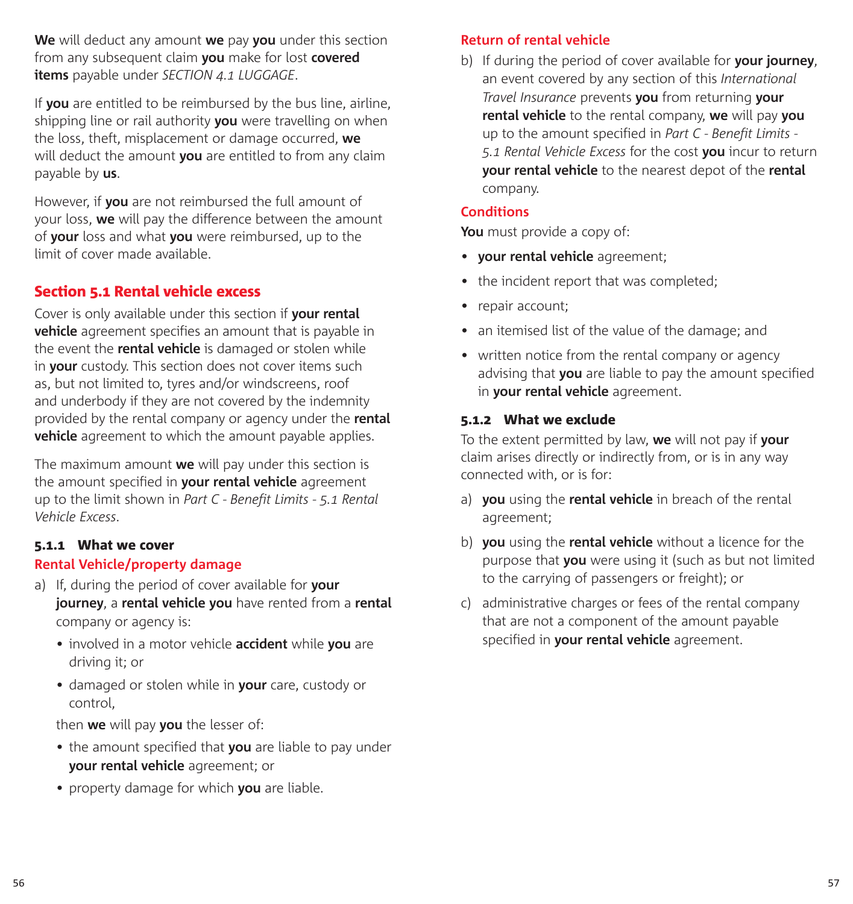**We** will deduct any amount **we** pay **you** under this section from any subsequent claim **you** make for lost **covered items** payable under *SECTION 4.1 LUGGAGE*.

If **you** are entitled to be reimbursed by the bus line, airline, shipping line or rail authority **you** were travelling on when the loss, theft, misplacement or damage occurred, **we** will deduct the amount **you** are entitled to from any claim payable by **us**.

However, if **you** are not reimbursed the full amount of your loss, **we** will pay the difference between the amount of **your** loss and what **you** were reimbursed, up to the limit of cover made available.

## Section 5.1 Rental vehicle excess

Cover is only available under this section if **your rental vehicle** agreement specifies an amount that is payable in the event the **rental vehicle** is damaged or stolen while in **your** custody. This section does not cover items such as, but not limited to, tyres and/or windscreens, roof and underbody if they are not covered by the indemnity provided by the rental company or agency under the **rental vehicle** agreement to which the amount payable applies.

The maximum amount **we** will pay under this section is the amount specified in **your rental vehicle** agreement up to the limit shown in *Part C - Benefit Limits - 5.1 Rental Vehicle Excess*.

### 5.1.1 What we cover

#### Rental Vehicle/property damage

a) If, during the period of cover available for **your journey**, a **rental vehicle you** have rented from a **rental** company or agency is:

- involved in a motor vehicle **accident** while **you** are driving it; or
- damaged or stolen while in **your** care, custody or control,

then **we** will pay **you** the lesser of:

- the amount specified that **you** are liable to pay under **your rental vehicle** agreement; or
- property damage for which **you** are liable.

#### Return of rental vehicle

b) If during the period of cover available for **your journey**, an event covered by any section of this *International Travel Insurance* prevents **you** from returning **your rental vehicle** to the rental company, **we** will pay **you** up to the amount specified in *Part C - Benefit Limits - 5.1 Rental Vehicle Excess* for the cost **you** incur to return **your rental vehicle** to the nearest depot of the **rental** company.

#### Conditions

**You** must provide a copy of:

- **your rental vehicle** agreement;
- the incident report that was completed;
- repair account;
- an itemised list of the value of the damage; and
- written notice from the rental company or agency advising that **you** are liable to pay the amount specified in **your rental vehicle** agreement.

### 5.1.2 What we exclude

To the extent permitted by law, **we** will not pay if **your** claim arises directly or indirectly from, or is in any way connected with, or is for:

a) **you** using the **rental vehicle** in breach of the rental agreement;

b) **you** using the **rental vehicle** without a licence for the purpose that **you** were using it (such as but not limited to the carrying of passengers or freight); or

c) administrative charges or fees of the rental company that are not a component of the amount payable specified in **your rental vehicle** agreement.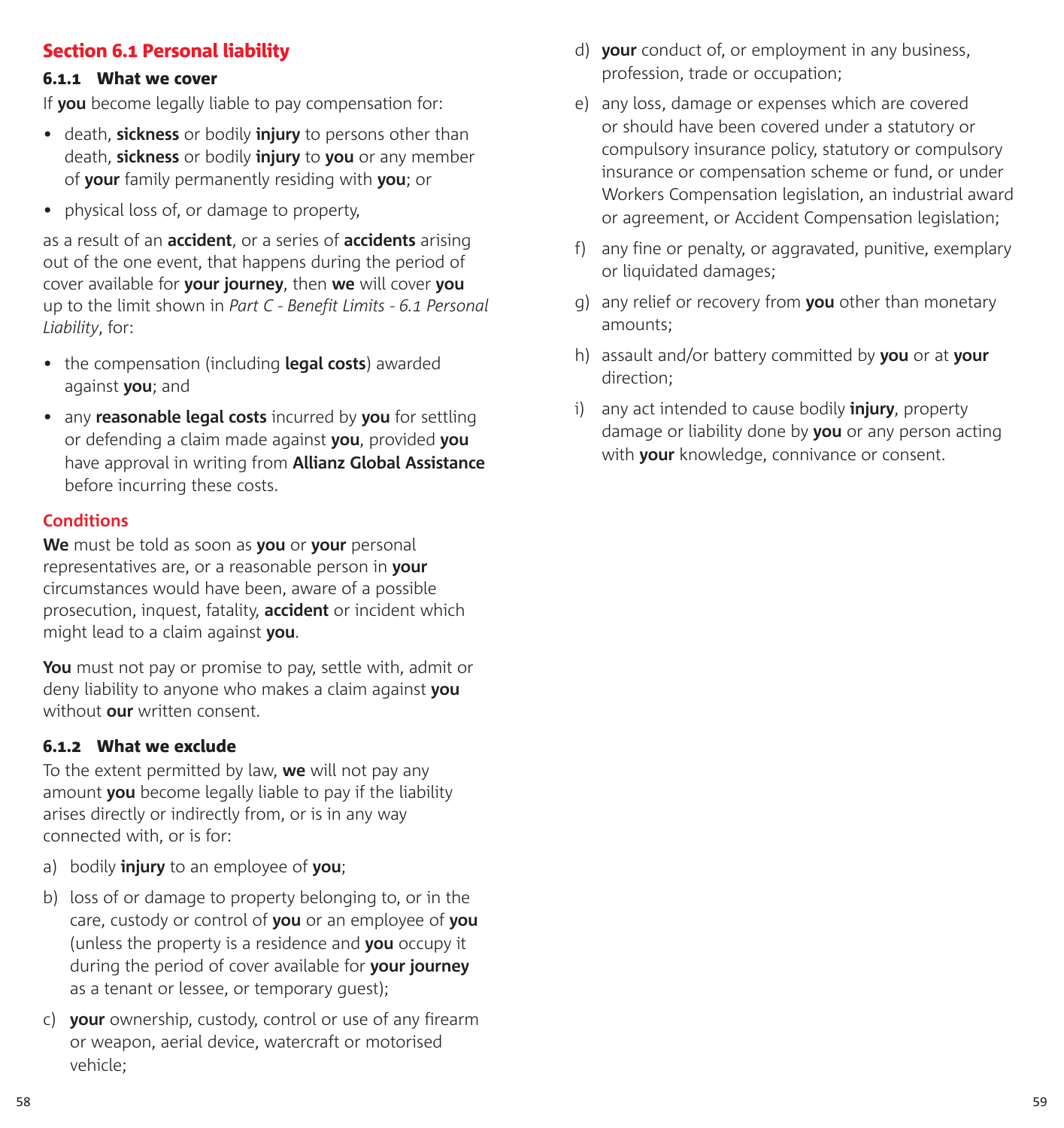## Section 6.1 Personal liability

### 6.1.1 What we cover

If **you** become legally liable to pay compensation for:

- death, **sickness** or bodily **injury** to persons other than death, **sickness** or bodily **injury** to **you** or any member of **your** family permanently residing with **you**; or
- physical loss of, or damage to property,

as a result of an **accident**, or a series of **accidents** arising out of the one event, that happens during the period of cover available for **your journey**, then **we** will cover **you** up to the limit shown in *Part C - Benefit Limits - 6.1 Personal Liability*, for:

- the compensation (including **legal costs**) awarded against **you**; and
- any **reasonable legal costs** incurred by **you** for settling or defending a claim made against **you**, provided **you** have approval in writing from **Allianz Global Assistance** before incurring these costs.

#### Conditions

**We** must be told as soon as **you** or **your** personal representatives are, or a reasonable person in **your** circumstances would have been, aware of a possible prosecution, inquest, fatality, **accident** or incident which might lead to a claim against **you**.

**You** must not pay or promise to pay, settle with, admit or deny liability to anyone who makes a claim against **you** without **our** written consent.

### 6.1.2 What we exclude

To the extent permitted by law, **we** will not pay any amount **you** become legally liable to pay if the liability arises directly or indirectly from, or is in any way connected with, or is for:

a) bodily **injury** to an employee of **you**;

b) loss of or damage to property belonging to, or in the care, custody or control of **you** or an employee of **you** (unless the property is a residence and **you** occupy it during the period of cover available for **your journey** as a tenant or lessee, or temporary guest);

c) **your** ownership, custody, control or use of any firearm or weapon, aerial device, watercraft or motorised vehicle;

d) **your** conduct of, or employment in any business, profession, trade or occupation;

e) any loss, damage or expenses which are covered or should have been covered under a statutory or compulsory insurance policy, statutory or compulsory insurance or compensation scheme or fund, or under Workers Compensation legislation, an industrial award or agreement, or Accident Compensation legislation;

f) any fine or penalty, or aggravated, punitive, exemplary or liquidated damages;

g) any relief or recovery from **you** other than monetary amounts;

h) assault and/or battery committed by **you** or at **your** direction;

i) any act intended to cause bodily **injury**, property damage or liability done by **you** or any person acting with **your** knowledge, connivance or consent.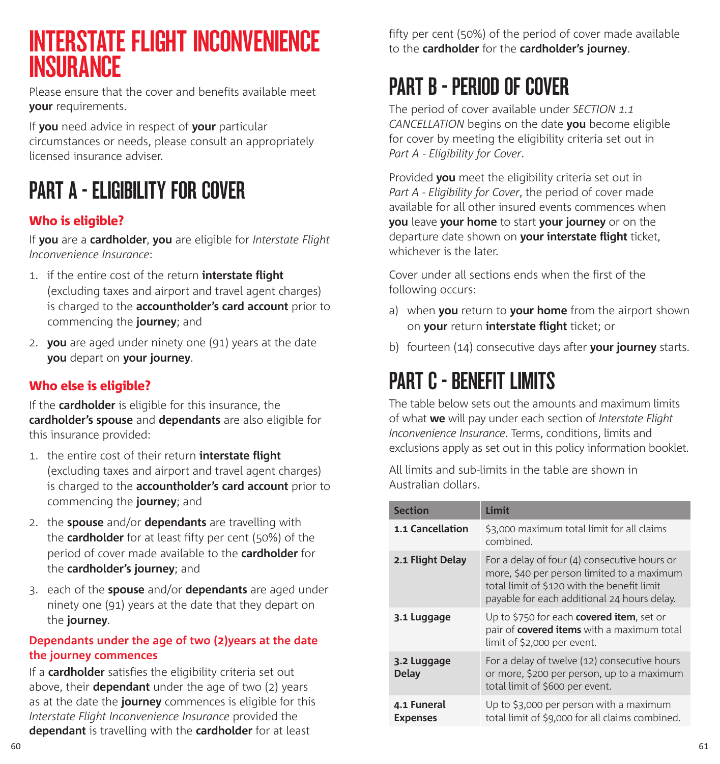# INTERSTATE FLIGHT INCONVENIENCE INSURANCE

Please ensure that the cover and benefits available meet **your** requirements.

If **you** need advice in respect of **your** particular circumstances or needs, please consult an appropriately licensed insurance adviser.

## PART A - ELIGIBILITY FOR COVER

### Who is eligible?

If **you** are a **cardholder**, **you** are eligible for *Interstate Flight Inconvenience Insurance*:

1. if the entire cost of the return **interstate flight** (excluding taxes and airport and travel agent charges) is charged to the **accountholder's card account** prior to commencing the **journey**; and
2. **you** are aged under ninety one (91) years at the date **you** depart on **your journey**.

### Who else is eligible?

If the **cardholder** is eligible for this insurance, the **cardholder's spouse** and **dependants** are also eligible for this insurance provided:

1. the entire cost of their return **interstate flight** (excluding taxes and airport and travel agent charges) is charged to the **accountholder's card account** prior to commencing the **journey**; and
2. the **spouse** and/or **dependants** are travelling with the **cardholder** for at least fifty per cent (50%) of the period of cover made available to the **cardholder** for the **cardholder's journey**; and
3. each of the **spouse** and/or **dependants** are aged under ninety one (91) years at the date that they depart on the **journey**.

### Dependants under the age of two (2)years at the date the journey commences

If a **cardholder** satisfies the eligibility criteria set out above, their **dependant** under the age of two (2) years as at the date the **journey** commences is eligible for this *Interstate Flight Inconvenience Insurance* provided the **dependant** is travelling with the **cardholder** for at least fifty per cent (50%) of the period of cover made available to the **cardholder** for the **cardholder's journey**.

## PART B - PERIOD OF COVER

The period of cover available under *SECTION 1.1 CANCELLATION* begins on the date **you** become eligible for cover by meeting the eligibility criteria set out in *Part A - Eligibility for Cover*.

Provided **you** meet the eligibility criteria set out in *Part A - Eligibility for Cover*, the period of cover made available for all other insured events commences when **you** leave **your home** to start **your journey** or on the departure date shown on **your interstate flight** ticket, whichever is the later.

Cover under all sections ends when the first of the following occurs:

a) when **you** return to **your home** from the airport shown on **your** return **interstate flight** ticket; or

b) fourteen (14) consecutive days after **your journey** starts.

## PART C - BENEFIT LIMITS

The table below sets out the amounts and maximum limits of what **we** will pay under each section of *Interstate Flight Inconvenience Insurance*. Terms, conditions, limits and exclusions apply as set out in this policy information booklet.

All limits and sub-limits in the table are shown in Australian dollars.

| Section | Limit |
|---|---|
| **1.1 Cancellation** | $3,000 maximum total limit for all claims combined. |
| **2.1 Flight Delay** | For a delay of four (4) consecutive hours or more, $40 per person limited to a maximum total limit of $120 with the benefit limit payable for each additional 24 hours delay. |
| **3.1 Luggage** | Up to $750 for each **covered item**, set or pair of **covered items** with a maximum total limit of $2,000 per event. |
| **3.2 Luggage Delay** | For a delay of twelve (12) consecutive hours or more, $200 per person, up to a maximum total limit of $600 per event. |
| **4.1 Funeral Expenses** | Up to $3,000 per person with a maximum total limit of $9,000 for all claims combined. |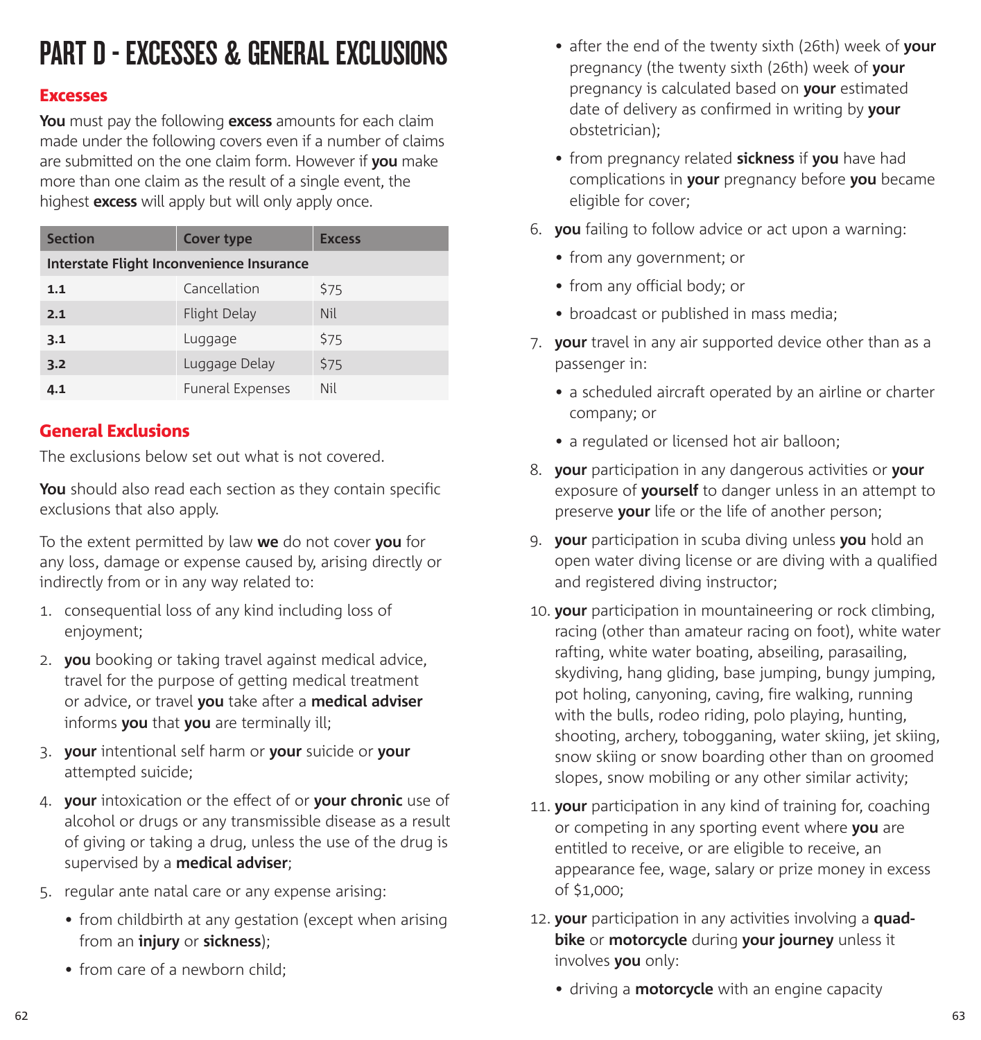# PART D - EXCESSES & GENERAL EXCLUSIONS

## Excesses

**You** must pay the following **excess** amounts for each claim made under the following covers even if a number of claims are submitted on the one claim form. However if **you** make more than one claim as the result of a single event, the highest **excess** will apply but will only apply once.

| Section | Cover type | Excess |
|---|---|---|
| **Interstate Flight Inconvenience Insurance** | | |
| **1.1** | Cancellation | $75 |
| **2.1** | Flight Delay | Nil |
| **3.1** | Luggage | $75 |
| **3.2** | Luggage Delay | $75 |
| **4.1** | Funeral Expenses | Nil |

## General Exclusions

The exclusions below set out what is not covered.

**You** should also read each section as they contain specific exclusions that also apply.

To the extent permitted by law **we** do not cover **you** for any loss, damage or expense caused by, arising directly or indirectly from or in any way related to:

1. consequential loss of any kind including loss of enjoyment;
2. **you** booking or taking travel against medical advice, travel for the purpose of getting medical treatment or advice, or travel **you** take after a **medical adviser** informs **you** that **you** are terminally ill;
3. **your** intentional self harm or **your** suicide or **your** attempted suicide;
4. **your** intoxication or the effect of or **your chronic** use of alcohol or drugs or any transmissible disease as a result of giving or taking a drug, unless the use of the drug is supervised by a **medical adviser**;
5. regular ante natal care or any expense arising:
   - from childbirth at any gestation (except when arising from an **injury** or **sickness**);
   - from care of a newborn child;
   - after the end of the twenty sixth (26th) week of **your** pregnancy (the twenty sixth (26th) week of **your** pregnancy is calculated based on **your** estimated date of delivery as confirmed in writing by **your** obstetrician);
   - from pregnancy related **sickness** if **you** have had complications in **your** pregnancy before **you** became eligible for cover;
6. **you** failing to follow advice or act upon a warning:
   - from any government; or
   - from any official body; or
   - broadcast or published in mass media;
7. **your** travel in any air supported device other than as a passenger in:
   - a scheduled aircraft operated by an airline or charter company; or
   - a regulated or licensed hot air balloon;
8. **your** participation in any dangerous activities or **your** exposure of **yourself** to danger unless in an attempt to preserve **your** life or the life of another person;
9. **your** participation in scuba diving unless **you** hold an open water diving license or are diving with a qualified and registered diving instructor;
10. **your** participation in mountaineering or rock climbing, racing (other than amateur racing on foot), white water rafting, white water boating, abseiling, parasailing, skydiving, hang gliding, base jumping, bungy jumping, pot holing, canyoning, caving, fire walking, running with the bulls, rodeo riding, polo playing, hunting, shooting, archery, tobogganing, water skiing, jet skiing, snow skiing or snow boarding other than on groomed slopes, snow mobiling or any other similar activity;
11. **your** participation in any kind of training for, coaching or competing in any sporting event where **you** are entitled to receive, or are eligible to receive, an appearance fee, wage, salary or prize money in excess of $1,000;
12. **your** participation in any activities involving a **quad-bike** or **motorcycle** during **your journey** unless it involves **you** only:
    - driving a **motorcycle** with an engine capacity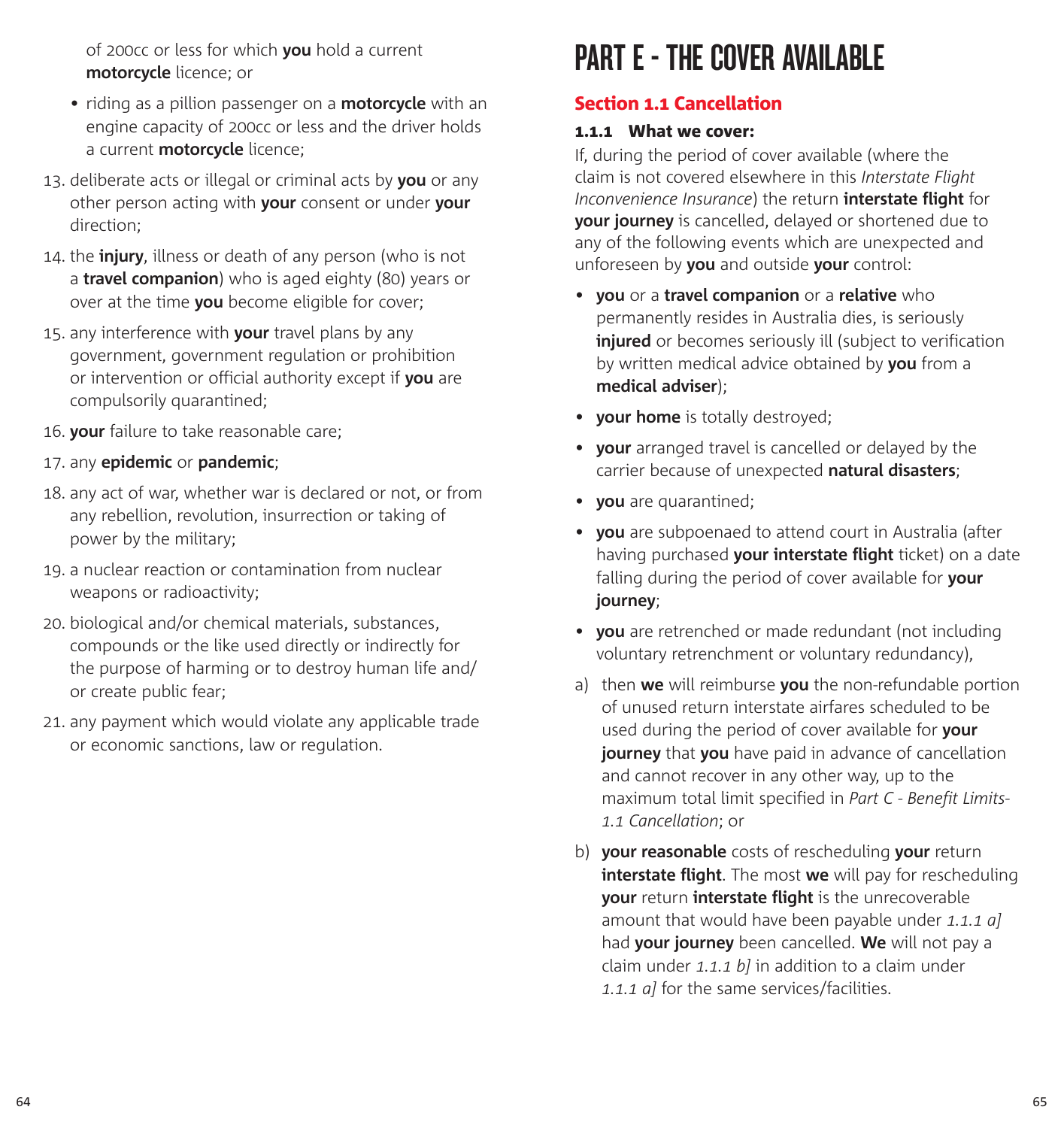of 200cc or less for which **you** hold a current **motorcycle** licence; or

- riding as a pillion passenger on a **motorcycle** with an engine capacity of 200cc or less and the driver holds a current **motorcycle** licence;

13. deliberate acts or illegal or criminal acts by **you** or any other person acting with **your** consent or under **your** direction;
14. the **injury**, illness or death of any person (who is not a **travel companion**) who is aged eighty (80) years or over at the time **you** become eligible for cover;
15. any interference with **your** travel plans by any government, government regulation or prohibition or intervention or official authority except if **you** are compulsorily quarantined;
16. **your** failure to take reasonable care;
17. any **epidemic** or **pandemic**;
18. any act of war, whether war is declared or not, or from any rebellion, revolution, insurrection or taking of power by the military;
19. a nuclear reaction or contamination from nuclear weapons or radioactivity;
20. biological and/or chemical materials, substances, compounds or the like used directly or indirectly for the purpose of harming or to destroy human life and/or create public fear;
21. any payment which would violate any applicable trade or economic sanctions, law or regulation.

# PART E - THE COVER AVAILABLE

## Section 1.1 Cancellation

### 1.1.1 What we cover:

If, during the period of cover available (where the claim is not covered elsewhere in this *Interstate Flight Inconvenience Insurance*) the return **interstate flight** for **your journey** is cancelled, delayed or shortened due to any of the following events which are unexpected and unforeseen by **you** and outside **your** control:

- **you** or a **travel companion** or a **relative** who permanently resides in Australia dies, is seriously **injured** or becomes seriously ill (subject to verification by written medical advice obtained by **you** from a **medical adviser**);
- **your home** is totally destroyed;
- **your** arranged travel is cancelled or delayed by the carrier because of unexpected **natural disasters**;
- **you** are quarantined;
- **you** are subpoenaed to attend court in Australia (after having purchased **your interstate flight** ticket) on a date falling during the period of cover available for **your journey**;
- **you** are retrenched or made redundant (not including voluntary retrenchment or voluntary redundancy),

a) then **we** will reimburse **you** the non-refundable portion of unused return interstate airfares scheduled to be used during the period of cover available for **your journey** that **you** have paid in advance of cancellation and cannot recover in any other way, up to the maximum total limit specified in *Part C - Benefit Limits-1.1 Cancellation*; or

b) **your reasonable** costs of rescheduling **your** return **interstate flight**. The most **we** will pay for rescheduling **your** return **interstate flight** is the unrecoverable amount that would have been payable under *1.1.1 a]* had **your journey** been cancelled. **We** will not pay a claim under *1.1.1 b]* in addition to a claim under *1.1.1 a]* for the same services/facilities.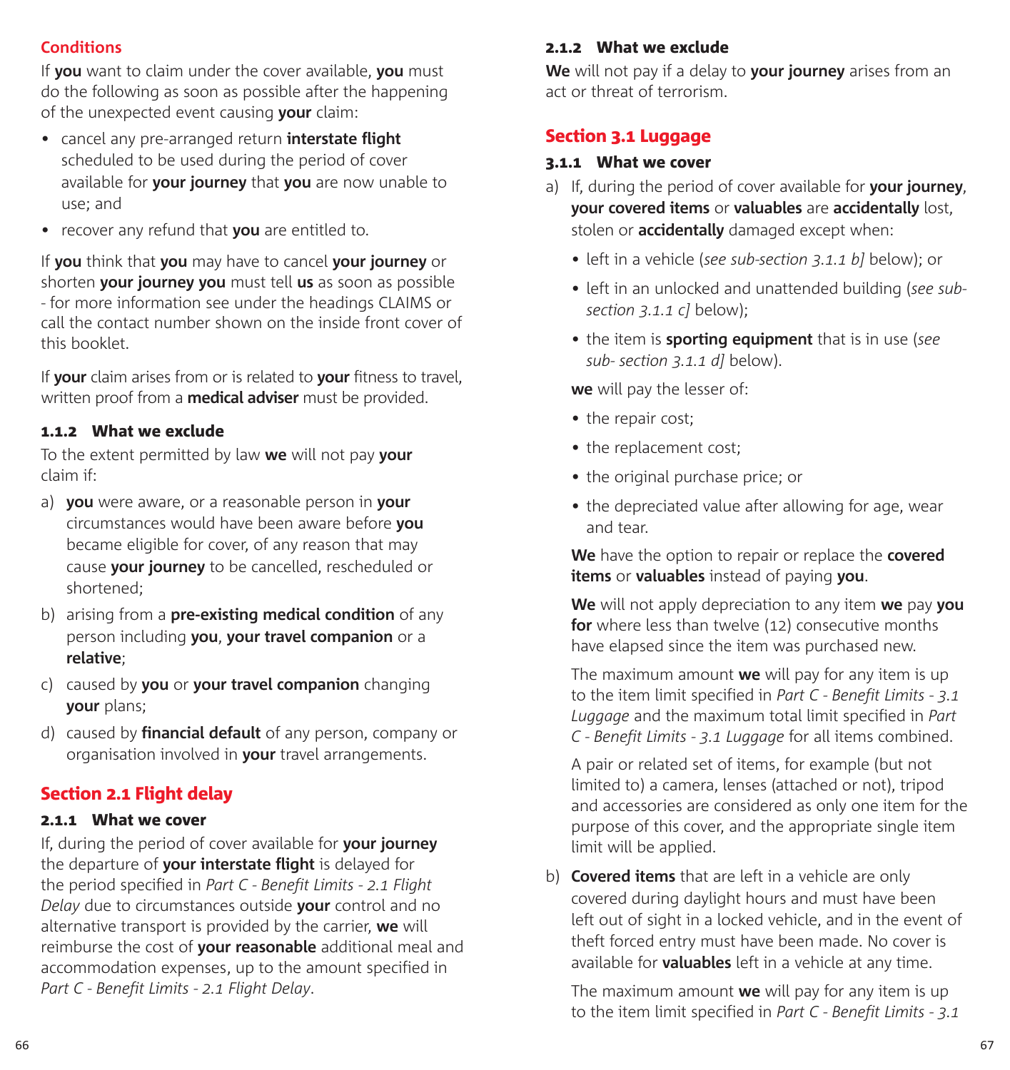**Conditions**

If **you** want to claim under the cover available, **you** must do the following as soon as possible after the happening of the unexpected event causing **your** claim:

- cancel any pre-arranged return **interstate flight** scheduled to be used during the period of cover available for **your journey** that **you** are now unable to use; and
- recover any refund that **you** are entitled to.

If **you** think that **you** may have to cancel **your journey** or shorten **your journey you** must tell **us** as soon as possible - for more information see under the headings CLAIMS or call the contact number shown on the inside front cover of this booklet.

If **your** claim arises from or is related to **your** fitness to travel, written proof from a **medical adviser** must be provided.

### 1.1.2 What we exclude

To the extent permitted by law **we** will not pay **your** claim if:

a) **you** were aware, or a reasonable person in **your** circumstances would have been aware before **you** became eligible for cover, of any reason that may cause **your journey** to be cancelled, rescheduled or shortened;

b) arising from a **pre-existing medical condition** of any person including **you**, **your travel companion** or a **relative**;

c) caused by **you** or **your travel companion** changing **your** plans;

d) caused by **financial default** of any person, company or organisation involved in **your** travel arrangements.

## Section 2.1 Flight delay

### 2.1.1 What we cover

If, during the period of cover available for **your journey** the departure of **your interstate flight** is delayed for the period specified in *Part C - Benefit Limits - 2.1 Flight Delay* due to circumstances outside **your** control and no alternative transport is provided by the carrier, **we** will reimburse the cost of **your reasonable** additional meal and accommodation expenses, up to the amount specified in *Part C - Benefit Limits - 2.1 Flight Delay*.

### 2.1.2 What we exclude

**We** will not pay if a delay to **your journey** arises from an act or threat of terrorism.

## Section 3.1 Luggage

### 3.1.1 What we cover

a) If, during the period of cover available for **your journey**, **your covered items** or **valuables** are **accidentally** lost, stolen or **accidentally** damaged except when:

- left in a vehicle (*see sub-section 3.1.1 b]* below); or
- left in an unlocked and unattended building (*see sub-section 3.1.1 c]* below);
- the item is **sporting equipment** that is in use (*see sub- section 3.1.1 d]* below).

**we** will pay the lesser of:

- the repair cost;
- the replacement cost;
- the original purchase price; or
- the depreciated value after allowing for age, wear and tear.

**We** have the option to repair or replace the **covered items** or **valuables** instead of paying **you**.

**We** will not apply depreciation to any item **we** pay **you for** where less than twelve (12) consecutive months have elapsed since the item was purchased new.

The maximum amount **we** will pay for any item is up to the item limit specified in *Part C - Benefit Limits - 3.1 Luggage* and the maximum total limit specified in *Part C - Benefit Limits - 3.1 Luggage* for all items combined.

A pair or related set of items, for example (but not limited to) a camera, lenses (attached or not), tripod and accessories are considered as only one item for the purpose of this cover, and the appropriate single item limit will be applied.

b) **Covered items** that are left in a vehicle are only covered during daylight hours and must have been left out of sight in a locked vehicle, and in the event of theft forced entry must have been made. No cover is available for **valuables** left in a vehicle at any time.

The maximum amount **we** will pay for any item is up to the item limit specified in *Part C - Benefit Limits - 3.1*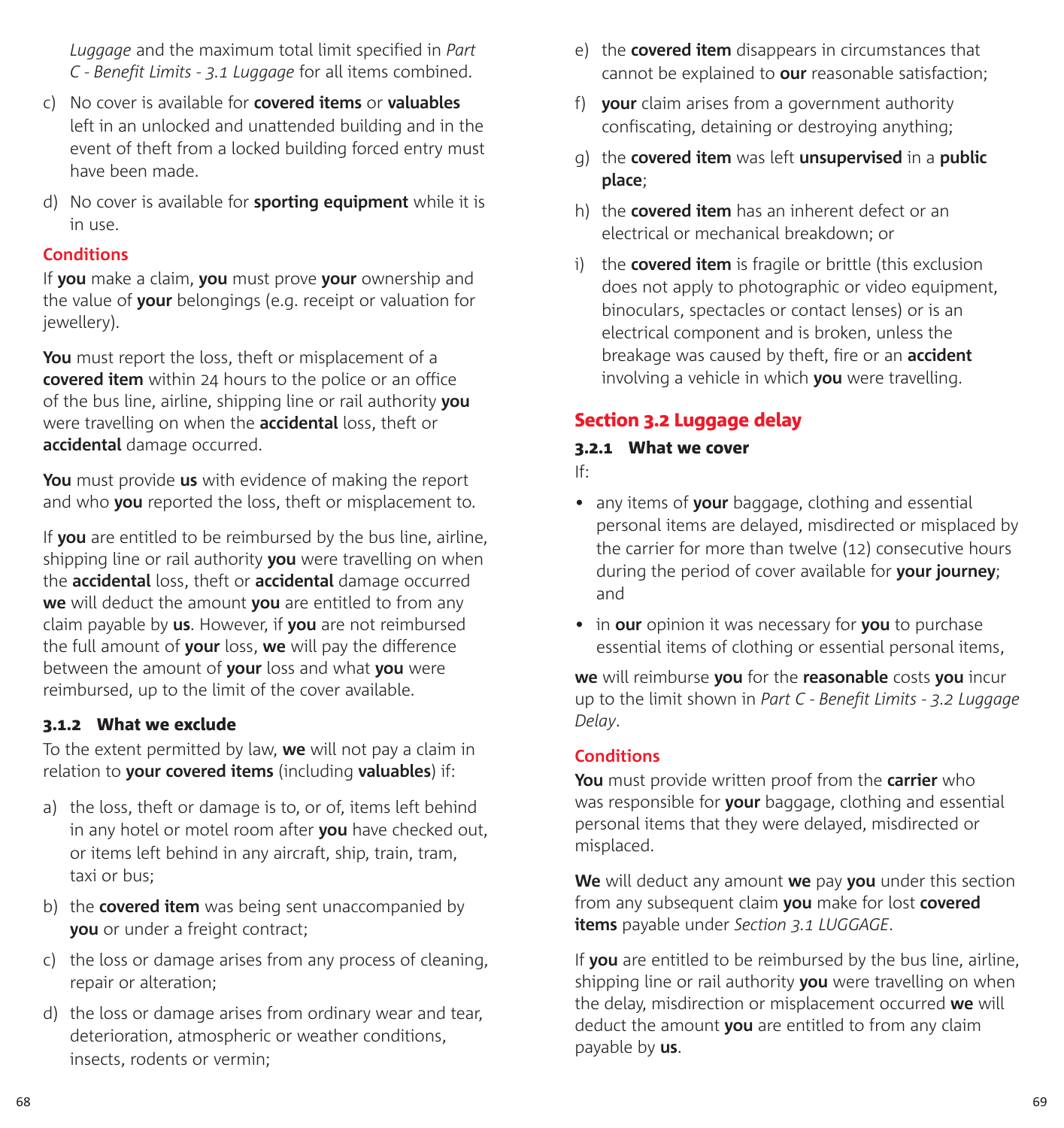*Luggage* and the maximum total limit specified in *Part C - Benefit Limits - 3.1 Luggage* for all items combined.

c) No cover is available for **covered items** or **valuables** left in an unlocked and unattended building and in the event of theft from a locked building forced entry must have been made.

d) No cover is available for **sporting equipment** while it is in use.

**Conditions**

If **you** make a claim, **you** must prove **your** ownership and the value of **your** belongings (e.g. receipt or valuation for jewellery).

**You** must report the loss, theft or misplacement of a **covered item** within 24 hours to the police or an office of the bus line, airline, shipping line or rail authority **you** were travelling on when the **accidental** loss, theft or **accidental** damage occurred.

**You** must provide **us** with evidence of making the report and who **you** reported the loss, theft or misplacement to.

If **you** are entitled to be reimbursed by the bus line, airline, shipping line or rail authority **you** were travelling on when the **accidental** loss, theft or **accidental** damage occurred **we** will deduct the amount **you** are entitled to from any claim payable by **us**. However, if **you** are not reimbursed the full amount of **your** loss, **we** will pay the difference between the amount of **your** loss and what **you** were reimbursed, up to the limit of the cover available.

### 3.1.2 What we exclude

To the extent permitted by law, **we** will not pay a claim in relation to **your covered items** (including **valuables**) if:

a) the loss, theft or damage is to, or of, items left behind in any hotel or motel room after **you** have checked out, or items left behind in any aircraft, ship, train, tram, taxi or bus;

b) the **covered item** was being sent unaccompanied by **you** or under a freight contract;

c) the loss or damage arises from any process of cleaning, repair or alteration;

d) the loss or damage arises from ordinary wear and tear, deterioration, atmospheric or weather conditions, insects, rodents or vermin;

e) the **covered item** disappears in circumstances that cannot be explained to **our** reasonable satisfaction;

f) **your** claim arises from a government authority confiscating, detaining or destroying anything;

g) the **covered item** was left **unsupervised** in a **public place**;

h) the **covered item** has an inherent defect or an electrical or mechanical breakdown; or

i) the **covered item** is fragile or brittle (this exclusion does not apply to photographic or video equipment, binoculars, spectacles or contact lenses) or is an electrical component and is broken, unless the breakage was caused by theft, fire or an **accident** involving a vehicle in which **you** were travelling.

## Section 3.2 Luggage delay

### 3.2.1 What we cover

If:

- any items of **your** baggage, clothing and essential personal items are delayed, misdirected or misplaced by the carrier for more than twelve (12) consecutive hours during the period of cover available for **your journey**; and
- in **our** opinion it was necessary for **you** to purchase essential items of clothing or essential personal items,

**we** will reimburse **you** for the **reasonable** costs **you** incur up to the limit shown in *Part C - Benefit Limits - 3.2 Luggage Delay*.

**Conditions**

**You** must provide written proof from the **carrier** who was responsible for **your** baggage, clothing and essential personal items that they were delayed, misdirected or misplaced.

**We** will deduct any amount **we** pay **you** under this section from any subsequent claim **you** make for lost **covered items** payable under *Section 3.1 LUGGAGE*.

If **you** are entitled to be reimbursed by the bus line, airline, shipping line or rail authority **you** were travelling on when the delay, misdirection or misplacement occurred **we** will deduct the amount **you** are entitled to from any claim payable by **us**.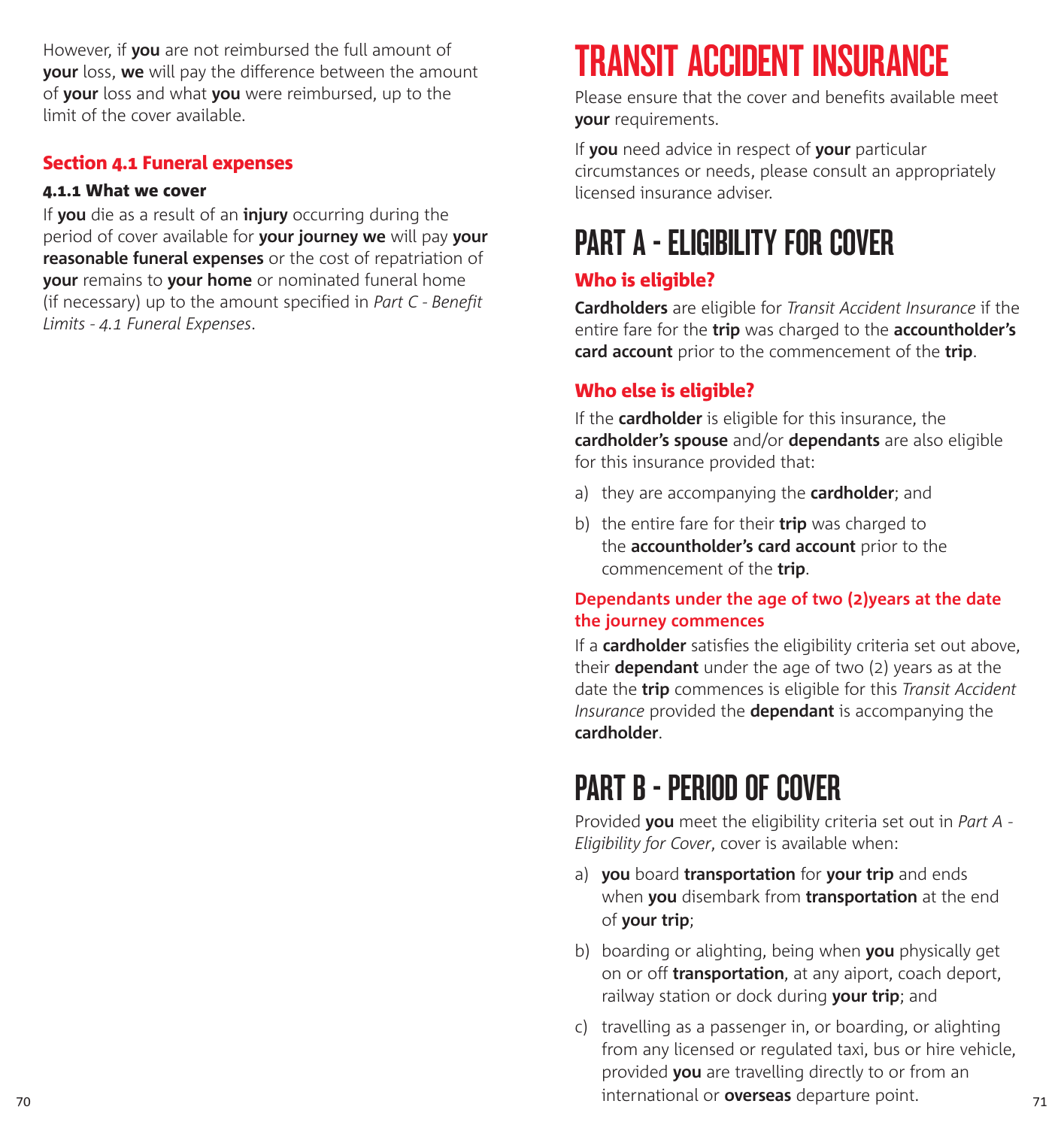However, if **you** are not reimbursed the full amount of **your** loss, **we** will pay the difference between the amount of **your** loss and what **you** were reimbursed, up to the limit of the cover available.

## Section 4.1 Funeral expenses

#### 4.1.1 What we cover

If **you** die as a result of an **injury** occurring during the period of cover available for **your journey we** will pay **your reasonable funeral expenses** or the cost of repatriation of **your** remains to **your home** or nominated funeral home (if necessary) up to the amount specified in *Part C - Benefit Limits - 4.1 Funeral Expenses*.

# TRANSIT ACCIDENT INSURANCE

Please ensure that the cover and benefits available meet **your** requirements.

If **you** need advice in respect of **your** particular circumstances or needs, please consult an appropriately licensed insurance adviser.

# PART A - ELIGIBILITY FOR COVER

## Who is eligible?

**Cardholders** are eligible for *Transit Accident Insurance* if the entire fare for the **trip** was charged to the **accountholder's card account** prior to the commencement of the **trip**.

## Who else is eligible?

If the **cardholder** is eligible for this insurance, the **cardholder's spouse** and/or **dependants** are also eligible for this insurance provided that:

a) they are accompanying the **cardholder**; and

b) the entire fare for their **trip** was charged to the **accountholder's card account** prior to the commencement of the **trip**.

### Dependants under the age of two (2)years at the date the journey commences

If a **cardholder** satisfies the eligibility criteria set out above, their **dependant** under the age of two (2) years as at the date the **trip** commences is eligible for this *Transit Accident Insurance* provided the **dependant** is accompanying the **cardholder**.

# PART B - PERIOD OF COVER

Provided **you** meet the eligibility criteria set out in *Part A - Eligibility for Cover*, cover is available when:

a) **you** board **transportation** for **your trip** and ends when **you** disembark from **transportation** at the end of **your trip**;

b) boarding or alighting, being when **you** physically get on or off **transportation**, at any aiport, coach deport, railway station or dock during **your trip**; and

c) travelling as a passenger in, or boarding, or alighting from any licensed or regulated taxi, bus or hire vehicle, provided **you** are travelling directly to or from an international or **overseas** departure point.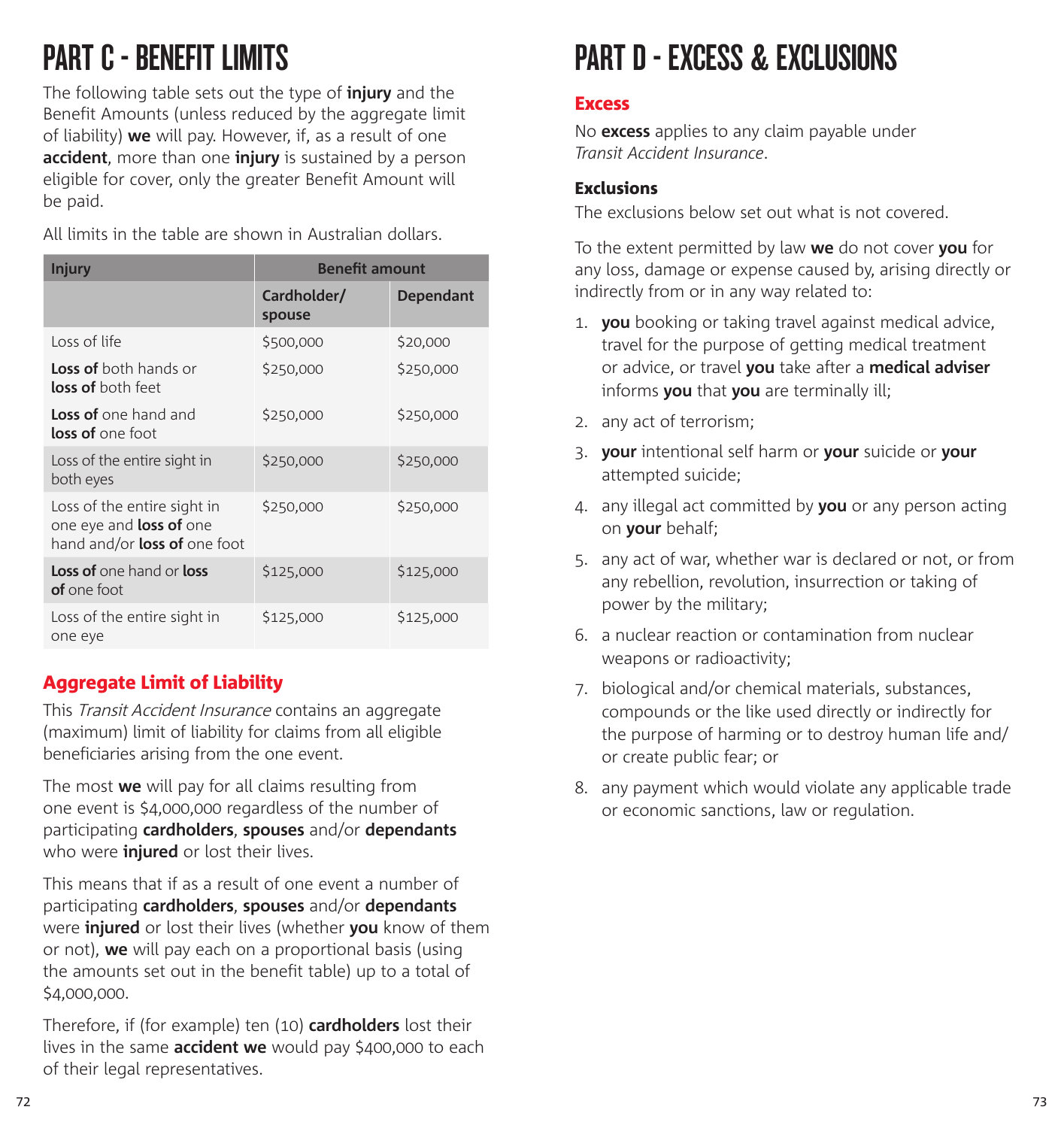# PART C - BENEFIT LIMITS

The following table sets out the type of **injury** and the Benefit Amounts (unless reduced by the aggregate limit of liability) **we** will pay. However, if, as a result of one **accident**, more than one **injury** is sustained by a person eligible for cover, only the greater Benefit Amount will be paid.

All limits in the table are shown in Australian dollars.

| Injury | Benefit amount | |
|---|---|---|
| | Cardholder/ spouse | Dependant |
| Loss of life | $500,000 | $20,000 |
| **Loss of** both hands or **loss of** both feet | $250,000 | $250,000 |
| **Loss of** one hand and **loss of** one foot | $250,000 | $250,000 |
| Loss of the entire sight in both eyes | $250,000 | $250,000 |
| Loss of the entire sight in one eye and **loss of** one hand and/or **loss of** one foot | $250,000 | $250,000 |
| **Loss of** one hand or **loss of** one foot | $125,000 | $125,000 |
| Loss of the entire sight in one eye | $125,000 | $125,000 |

## Aggregate Limit of Liability

This *Transit Accident Insurance* contains an aggregate (maximum) limit of liability for claims from all eligible beneficiaries arising from the one event.

The most **we** will pay for all claims resulting from one event is $4,000,000 regardless of the number of participating **cardholders**, **spouses** and/or **dependants** who were **injured** or lost their lives.

This means that if as a result of one event a number of participating **cardholders**, **spouses** and/or **dependants** were **injured** or lost their lives (whether **you** know of them or not), **we** will pay each on a proportional basis (using the amounts set out in the benefit table) up to a total of $4,000,000.

Therefore, if (for example) ten (10) **cardholders** lost their lives in the same **accident we** would pay $400,000 to each of their legal representatives.

# PART D - EXCESS & EXCLUSIONS

## Excess

No **excess** applies to any claim payable under *Transit Accident Insurance*.

### Exclusions

The exclusions below set out what is not covered.

To the extent permitted by law **we** do not cover **you** for any loss, damage or expense caused by, arising directly or indirectly from or in any way related to:

1. **you** booking or taking travel against medical advice, travel for the purpose of getting medical treatment or advice, or travel **you** take after a **medical adviser** informs **you** that **you** are terminally ill;
2. any act of terrorism;
3. **your** intentional self harm or **your** suicide or **your** attempted suicide;
4. any illegal act committed by **you** or any person acting on **your** behalf;
5. any act of war, whether war is declared or not, or from any rebellion, revolution, insurrection or taking of power by the military;
6. a nuclear reaction or contamination from nuclear weapons or radioactivity;
7. biological and/or chemical materials, substances, compounds or the like used directly or indirectly for the purpose of harming or to destroy human life and/ or create public fear; or
8. any payment which would violate any applicable trade or economic sanctions, law or regulation.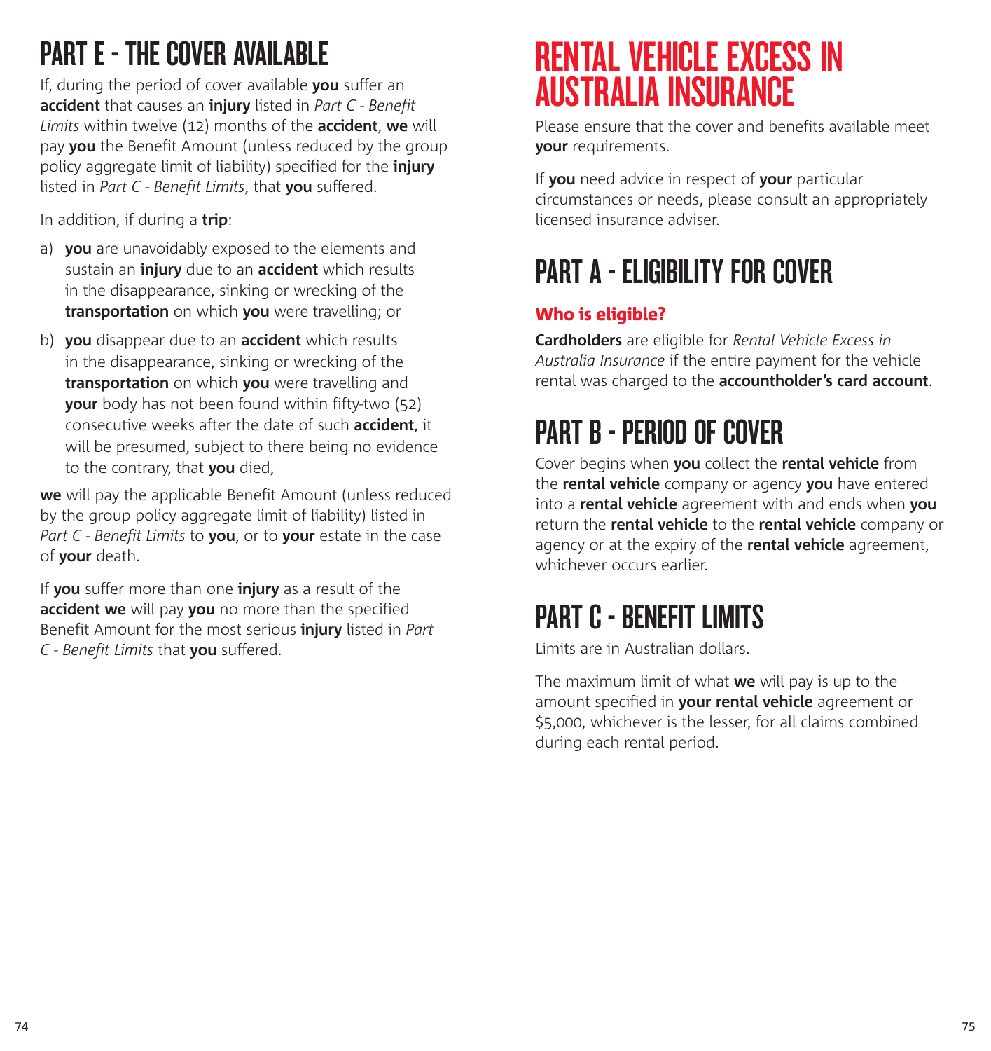## PART E - THE COVER AVAILABLE

If, during the period of cover available **you** suffer an **accident** that causes an **injury** listed in *Part C - Benefit Limits* within twelve (12) months of the **accident**, **we** will pay **you** the Benefit Amount (unless reduced by the group policy aggregate limit of liability) specified for the **injury** listed in *Part C - Benefit Limits*, that **you** suffered.

In addition, if during a **trip**:

a) **you** are unavoidably exposed to the elements and sustain an **injury** due to an **accident** which results in the disappearance, sinking or wrecking of the **transportation** on which **you** were travelling; or

b) **you** disappear due to an **accident** which results in the disappearance, sinking or wrecking of the **transportation** on which **you** were travelling and **your** body has not been found within fifty-two (52) consecutive weeks after the date of such **accident**, it will be presumed, subject to there being no evidence to the contrary, that **you** died,

**we** will pay the applicable Benefit Amount (unless reduced by the group policy aggregate limit of liability) listed in *Part C - Benefit Limits* to **you**, or to **your** estate in the case of **your** death.

If **you** suffer more than one **injury** as a result of the **accident we** will pay **you** no more than the specified Benefit Amount for the most serious **injury** listed in *Part C - Benefit Limits* that **you** suffered.

# RENTAL VEHICLE EXCESS IN AUSTRALIA INSURANCE

Please ensure that the cover and benefits available meet **your** requirements.

If **you** need advice in respect of **your** particular circumstances or needs, please consult an appropriately licensed insurance adviser.

## PART A - ELIGIBILITY FOR COVER

### Who is eligible?

**Cardholders** are eligible for *Rental Vehicle Excess in Australia Insurance* if the entire payment for the vehicle rental was charged to the **accountholder's card account**.

## PART B - PERIOD OF COVER

Cover begins when **you** collect the **rental vehicle** from the **rental vehicle** company or agency **you** have entered into a **rental vehicle** agreement with and ends when **you** return the **rental vehicle** to the **rental vehicle** company or agency or at the expiry of the **rental vehicle** agreement, whichever occurs earlier.

## PART C - BENEFIT LIMITS

Limits are in Australian dollars.

The maximum limit of what **we** will pay is up to the amount specified in **your rental vehicle** agreement or $5,000, whichever is the lesser, for all claims combined during each rental period.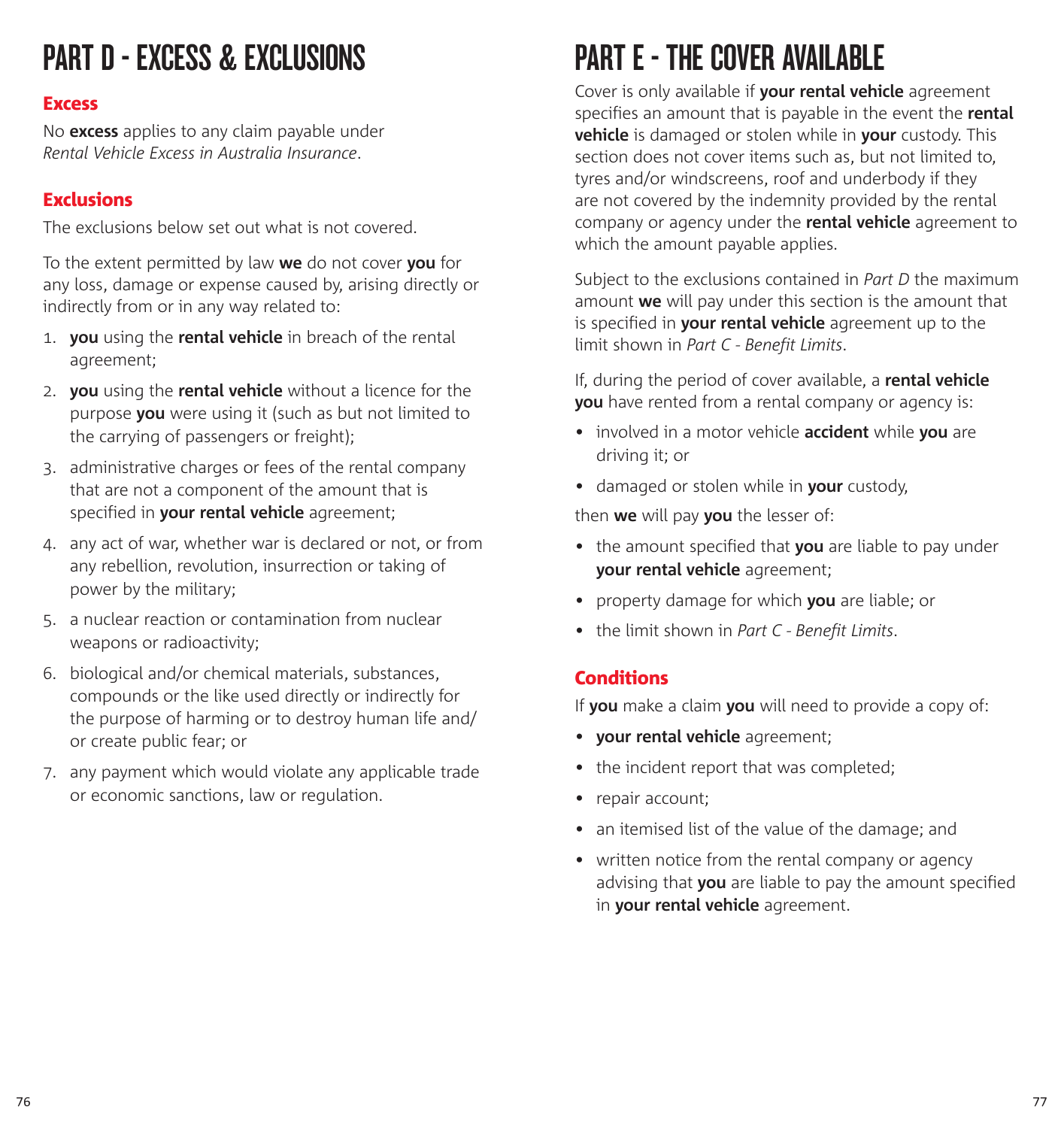# PART D - EXCESS & EXCLUSIONS

## Excess

No **excess** applies to any claim payable under *Rental Vehicle Excess in Australia Insurance*.

## Exclusions

The exclusions below set out what is not covered.

To the extent permitted by law **we** do not cover **you** for any loss, damage or expense caused by, arising directly or indirectly from or in any way related to:

1. **you** using the **rental vehicle** in breach of the rental agreement;
2. **you** using the **rental vehicle** without a licence for the purpose **you** were using it (such as but not limited to the carrying of passengers or freight);
3. administrative charges or fees of the rental company that are not a component of the amount that is specified in **your rental vehicle** agreement;
4. any act of war, whether war is declared or not, or from any rebellion, revolution, insurrection or taking of power by the military;
5. a nuclear reaction or contamination from nuclear weapons or radioactivity;
6. biological and/or chemical materials, substances, compounds or the like used directly or indirectly for the purpose of harming or to destroy human life and/or create public fear; or
7. any payment which would violate any applicable trade or economic sanctions, law or regulation.

# PART E - THE COVER AVAILABLE

Cover is only available if **your rental vehicle** agreement specifies an amount that is payable in the event the **rental vehicle** is damaged or stolen while in **your** custody. This section does not cover items such as, but not limited to, tyres and/or windscreens, roof and underbody if they are not covered by the indemnity provided by the rental company or agency under the **rental vehicle** agreement to which the amount payable applies.

Subject to the exclusions contained in *Part D* the maximum amount **we** will pay under this section is the amount that is specified in **your rental vehicle** agreement up to the limit shown in *Part C - Benefit Limits*.

If, during the period of cover available, a **rental vehicle you** have rented from a rental company or agency is:

- involved in a motor vehicle **accident** while **you** are driving it; or
- damaged or stolen while in **your** custody,

then **we** will pay **you** the lesser of:

- the amount specified that **you** are liable to pay under **your rental vehicle** agreement;
- property damage for which **you** are liable; or
- the limit shown in *Part C - Benefit Limits*.

## Conditions

If **you** make a claim **you** will need to provide a copy of:

- **your rental vehicle** agreement;
- the incident report that was completed;
- repair account;
- an itemised list of the value of the damage; and
- written notice from the rental company or agency advising that **you** are liable to pay the amount specified in **your rental vehicle** agreement.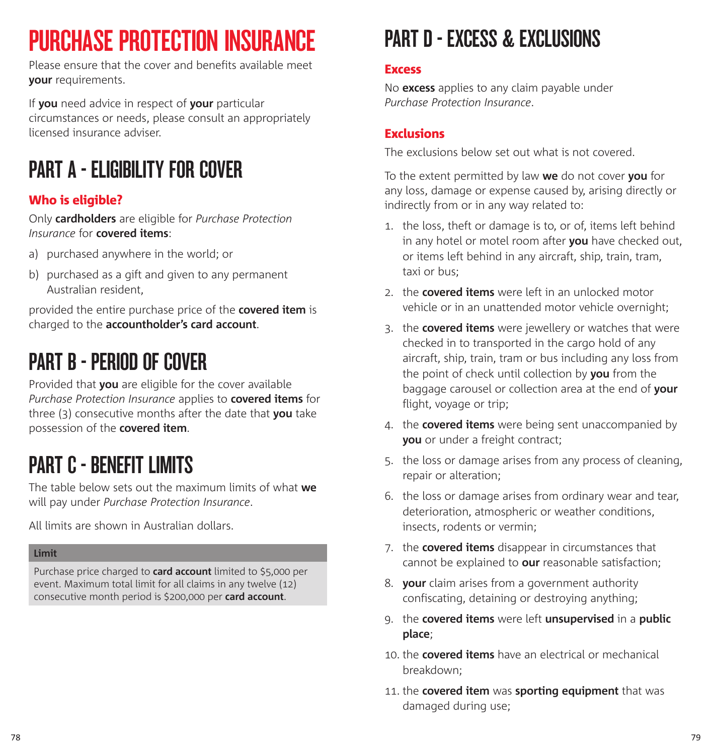# PURCHASE PROTECTION INSURANCE

Please ensure that the cover and benefits available meet **your** requirements.

If **you** need advice in respect of **your** particular circumstances or needs, please consult an appropriately licensed insurance adviser.

## PART A - ELIGIBILITY FOR COVER

### Who is eligible?

Only **cardholders** are eligible for *Purchase Protection Insurance* for **covered items**:

a) purchased anywhere in the world; or

b) purchased as a gift and given to any permanent Australian resident,

provided the entire purchase price of the **covered item** is charged to the **accountholder's card account**.

## PART B - PERIOD OF COVER

Provided that **you** are eligible for the cover available *Purchase Protection Insurance* applies to **covered items** for three (3) consecutive months after the date that **you** take possession of the **covered item**.

## PART C - BENEFIT LIMITS

The table below sets out the maximum limits of what **we** will pay under *Purchase Protection Insurance*.

All limits are shown in Australian dollars.

| Limit |
| --- |
| Purchase price charged to **card account** limited to $5,000 per event. Maximum total limit for all claims in any twelve (12) consecutive month period is $200,000 per **card account**. |

## PART D - EXCESS & EXCLUSIONS

### Excess

No **excess** applies to any claim payable under *Purchase Protection Insurance*.

### Exclusions

The exclusions below set out what is not covered.

To the extent permitted by law **we** do not cover **you** for any loss, damage or expense caused by, arising directly or indirectly from or in any way related to:

1. the loss, theft or damage is to, or of, items left behind in any hotel or motel room after **you** have checked out, or items left behind in any aircraft, ship, train, tram, taxi or bus;
2. the **covered items** were left in an unlocked motor vehicle or in an unattended motor vehicle overnight;
3. the **covered items** were jewellery or watches that were checked in to transported in the cargo hold of any aircraft, ship, train, tram or bus including any loss from the point of check until collection by **you** from the baggage carousel or collection area at the end of **your** flight, voyage or trip;
4. the **covered items** were being sent unaccompanied by **you** or under a freight contract;
5. the loss or damage arises from any process of cleaning, repair or alteration;
6. the loss or damage arises from ordinary wear and tear, deterioration, atmospheric or weather conditions, insects, rodents or vermin;
7. the **covered items** disappear in circumstances that cannot be explained to **our** reasonable satisfaction;
8. **your** claim arises from a government authority confiscating, detaining or destroying anything;
9. the **covered items** were left **unsupervised** in a **public place**;
10. the **covered items** have an electrical or mechanical breakdown;
11. the **covered item** was **sporting equipment** that was damaged during use;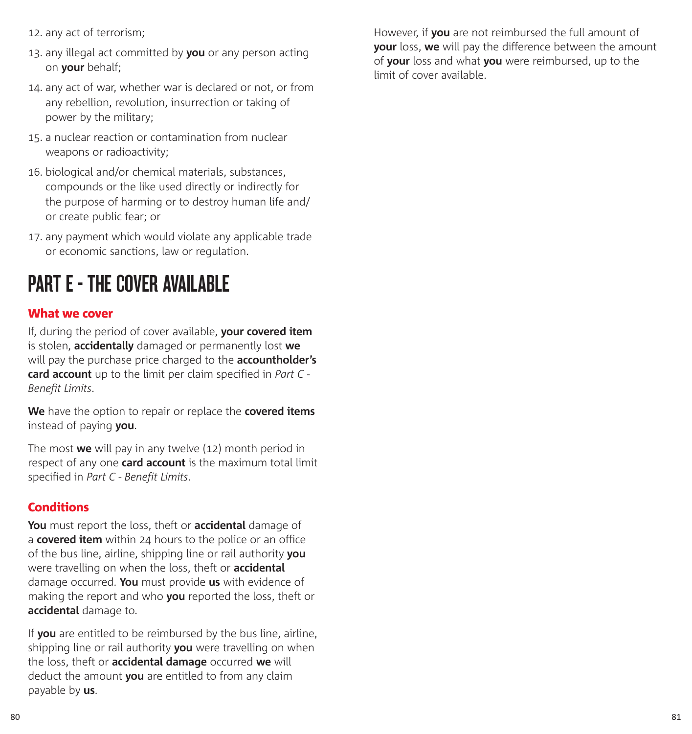12. any act of terrorism;
13. any illegal act committed by **you** or any person acting on **your** behalf;
14. any act of war, whether war is declared or not, or from any rebellion, revolution, insurrection or taking of power by the military;
15. a nuclear reaction or contamination from nuclear weapons or radioactivity;
16. biological and/or chemical materials, substances, compounds or the like used directly or indirectly for the purpose of harming or to destroy human life and/or create public fear; or
17. any payment which would violate any applicable trade or economic sanctions, law or regulation.

# PART E - THE COVER AVAILABLE

## What we cover

If, during the period of cover available, **your covered item** is stolen, **accidentally** damaged or permanently lost **we** will pay the purchase price charged to the **accountholder's card account** up to the limit per claim specified in *Part C - Benefit Limits*.

**We** have the option to repair or replace the **covered items** instead of paying **you**.

The most **we** will pay in any twelve (12) month period in respect of any one **card account** is the maximum total limit specified in *Part C - Benefit Limits*.

## Conditions

**You** must report the loss, theft or **accidental** damage of a **covered item** within 24 hours to the police or an office of the bus line, airline, shipping line or rail authority **you** were travelling on when the loss, theft or **accidental** damage occurred. **You** must provide **us** with evidence of making the report and who **you** reported the loss, theft or **accidental** damage to.

If **you** are entitled to be reimbursed by the bus line, airline, shipping line or rail authority **you** were travelling on when the loss, theft or **accidental damage** occurred **we** will deduct the amount **you** are entitled to from any claim payable by **us**.

However, if **you** are not reimbursed the full amount of **your** loss, **we** will pay the difference between the amount of **your** loss and what **you** were reimbursed, up to the limit of cover available.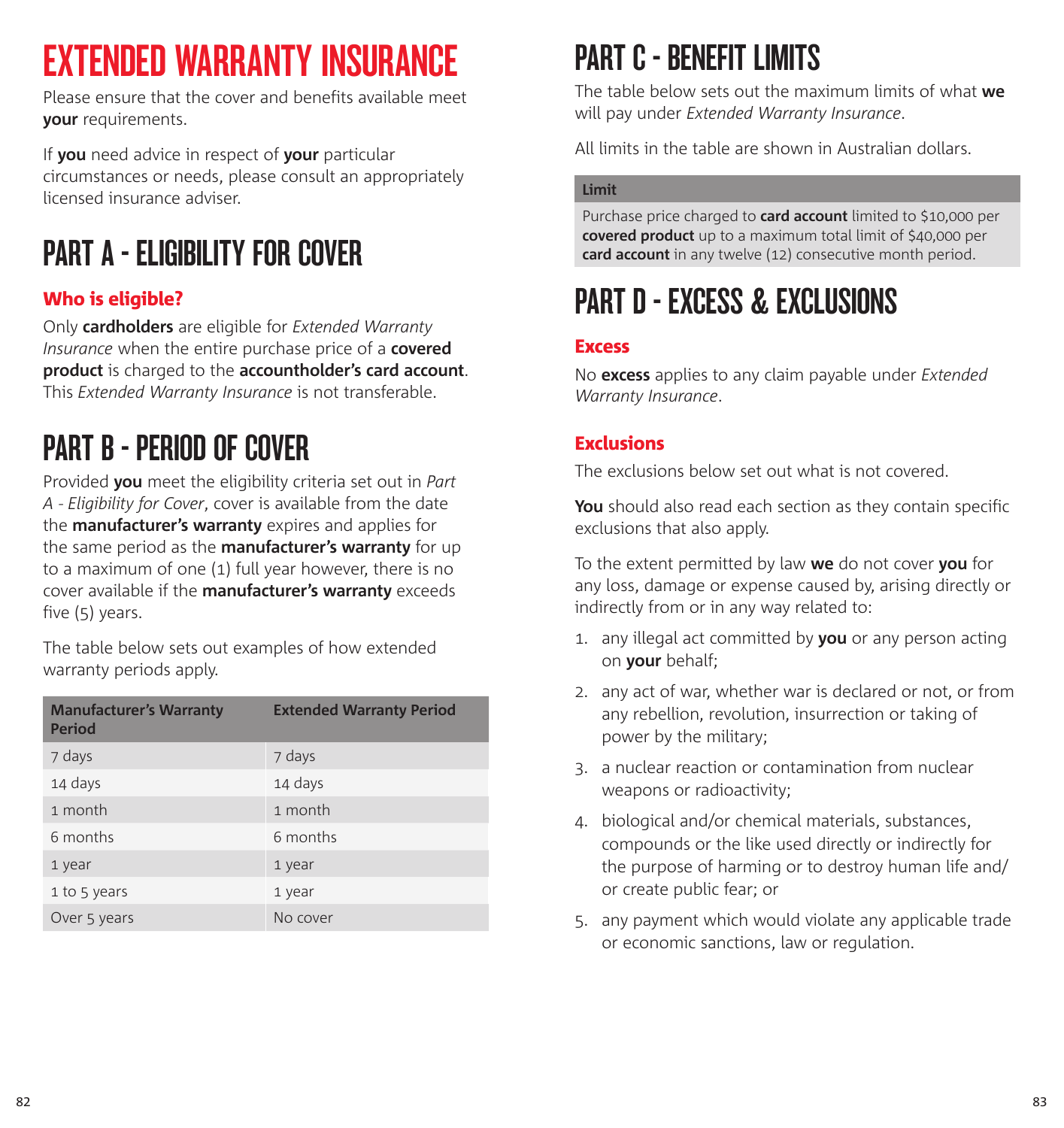# EXTENDED WARRANTY INSURANCE

Please ensure that the cover and benefits available meet **your** requirements.

If **you** need advice in respect of **your** particular circumstances or needs, please consult an appropriately licensed insurance adviser.

## PART A - ELIGIBILITY FOR COVER

### Who is eligible?

Only **cardholders** are eligible for *Extended Warranty Insurance* when the entire purchase price of a **covered product** is charged to the **accountholder's card account**. This *Extended Warranty Insurance* is not transferable.

## PART B - PERIOD OF COVER

Provided **you** meet the eligibility criteria set out in *Part A - Eligibility for Cover*, cover is available from the date the **manufacturer's warranty** expires and applies for the same period as the **manufacturer's warranty** for up to a maximum of one (1) full year however, there is no cover available if the **manufacturer's warranty** exceeds five (5) years.

The table below sets out examples of how extended warranty periods apply.

| Manufacturer's Warranty Period | Extended Warranty Period |
|---|---|
| 7 days | 7 days |
| 14 days | 14 days |
| 1 month | 1 month |
| 6 months | 6 months |
| 1 year | 1 year |
| 1 to 5 years | 1 year |
| Over 5 years | No cover |

## PART C - BENEFIT LIMITS

The table below sets out the maximum limits of what **we** will pay under *Extended Warranty Insurance*.

All limits in the table are shown in Australian dollars.

| Limit |
|---|
| Purchase price charged to **card account** limited to $10,000 per **covered product** up to a maximum total limit of $40,000 per **card account** in any twelve (12) consecutive month period. |

## PART D - EXCESS & EXCLUSIONS

### Excess

No **excess** applies to any claim payable under *Extended Warranty Insurance*.

### Exclusions

The exclusions below set out what is not covered.

**You** should also read each section as they contain specific exclusions that also apply.

To the extent permitted by law **we** do not cover **you** for any loss, damage or expense caused by, arising directly or indirectly from or in any way related to:

1. any illegal act committed by **you** or any person acting on **your** behalf;
2. any act of war, whether war is declared or not, or from any rebellion, revolution, insurrection or taking of power by the military;
3. a nuclear reaction or contamination from nuclear weapons or radioactivity;
4. biological and/or chemical materials, substances, compounds or the like used directly or indirectly for the purpose of harming or to destroy human life and/ or create public fear; or
5. any payment which would violate any applicable trade or economic sanctions, law or regulation.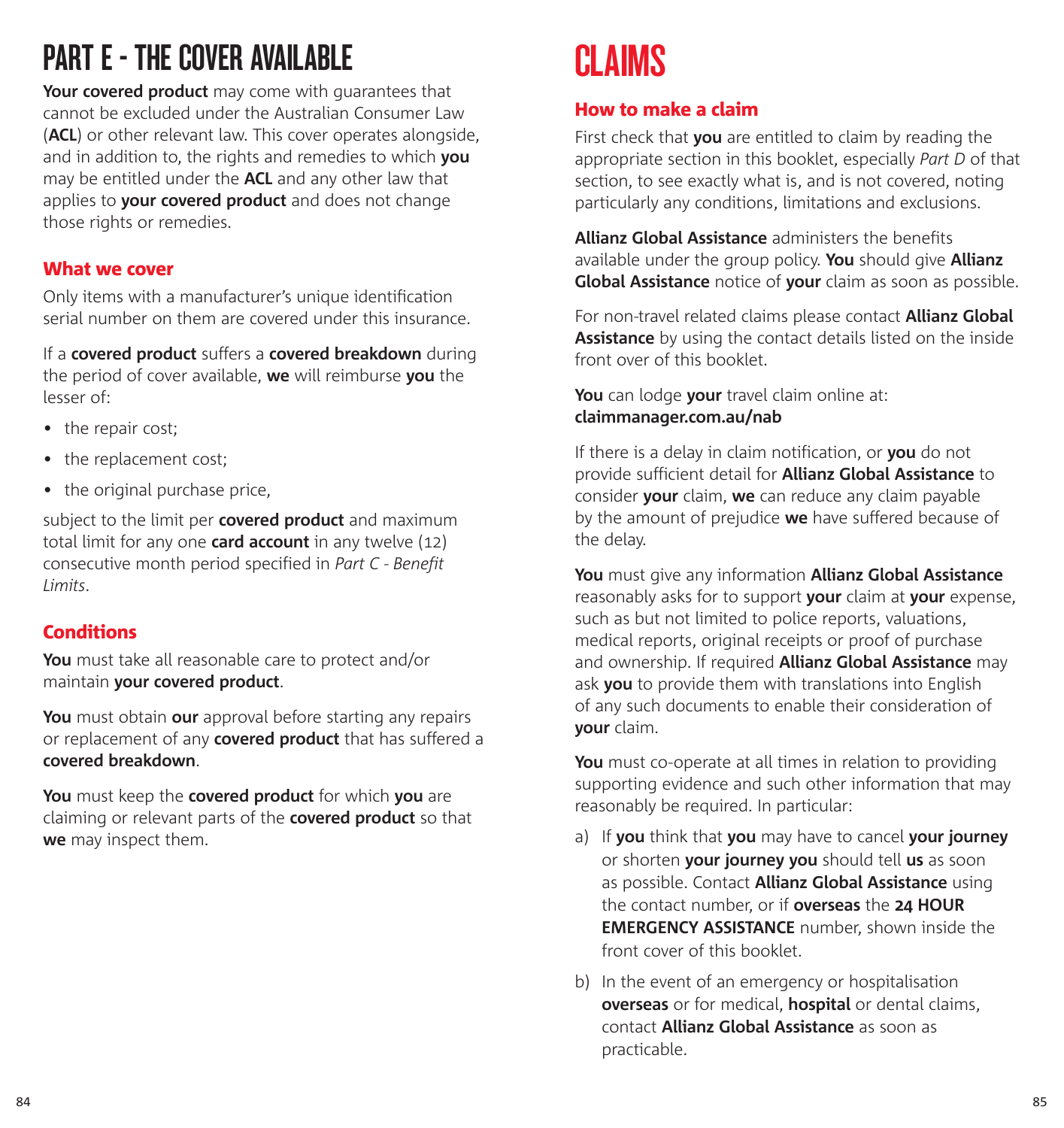# PART E - THE COVER AVAILABLE

**Your covered product** may come with guarantees that cannot be excluded under the Australian Consumer Law (**ACL**) or other relevant law. This cover operates alongside, and in addition to, the rights and remedies to which **you** may be entitled under the **ACL** and any other law that applies to **your covered product** and does not change those rights or remedies.

## What we cover

Only items with a manufacturer's unique identification serial number on them are covered under this insurance.

If a **covered product** suffers a **covered breakdown** during the period of cover available, **we** will reimburse **you** the lesser of:

- the repair cost;
- the replacement cost;
- the original purchase price,

subject to the limit per **covered product** and maximum total limit for any one **card account** in any twelve (12) consecutive month period specified in *Part C - Benefit Limits*.

## Conditions

**You** must take all reasonable care to protect and/or maintain **your covered product**.

**You** must obtain **our** approval before starting any repairs or replacement of any **covered product** that has suffered a **covered breakdown**.

**You** must keep the **covered product** for which **you** are claiming or relevant parts of the **covered product** so that **we** may inspect them.

# CLAIMS

## How to make a claim

First check that **you** are entitled to claim by reading the appropriate section in this booklet, especially *Part D* of that section, to see exactly what is, and is not covered, noting particularly any conditions, limitations and exclusions.

**Allianz Global Assistance** administers the benefits available under the group policy. **You** should give **Allianz Global Assistance** notice of **your** claim as soon as possible.

For non-travel related claims please contact **Allianz Global Assistance** by using the contact details listed on the inside front over of this booklet.

**You** can lodge **your** travel claim online at: **claimmanager.com.au/nab**

If there is a delay in claim notification, or **you** do not provide sufficient detail for **Allianz Global Assistance** to consider **your** claim, **we** can reduce any claim payable by the amount of prejudice **we** have suffered because of the delay.

**You** must give any information **Allianz Global Assistance** reasonably asks for to support **your** claim at **your** expense, such as but not limited to police reports, valuations, medical reports, original receipts or proof of purchase and ownership. If required **Allianz Global Assistance** may ask **you** to provide them with translations into English of any such documents to enable their consideration of **your** claim.

**You** must co-operate at all times in relation to providing supporting evidence and such other information that may reasonably be required. In particular:

a) If **you** think that **you** may have to cancel **your journey** or shorten **your journey you** should tell **us** as soon as possible. Contact **Allianz Global Assistance** using the contact number, or if **overseas** the **24 HOUR EMERGENCY ASSISTANCE** number, shown inside the front cover of this booklet.

b) In the event of an emergency or hospitalisation **overseas** or for medical, **hospital** or dental claims, contact **Allianz Global Assistance** as soon as practicable.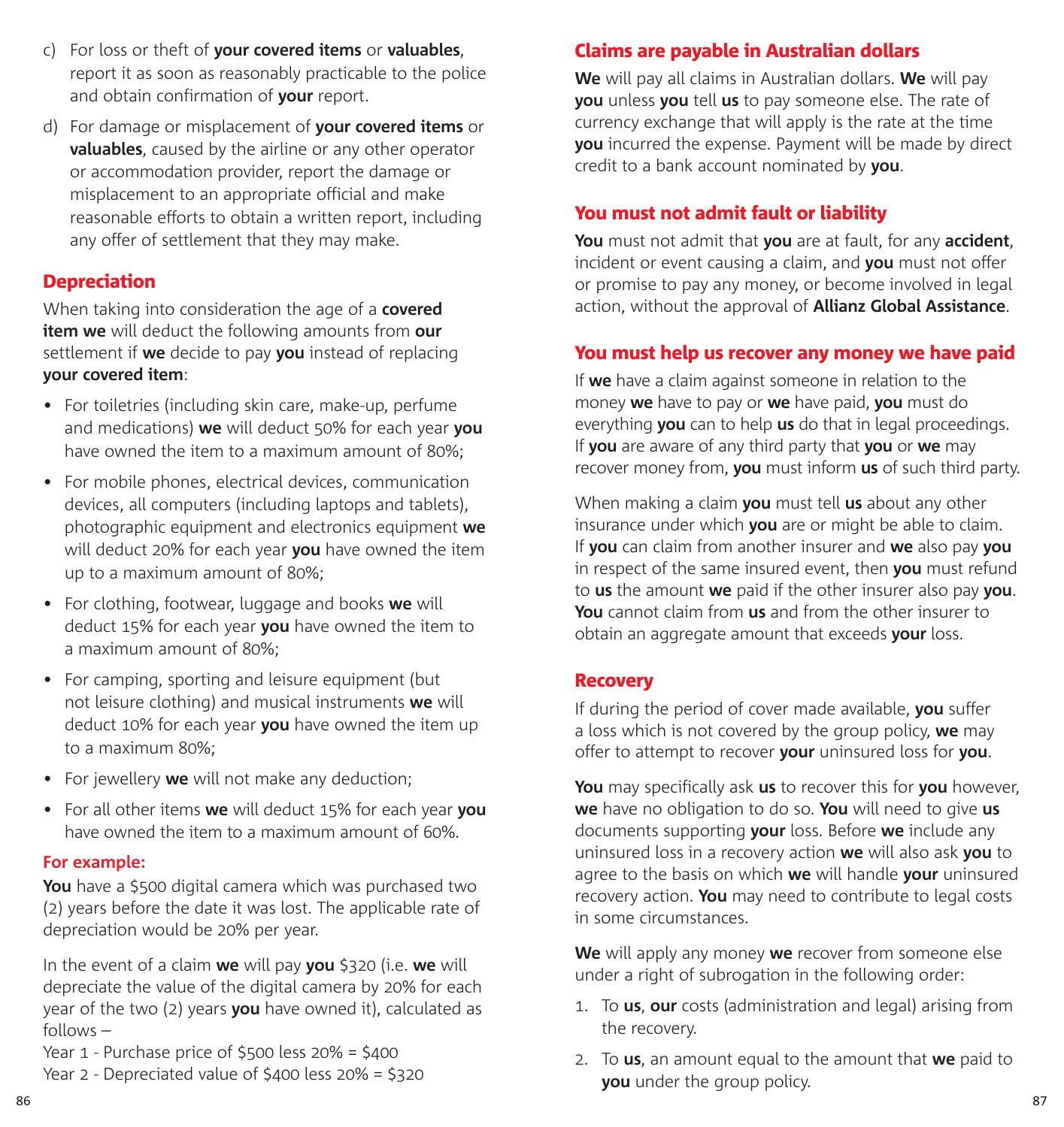c) For loss or theft of **your covered items** or **valuables**, report it as soon as reasonably practicable to the police and obtain confirmation of **your** report.

d) For damage or misplacement of **your covered items** or **valuables**, caused by the airline or any other operator or accommodation provider, report the damage or misplacement to an appropriate official and make reasonable efforts to obtain a written report, including any offer of settlement that they may make.

## Depreciation

When taking into consideration the age of a **covered item we** will deduct the following amounts from **our** settlement if **we** decide to pay **you** instead of replacing **your covered item**:

- For toiletries (including skin care, make-up, perfume and medications) **we** will deduct 50% for each year **you** have owned the item to a maximum amount of 80%;
- For mobile phones, electrical devices, communication devices, all computers (including laptops and tablets), photographic equipment and electronics equipment **we** will deduct 20% for each year **you** have owned the item up to a maximum amount of 80%;
- For clothing, footwear, luggage and books **we** will deduct 15% for each year **you** have owned the item to a maximum amount of 80%;
- For camping, sporting and leisure equipment (but not leisure clothing) and musical instruments **we** will deduct 10% for each year **you** have owned the item up to a maximum 80%;
- For jewellery **we** will not make any deduction;
- For all other items **we** will deduct 15% for each year **you** have owned the item to a maximum amount of 60%.

### For example:

**You** have a $500 digital camera which was purchased two (2) years before the date it was lost. The applicable rate of depreciation would be 20% per year.

In the event of a claim **we** will pay **you** $320 (i.e. **we** will depreciate the value of the digital camera by 20% for each year of the two (2) years **you** have owned it), calculated as follows –
Year 1 - Purchase price of $500 less 20% = $400
Year 2 - Depreciated value of $400 less 20% = $320

## Claims are payable in Australian dollars

**We** will pay all claims in Australian dollars. **We** will pay **you** unless **you** tell **us** to pay someone else. The rate of currency exchange that will apply is the rate at the time **you** incurred the expense. Payment will be made by direct credit to a bank account nominated by **you**.

## You must not admit fault or liability

**You** must not admit that **you** are at fault, for any **accident**, incident or event causing a claim, and **you** must not offer or promise to pay any money, or become involved in legal action, without the approval of **Allianz Global Assistance**.

## You must help us recover any money we have paid

If **we** have a claim against someone in relation to the money **we** have to pay or **we** have paid, **you** must do everything **you** can to help **us** do that in legal proceedings. If **you** are aware of any third party that **you** or **we** may recover money from, **you** must inform **us** of such third party.

When making a claim **you** must tell **us** about any other insurance under which **you** are or might be able to claim. If **you** can claim from another insurer and **we** also pay **you** in respect of the same insured event, then **you** must refund to **us** the amount **we** paid if the other insurer also pay **you**. **You** cannot claim from **us** and from the other insurer to obtain an aggregate amount that exceeds **your** loss.

## Recovery

If during the period of cover made available, **you** suffer a loss which is not covered by the group policy, **we** may offer to attempt to recover **your** uninsured loss for **you**.

**You** may specifically ask **us** to recover this for **you** however, **we** have no obligation to do so. **You** will need to give **us** documents supporting **your** loss. Before **we** include any uninsured loss in a recovery action **we** will also ask **you** to agree to the basis on which **we** will handle **your** uninsured recovery action. **You** may need to contribute to legal costs in some circumstances.

**We** will apply any money **we** recover from someone else under a right of subrogation in the following order:

1. To **us**, **our** costs (administration and legal) arising from the recovery.
2. To **us**, an amount equal to the amount that **we** paid to **you** under the group policy.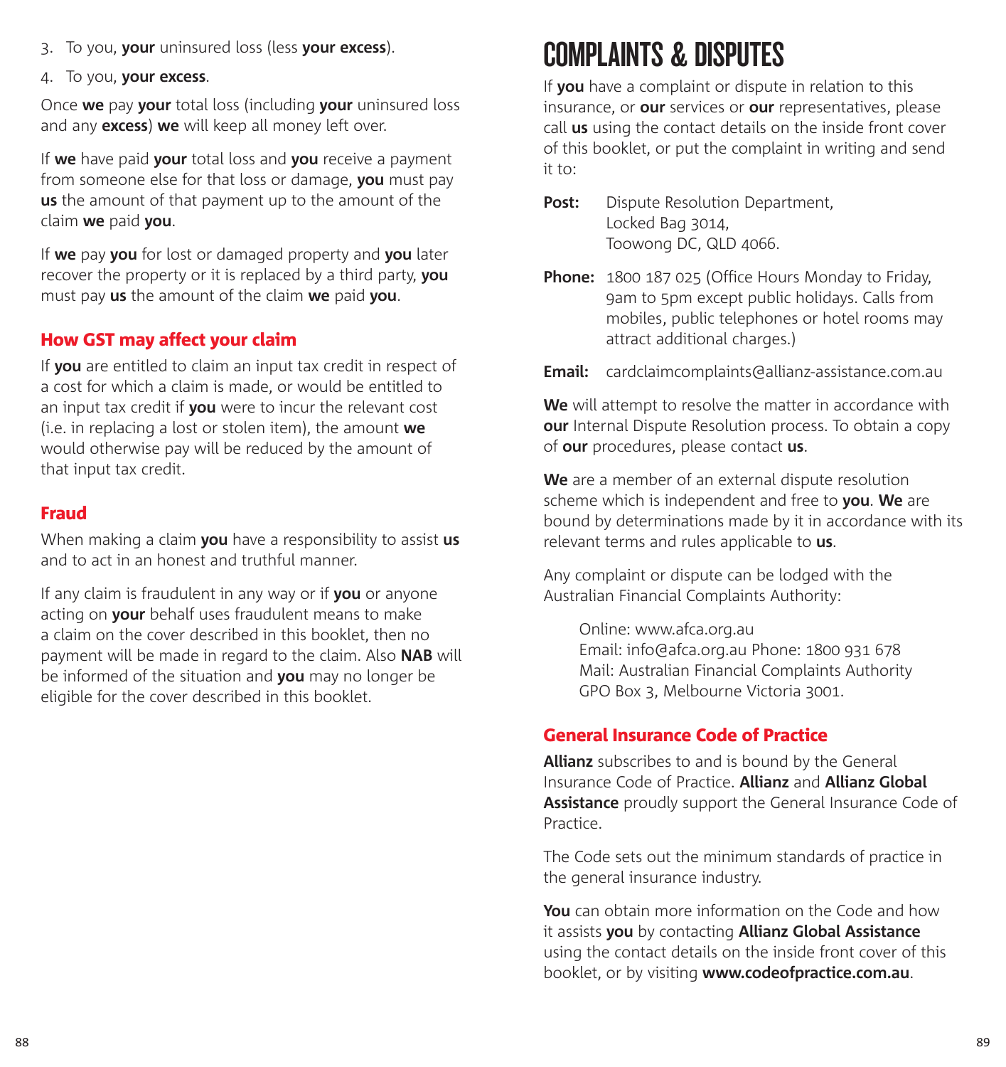3. To you, **your** uninsured loss (less **your excess**).
4. To you, **your excess**.

Once **we** pay **your** total loss (including **your** uninsured loss and any **excess**) **we** will keep all money left over.

If **we** have paid **your** total loss and **you** receive a payment from someone else for that loss or damage, **you** must pay **us** the amount of that payment up to the amount of the claim **we** paid **you**.

If **we** pay **you** for lost or damaged property and **you** later recover the property or it is replaced by a third party, **you** must pay **us** the amount of the claim **we** paid **you**.

### How GST may affect your claim

If **you** are entitled to claim an input tax credit in respect of a cost for which a claim is made, or would be entitled to an input tax credit if **you** were to incur the relevant cost (i.e. in replacing a lost or stolen item), the amount **we** would otherwise pay will be reduced by the amount of that input tax credit.

### Fraud

When making a claim **you** have a responsibility to assist **us** and to act in an honest and truthful manner.

If any claim is fraudulent in any way or if **you** or anyone acting on **your** behalf uses fraudulent means to make a claim on the cover described in this booklet, then no payment will be made in regard to the claim. Also **NAB** will be informed of the situation and **you** may no longer be eligible for the cover described in this booklet.

# COMPLAINTS & DISPUTES

If **you** have a complaint or dispute in relation to this insurance, or **our** services or **our** representatives, please call **us** using the contact details on the inside front cover of this booklet, or put the complaint in writing and send it to:

**Post:** Dispute Resolution Department,
Locked Bag 3014,
Toowong DC, QLD 4066.

**Phone:** 1800 187 025 (Office Hours Monday to Friday, 9am to 5pm except public holidays. Calls from mobiles, public telephones or hotel rooms may attract additional charges.)

**Email:** cardclaimcomplaints@allianz-assistance.com.au

**We** will attempt to resolve the matter in accordance with **our** Internal Dispute Resolution process. To obtain a copy of **our** procedures, please contact **us**.

**We** are a member of an external dispute resolution scheme which is independent and free to **you**. **We** are bound by determinations made by it in accordance with its relevant terms and rules applicable to **us**.

Any complaint or dispute can be lodged with the Australian Financial Complaints Authority:

Online: www.afca.org.au
Email: info@afca.org.au Phone: 1800 931 678
Mail: Australian Financial Complaints Authority
GPO Box 3, Melbourne Victoria 3001.

### General Insurance Code of Practice

**Allianz** subscribes to and is bound by the General Insurance Code of Practice. **Allianz** and **Allianz Global Assistance** proudly support the General Insurance Code of Practice.

The Code sets out the minimum standards of practice in the general insurance industry.

**You** can obtain more information on the Code and how it assists **you** by contacting **Allianz Global Assistance** using the contact details on the inside front cover of this booklet, or by visiting **www.codeofpractice.com.au**.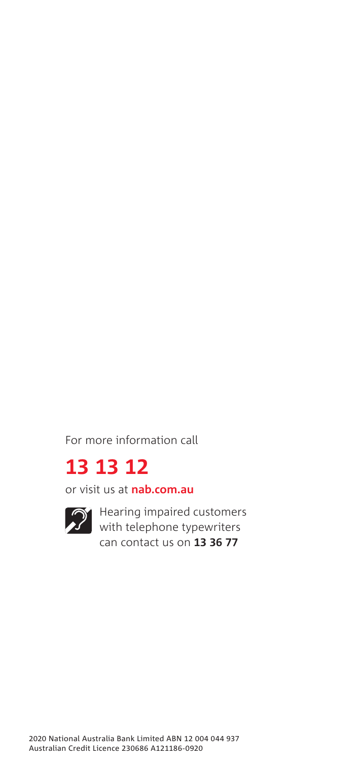For more information call

**13 13 12**

or visit us at **nab.com.au**

Hearing impaired customers with telephone typewriters can contact us on **13 36 77**

2020 National Australia Bank Limited ABN 12 004 044 937
Australian Credit Licence 230686 A121186-0920